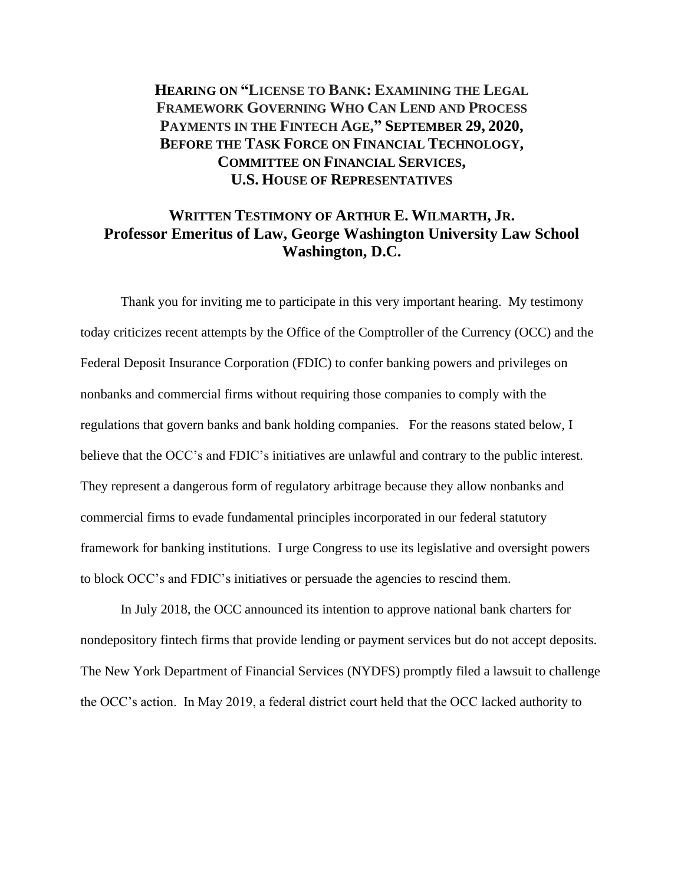# HEARING ON "LICENSE TO BANK: EXAMINING THE LEGAL FRAMEWORK GOVERNING WHO CAN LEND AND PROCESS PAYMENTS IN THE FINTECH AGE," SEPTEMBER 29, 2020, BEFORE THE TASK FORCE ON FINANCIAL TECHNOLOGY, COMMITTEE ON FINANCIAL SERVICES, U.S. HOUSE OF REPRESENTATIVES

## WRITTEN TESTIMONY OF ARTHUR E. WILMARTH, JR.
## Professor Emeritus of Law, George Washington University Law School
## Washington, D.C.

Thank you for inviting me to participate in this very important hearing. My testimony today criticizes recent attempts by the Office of the Comptroller of the Currency (OCC) and the Federal Deposit Insurance Corporation (FDIC) to confer banking powers and privileges on nonbanks and commercial firms without requiring those companies to comply with the regulations that govern banks and bank holding companies. For the reasons stated below, I believe that the OCC's and FDIC's initiatives are unlawful and contrary to the public interest. They represent a dangerous form of regulatory arbitrage because they allow nonbanks and commercial firms to evade fundamental principles incorporated in our federal statutory framework for banking institutions. I urge Congress to use its legislative and oversight powers to block OCC's and FDIC's initiatives or persuade the agencies to rescind them.

In July 2018, the OCC announced its intention to approve national bank charters for nondepository fintech firms that provide lending or payment services but do not accept deposits. The New York Department of Financial Services (NYDFS) promptly filed a lawsuit to challenge the OCC's action. In May 2019, a federal district court held that the OCC lacked authority to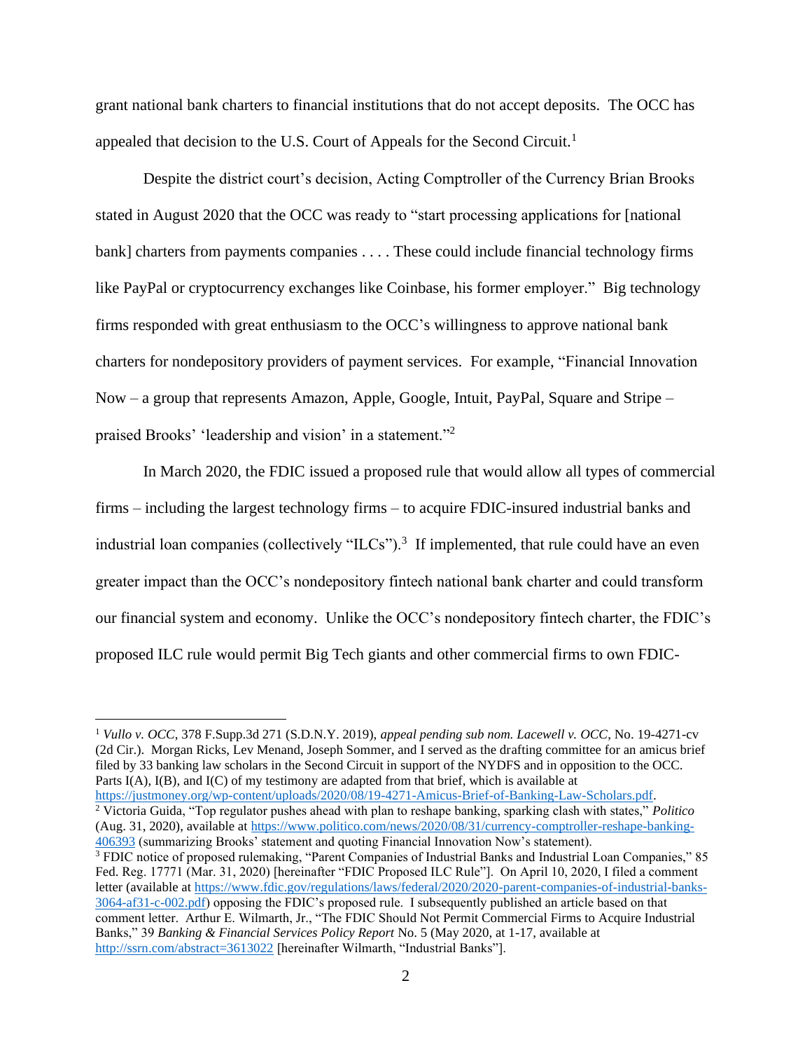grant national bank charters to financial institutions that do not accept deposits. The OCC has appealed that decision to the U.S. Court of Appeals for the Second Circuit.[1]

Despite the district court's decision, Acting Comptroller of the Currency Brian Brooks stated in August 2020 that the OCC was ready to "start processing applications for [national bank] charters from payments companies . . . . These could include financial technology firms like PayPal or cryptocurrency exchanges like Coinbase, his former employer." Big technology firms responded with great enthusiasm to the OCC's willingness to approve national bank charters for nondepository providers of payment services. For example, "Financial Innovation Now – a group that represents Amazon, Apple, Google, Intuit, PayPal, Square and Stripe – praised Brooks' 'leadership and vision' in a statement."[2]

In March 2020, the FDIC issued a proposed rule that would allow all types of commercial firms – including the largest technology firms – to acquire FDIC-insured industrial banks and industrial loan companies (collectively "ILCs").[3] If implemented, that rule could have an even greater impact than the OCC's nondepository fintech national bank charter and could transform our financial system and economy. Unlike the OCC's nondepository fintech charter, the FDIC's proposed ILC rule would permit Big Tech giants and other commercial firms to own FDIC-

---

[1] *Vullo v. OCC*, 378 F.Supp.3d 271 (S.D.N.Y. 2019), *appeal pending sub nom. Lacewell v. OCC*, No. 19-4271-cv (2d Cir.). Morgan Ricks, Lev Menand, Joseph Sommer, and I served as the drafting committee for an amicus brief filed by 33 banking law scholars in the Second Circuit in support of the NYDFS and in opposition to the OCC. Parts I(A), I(B), and I(C) of my testimony are adapted from that brief, which is available at https://justmoney.org/wp-content/uploads/2020/08/19-4271-Amicus-Brief-of-Banking-Law-Scholars.pdf.

[2] Victoria Guida, "Top regulator pushes ahead with plan to reshape banking, sparking clash with states," *Politico* (Aug. 31, 2020), available at https://www.politico.com/news/2020/08/31/currency-comptroller-reshape-banking-406393 (summarizing Brooks' statement and quoting Financial Innovation Now's statement).

[3] FDIC notice of proposed rulemaking, "Parent Companies of Industrial Banks and Industrial Loan Companies," 85 Fed. Reg. 17771 (Mar. 31, 2020) [hereinafter "FDIC Proposed ILC Rule"]. On April 10, 2020, I filed a comment letter (available at https://www.fdic.gov/regulations/laws/federal/2020/2020-parent-companies-of-industrial-banks-3064-af31-c-002.pdf) opposing the FDIC's proposed rule. I subsequently published an article based on that comment letter. Arthur E. Wilmarth, Jr., "The FDIC Should Not Permit Commercial Firms to Acquire Industrial Banks," 39 *Banking & Financial Services Policy Report* No. 5 (May 2020, at 1-17, available at http://ssrn.com/abstract=3613022 [hereinafter Wilmarth, "Industrial Banks"].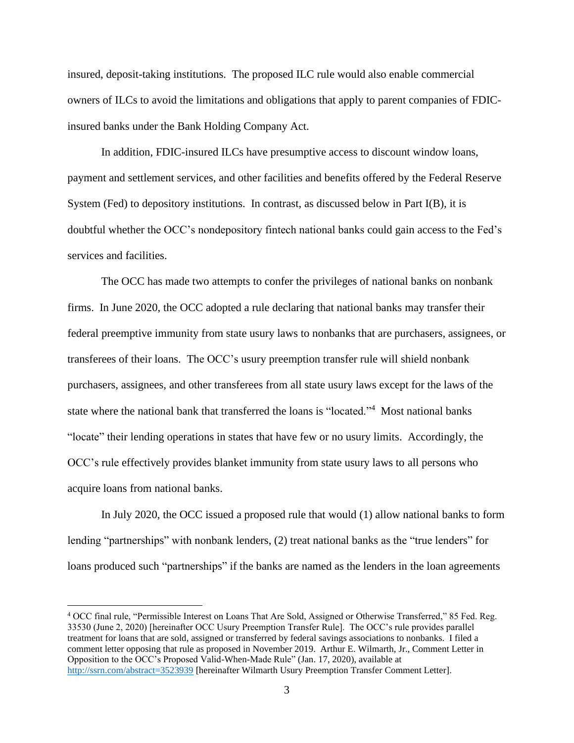insured, deposit-taking institutions. The proposed ILC rule would also enable commercial owners of ILCs to avoid the limitations and obligations that apply to parent companies of FDIC-insured banks under the Bank Holding Company Act.

In addition, FDIC-insured ILCs have presumptive access to discount window loans, payment and settlement services, and other facilities and benefits offered by the Federal Reserve System (Fed) to depository institutions. In contrast, as discussed below in Part I(B), it is doubtful whether the OCC's nondepository fintech national banks could gain access to the Fed's services and facilities.

The OCC has made two attempts to confer the privileges of national banks on nonbank firms. In June 2020, the OCC adopted a rule declaring that national banks may transfer their federal preemptive immunity from state usury laws to nonbanks that are purchasers, assignees, or transferees of their loans. The OCC's usury preemption transfer rule will shield nonbank purchasers, assignees, and other transferees from all state usury laws except for the laws of the state where the national bank that transferred the loans is "located."[4] Most national banks "locate" their lending operations in states that have few or no usury limits. Accordingly, the OCC's rule effectively provides blanket immunity from state usury laws to all persons who acquire loans from national banks.

In July 2020, the OCC issued a proposed rule that would (1) allow national banks to form lending "partnerships" with nonbank lenders, (2) treat national banks as the "true lenders" for loans produced such "partnerships" if the banks are named as the lenders in the loan agreements

---

[4] OCC final rule, "Permissible Interest on Loans That Are Sold, Assigned or Otherwise Transferred," 85 Fed. Reg. 33530 (June 2, 2020) [hereinafter OCC Usury Preemption Transfer Rule]. The OCC's rule provides parallel treatment for loans that are sold, assigned or transferred by federal savings associations to nonbanks. I filed a comment letter opposing that rule as proposed in November 2019. Arthur E. Wilmarth, Jr., Comment Letter in Opposition to the OCC's Proposed Valid-When-Made Rule" (Jan. 17, 2020), available at http://ssrn.com/abstract=3523939 [hereinafter Wilmarth Usury Preemption Transfer Comment Letter].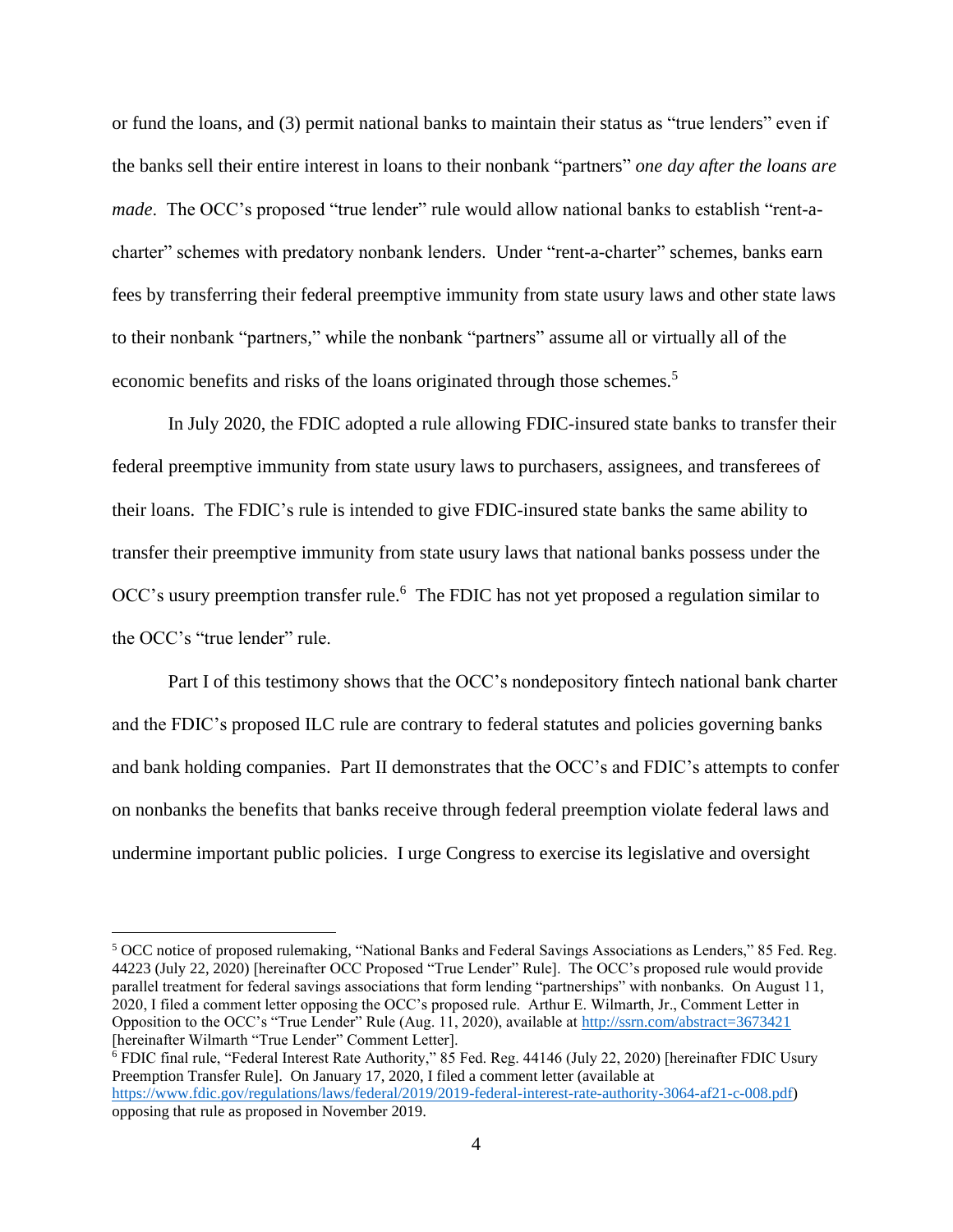or fund the loans, and (3) permit national banks to maintain their status as "true lenders" even if the banks sell their entire interest in loans to their nonbank "partners" *one day after the loans are made*. The OCC's proposed "true lender" rule would allow national banks to establish "rent-a-charter" schemes with predatory nonbank lenders. Under "rent-a-charter" schemes, banks earn fees by transferring their federal preemptive immunity from state usury laws and other state laws to their nonbank "partners," while the nonbank "partners" assume all or virtually all of the economic benefits and risks of the loans originated through those schemes.[5]

In July 2020, the FDIC adopted a rule allowing FDIC-insured state banks to transfer their federal preemptive immunity from state usury laws to purchasers, assignees, and transferees of their loans. The FDIC's rule is intended to give FDIC-insured state banks the same ability to transfer their preemptive immunity from state usury laws that national banks possess under the OCC's usury preemption transfer rule.[6] The FDIC has not yet proposed a regulation similar to the OCC's "true lender" rule.

Part I of this testimony shows that the OCC's nondepository fintech national bank charter and the FDIC's proposed ILC rule are contrary to federal statutes and policies governing banks and bank holding companies. Part II demonstrates that the OCC's and FDIC's attempts to confer on nonbanks the benefits that banks receive through federal preemption violate federal laws and undermine important public policies. I urge Congress to exercise its legislative and oversight

---

[5] OCC notice of proposed rulemaking, "National Banks and Federal Savings Associations as Lenders," 85 Fed. Reg. 44223 (July 22, 2020) [hereinafter OCC Proposed "True Lender" Rule]. The OCC's proposed rule would provide parallel treatment for federal savings associations that form lending "partnerships" with nonbanks. On August 11, 2020, I filed a comment letter opposing the OCC's proposed rule. Arthur E. Wilmarth, Jr., Comment Letter in Opposition to the OCC's "True Lender" Rule (Aug. 11, 2020), available at http://ssrn.com/abstract=3673421 [hereinafter Wilmarth "True Lender" Comment Letter].

[6] FDIC final rule, "Federal Interest Rate Authority," 85 Fed. Reg. 44146 (July 22, 2020) [hereinafter FDIC Usury Preemption Transfer Rule]. On January 17, 2020, I filed a comment letter (available at https://www.fdic.gov/regulations/laws/federal/2019/2019-federal-interest-rate-authority-3064-af21-c-008.pdf) opposing that rule as proposed in November 2019.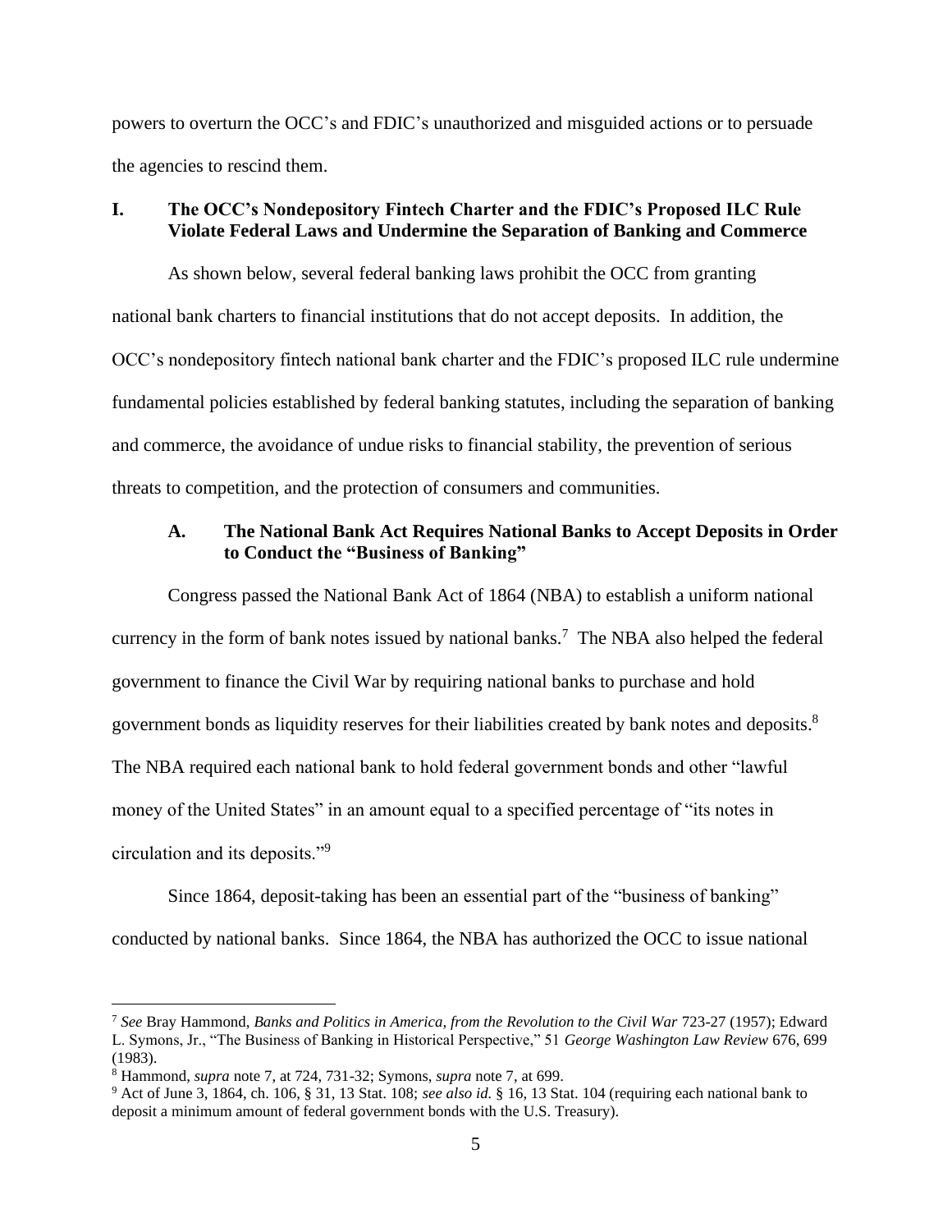powers to overturn the OCC's and FDIC's unauthorized and misguided actions or to persuade the agencies to rescind them.

## I. The OCC's Nondepository Fintech Charter and the FDIC's Proposed ILC Rule Violate Federal Laws and Undermine the Separation of Banking and Commerce

As shown below, several federal banking laws prohibit the OCC from granting national bank charters to financial institutions that do not accept deposits. In addition, the OCC's nondepository fintech national bank charter and the FDIC's proposed ILC rule undermine fundamental policies established by federal banking statutes, including the separation of banking and commerce, the avoidance of undue risks to financial stability, the prevention of serious threats to competition, and the protection of consumers and communities.

### A. The National Bank Act Requires National Banks to Accept Deposits in Order to Conduct the "Business of Banking"

Congress passed the National Bank Act of 1864 (NBA) to establish a uniform national currency in the form of bank notes issued by national banks.[7] The NBA also helped the federal government to finance the Civil War by requiring national banks to purchase and hold government bonds as liquidity reserves for their liabilities created by bank notes and deposits.[8] The NBA required each national bank to hold federal government bonds and other "lawful money of the United States" in an amount equal to a specified percentage of "its notes in circulation and its deposits."[9]

Since 1864, deposit-taking has been an essential part of the "business of banking" conducted by national banks. Since 1864, the NBA has authorized the OCC to issue national

---

[7] *See* Bray Hammond, *Banks and Politics in America, from the Revolution to the Civil War* 723-27 (1957); Edward L. Symons, Jr., "The Business of Banking in Historical Perspective," 51 *George Washington Law Review* 676, 699 (1983).

[8] Hammond, *supra* note 7, at 724, 731-32; Symons, *supra* note 7, at 699.

[9] Act of June 3, 1864, ch. 106, § 31, 13 Stat. 108; *see also id.* § 16, 13 Stat. 104 (requiring each national bank to deposit a minimum amount of federal government bonds with the U.S. Treasury).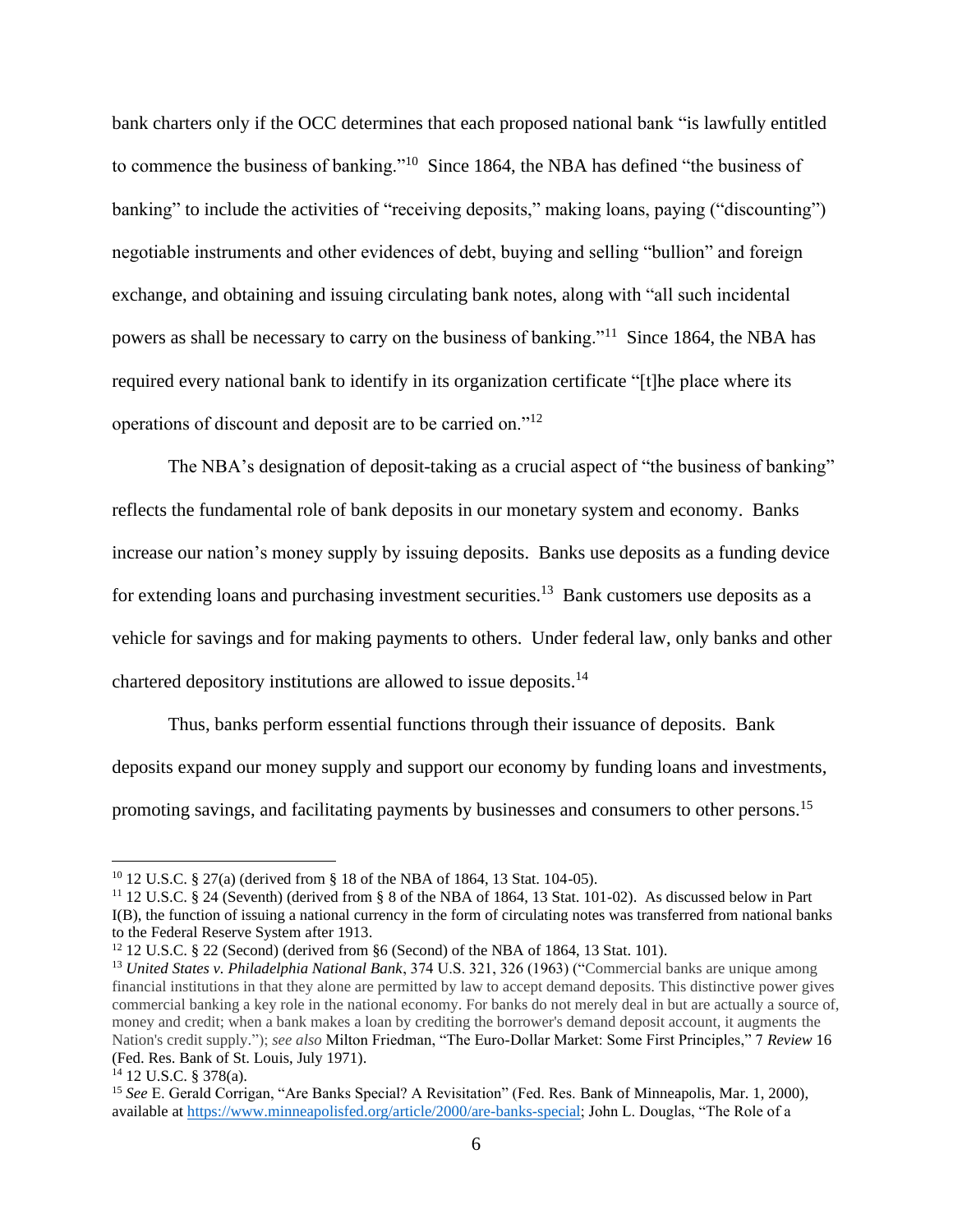bank charters only if the OCC determines that each proposed national bank "is lawfully entitled to commence the business of banking."[10] Since 1864, the NBA has defined "the business of banking" to include the activities of "receiving deposits," making loans, paying ("discounting") negotiable instruments and other evidences of debt, buying and selling "bullion" and foreign exchange, and obtaining and issuing circulating bank notes, along with "all such incidental powers as shall be necessary to carry on the business of banking."[11] Since 1864, the NBA has required every national bank to identify in its organization certificate "[t]he place where its operations of discount and deposit are to be carried on."[12]

The NBA's designation of deposit-taking as a crucial aspect of "the business of banking" reflects the fundamental role of bank deposits in our monetary system and economy. Banks increase our nation's money supply by issuing deposits. Banks use deposits as a funding device for extending loans and purchasing investment securities.[13] Bank customers use deposits as a vehicle for savings and for making payments to others. Under federal law, only banks and other chartered depository institutions are allowed to issue deposits.[14]

Thus, banks perform essential functions through their issuance of deposits. Bank deposits expand our money supply and support our economy by funding loans and investments, promoting savings, and facilitating payments by businesses and consumers to other persons.[15]

---

[10] 12 U.S.C. § 27(a) (derived from § 18 of the NBA of 1864, 13 Stat. 104-05).

[11] 12 U.S.C. § 24 (Seventh) (derived from § 8 of the NBA of 1864, 13 Stat. 101-02). As discussed below in Part I(B), the function of issuing a national currency in the form of circulating notes was transferred from national banks to the Federal Reserve System after 1913.

[12] 12 U.S.C. § 22 (Second) (derived from §6 (Second) of the NBA of 1864, 13 Stat. 101).

[13] *United States v. Philadelphia National Bank*, 374 U.S. 321, 326 (1963) ("Commercial banks are unique among financial institutions in that they alone are permitted by law to accept demand deposits. This distinctive power gives commercial banking a key role in the national economy. For banks do not merely deal in but are actually a source of, money and credit; when a bank makes a loan by crediting the borrower's demand deposit account, it augments the Nation's credit supply."); *see also* Milton Friedman, "The Euro-Dollar Market: Some First Principles," 7 *Review* 16 (Fed. Res. Bank of St. Louis, July 1971).

[14] 12 U.S.C. § 378(a).

[15] *See* E. Gerald Corrigan, "Are Banks Special? A Revisitation" (Fed. Res. Bank of Minneapolis, Mar. 1, 2000), available at https://www.minneapolisfed.org/article/2000/are-banks-special; John L. Douglas, "The Role of a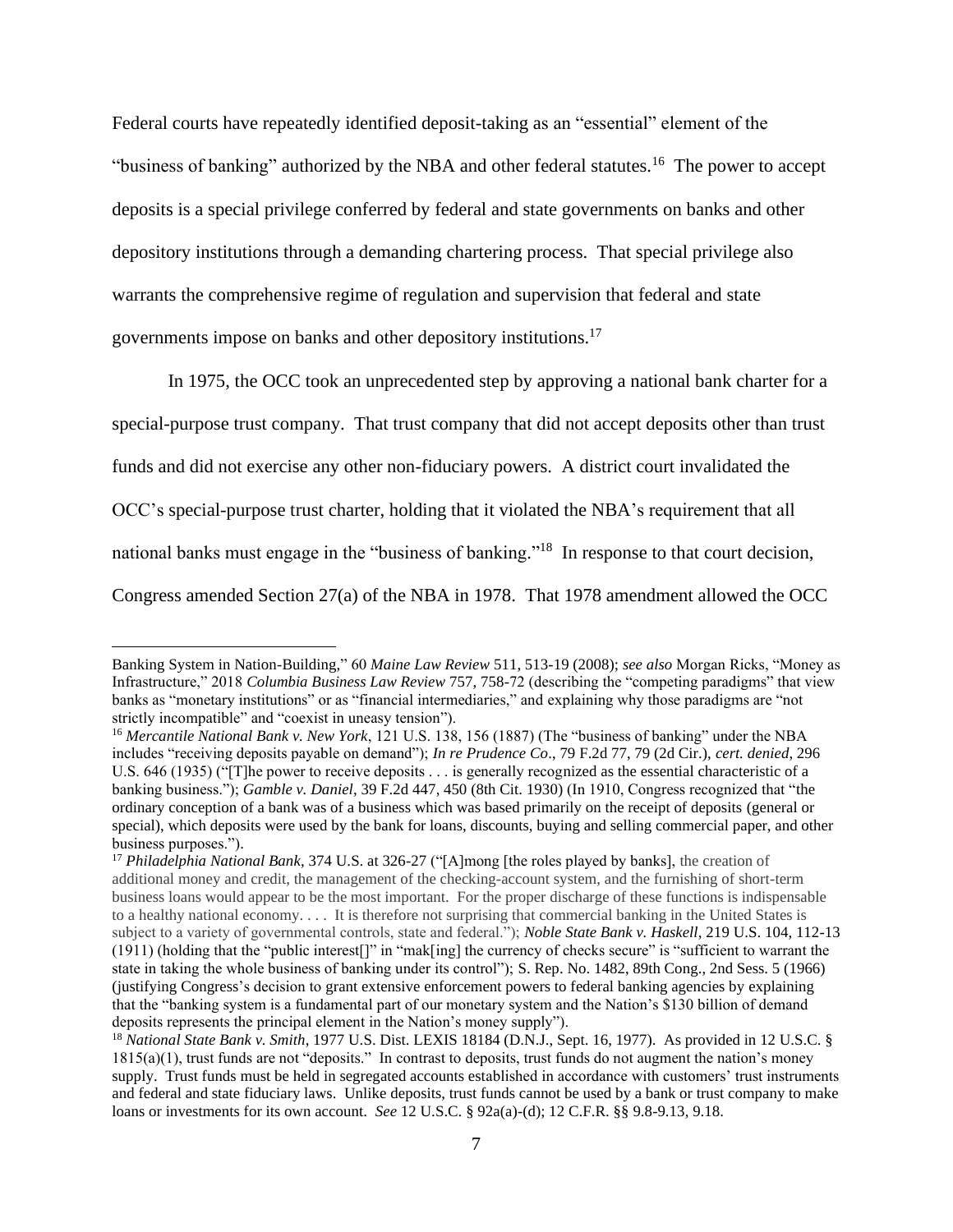Federal courts have repeatedly identified deposit-taking as an "essential" element of the "business of banking" authorized by the NBA and other federal statutes.[16] The power to accept deposits is a special privilege conferred by federal and state governments on banks and other depository institutions through a demanding chartering process. That special privilege also warrants the comprehensive regime of regulation and supervision that federal and state governments impose on banks and other depository institutions.[17]

In 1975, the OCC took an unprecedented step by approving a national bank charter for a special-purpose trust company. That trust company that did not accept deposits other than trust funds and did not exercise any other non-fiduciary powers. A district court invalidated the OCC's special-purpose trust charter, holding that it violated the NBA's requirement that all national banks must engage in the "business of banking."[18] In response to that court decision, Congress amended Section 27(a) of the NBA in 1978. That 1978 amendment allowed the OCC

---

Banking System in Nation-Building," 60 *Maine Law Review* 511, 513-19 (2008); *see also* Morgan Ricks, "Money as Infrastructure," 2018 *Columbia Business Law Review* 757, 758-72 (describing the "competing paradigms" that view banks as "monetary institutions" or as "financial intermediaries," and explaining why those paradigms are "not strictly incompatible" and "coexist in uneasy tension").

[16] *Mercantile National Bank v. New York*, 121 U.S. 138, 156 (1887) (The "business of banking" under the NBA includes "receiving deposits payable on demand"); *In re Prudence Co*., 79 F.2d 77, 79 (2d Cir.), *cert. denied*, 296 U.S. 646 (1935) ("[T]he power to receive deposits . . . is generally recognized as the essential characteristic of a banking business."); *Gamble v. Daniel*, 39 F.2d 447, 450 (8th Cit. 1930) (In 1910, Congress recognized that "the ordinary conception of a bank was of a business which was based primarily on the receipt of deposits (general or special), which deposits were used by the bank for loans, discounts, buying and selling commercial paper, and other business purposes.").

[17] *Philadelphia National Bank*, 374 U.S. at 326-27 ("[A]mong [the roles played by banks], the creation of additional money and credit, the management of the checking-account system, and the furnishing of short-term business loans would appear to be the most important. For the proper discharge of these functions is indispensable to a healthy national economy. . . . It is therefore not surprising that commercial banking in the United States is subject to a variety of governmental controls, state and federal."); *Noble State Bank v. Haskell*, 219 U.S. 104, 112-13 (1911) (holding that the "public interest[]" in "mak[ing] the currency of checks secure" is "sufficient to warrant the state in taking the whole business of banking under its control"); S. Rep. No. 1482, 89th Cong., 2nd Sess. 5 (1966) (justifying Congress's decision to grant extensive enforcement powers to federal banking agencies by explaining that the "banking system is a fundamental part of our monetary system and the Nation's $130 billion of demand deposits represents the principal element in the Nation's money supply").

[18] *National State Bank v. Smith*, 1977 U.S. Dist. LEXIS 18184 (D.N.J., Sept. 16, 1977). As provided in 12 U.S.C. § 1815(a)(1), trust funds are not "deposits." In contrast to deposits, trust funds do not augment the nation's money supply. Trust funds must be held in segregated accounts established in accordance with customers' trust instruments and federal and state fiduciary laws. Unlike deposits, trust funds cannot be used by a bank or trust company to make loans or investments for its own account. *See* 12 U.S.C. § 92a(a)-(d); 12 C.F.R. §§ 9.8-9.13, 9.18.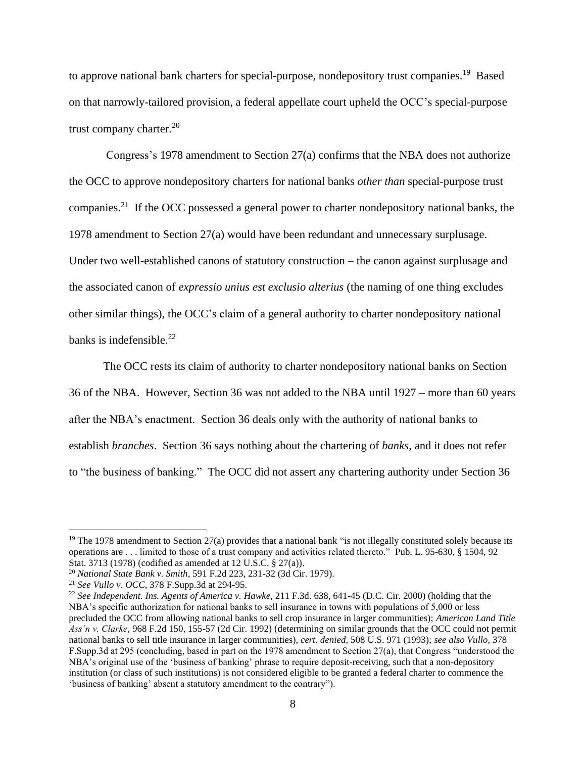to approve national bank charters for special-purpose, nondepository trust companies.[19] Based on that narrowly-tailored provision, a federal appellate court upheld the OCC's special-purpose trust company charter.[20]

Congress's 1978 amendment to Section 27(a) confirms that the NBA does not authorize the OCC to approve nondepository charters for national banks *other than* special-purpose trust companies.[21] If the OCC possessed a general power to charter nondepository national banks, the 1978 amendment to Section 27(a) would have been redundant and unnecessary surplusage. Under two well-established canons of statutory construction – the canon against surplusage and the associated canon of *expressio unius est exclusio alterius* (the naming of one thing excludes other similar things), the OCC's claim of a general authority to charter nondepository national banks is indefensible.[22]

The OCC rests its claim of authority to charter nondepository national banks on Section 36 of the NBA. However, Section 36 was not added to the NBA until 1927 – more than 60 years after the NBA's enactment. Section 36 deals only with the authority of national banks to establish *branches*. Section 36 says nothing about the chartering of *banks*, and it does not refer to "the business of banking." The OCC did not assert any chartering authority under Section 36

---

[19] The 1978 amendment to Section 27(a) provides that a national bank "is not illegally constituted solely because its operations are . . . limited to those of a trust company and activities related thereto." Pub. L. 95-630, § 1504, 92 Stat. 3713 (1978) (codified as amended at 12 U.S.C. § 27(a)).

[20] *National State Bank v. Smith*, 591 F.2d 223, 231-32 (3d Cir. 1979).

[21] *See Vullo v. OCC*, 378 F.Supp.3d at 294-95.

[22] *See Independent. Ins. Agents of America v. Hawke*, 211 F.3d. 638, 641-45 (D.C. Cir. 2000) (holding that the NBA's specific authorization for national banks to sell insurance in towns with populations of 5,000 or less precluded the OCC from allowing national banks to sell crop insurance in larger communities); *American Land Title Ass'n v. Clarke*, 968 F.2d 150, 155-57 (2d Cir. 1992) (determining on similar grounds that the OCC could not permit national banks to sell title insurance in larger communities), *cert. denied*, 508 U.S. 971 (1993); *see also Vullo*, 378 F.Supp.3d at 295 (concluding, based in part on the 1978 amendment to Section 27(a), that Congress "understood the NBA's original use of the 'business of banking' phrase to require deposit-receiving, such that a non-depository institution (or class of such institutions) is not considered eligible to be granted a federal charter to commence the 'business of banking' absent a statutory amendment to the contrary").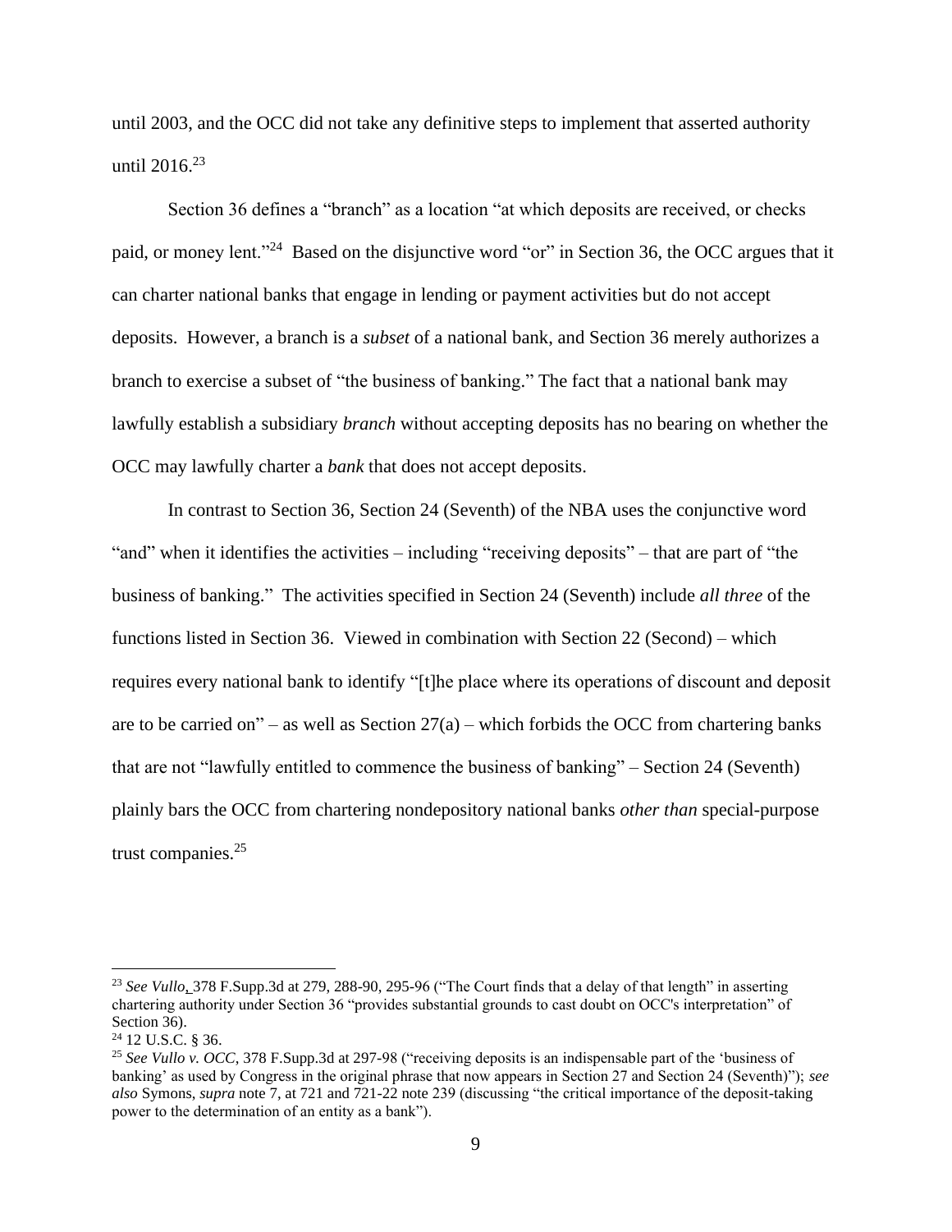until 2003, and the OCC did not take any definitive steps to implement that asserted authority until 2016.[23]

Section 36 defines a "branch" as a location "at which deposits are received, or checks paid, or money lent."[24] Based on the disjunctive word "or" in Section 36, the OCC argues that it can charter national banks that engage in lending or payment activities but do not accept deposits. However, a branch is a *subset* of a national bank, and Section 36 merely authorizes a branch to exercise a subset of "the business of banking." The fact that a national bank may lawfully establish a subsidiary *branch* without accepting deposits has no bearing on whether the OCC may lawfully charter a *bank* that does not accept deposits.

In contrast to Section 36, Section 24 (Seventh) of the NBA uses the conjunctive word "and" when it identifies the activities – including "receiving deposits" – that are part of "the business of banking." The activities specified in Section 24 (Seventh) include *all three* of the functions listed in Section 36. Viewed in combination with Section 22 (Second) – which requires every national bank to identify "[t]he place where its operations of discount and deposit are to be carried on" – as well as Section 27(a) – which forbids the OCC from chartering banks that are not "lawfully entitled to commence the business of banking" – Section 24 (Seventh) plainly bars the OCC from chartering nondepository national banks *other than* special-purpose trust companies.[25]

---

[23] *See Vullo*, 378 F.Supp.3d at 279, 288-90, 295-96 ("The Court finds that a delay of that length" in asserting chartering authority under Section 36 "provides substantial grounds to cast doubt on OCC's interpretation" of Section 36).

[24] 12 U.S.C. § 36.

[25] *See Vullo v. OCC*, 378 F.Supp.3d at 297-98 ("receiving deposits is an indispensable part of the 'business of banking' as used by Congress in the original phrase that now appears in Section 27 and Section 24 (Seventh)"); *see also* Symons, *supra* note 7, at 721 and 721-22 note 239 (discussing "the critical importance of the deposit-taking power to the determination of an entity as a bank").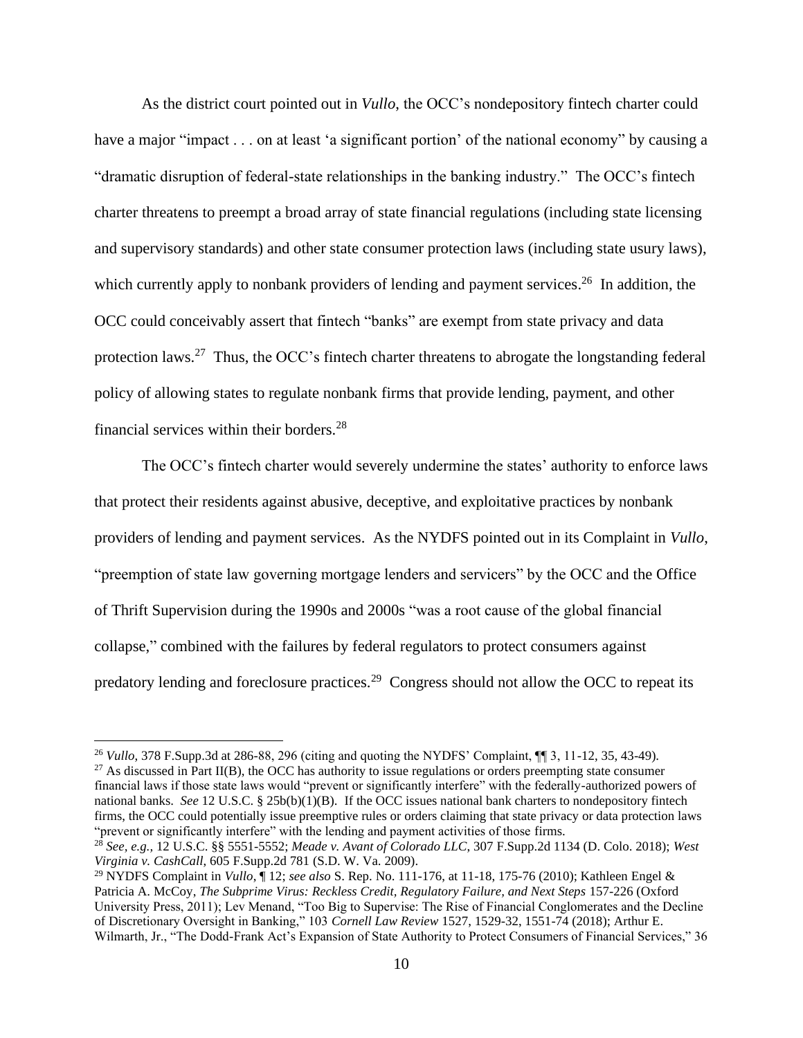As the district court pointed out in *Vullo*, the OCC's nondepository fintech charter could have a major "impact . . . on at least 'a significant portion' of the national economy" by causing a "dramatic disruption of federal-state relationships in the banking industry." The OCC's fintech charter threatens to preempt a broad array of state financial regulations (including state licensing and supervisory standards) and other state consumer protection laws (including state usury laws), which currently apply to nonbank providers of lending and payment services.[26] In addition, the OCC could conceivably assert that fintech "banks" are exempt from state privacy and data protection laws.[27] Thus, the OCC's fintech charter threatens to abrogate the longstanding federal policy of allowing states to regulate nonbank firms that provide lending, payment, and other financial services within their borders.[28]

The OCC's fintech charter would severely undermine the states' authority to enforce laws that protect their residents against abusive, deceptive, and exploitative practices by nonbank providers of lending and payment services. As the NYDFS pointed out in its Complaint in *Vullo*, "preemption of state law governing mortgage lenders and servicers" by the OCC and the Office of Thrift Supervision during the 1990s and 2000s "was a root cause of the global financial collapse," combined with the failures by federal regulators to protect consumers against predatory lending and foreclosure practices.[29] Congress should not allow the OCC to repeat its

---

[26] *Vullo*, 378 F.Supp.3d at 286-88, 296 (citing and quoting the NYDFS' Complaint, ¶¶ 3, 11-12, 35, 43-49).

[27] As discussed in Part II(B), the OCC has authority to issue regulations or orders preempting state consumer financial laws if those state laws would "prevent or significantly interfere" with the federally-authorized powers of national banks. *See* 12 U.S.C. § 25b(b)(1)(B). If the OCC issues national bank charters to nondepository fintech firms, the OCC could potentially issue preemptive rules or orders claiming that state privacy or data protection laws "prevent or significantly interfere" with the lending and payment activities of those firms.

[28] *See, e.g.*, 12 U.S.C. §§ 5551-5552; *Meade v. Avant of Colorado LLC*, 307 F.Supp.2d 1134 (D. Colo. 2018); *West Virginia v. CashCall*, 605 F.Supp.2d 781 (S.D. W. Va. 2009).

[29] NYDFS Complaint in *Vullo*, ¶ 12; *see also* S. Rep. No. 111-176, at 11-18, 175-76 (2010); Kathleen Engel & Patricia A. McCoy, *The Subprime Virus: Reckless Credit, Regulatory Failure, and Next Steps* 157-226 (Oxford University Press, 2011); Lev Menand, "Too Big to Supervise: The Rise of Financial Conglomerates and the Decline of Discretionary Oversight in Banking," 103 *Cornell Law Review* 1527, 1529-32, 1551-74 (2018); Arthur E. Wilmarth, Jr., "The Dodd-Frank Act's Expansion of State Authority to Protect Consumers of Financial Services," 36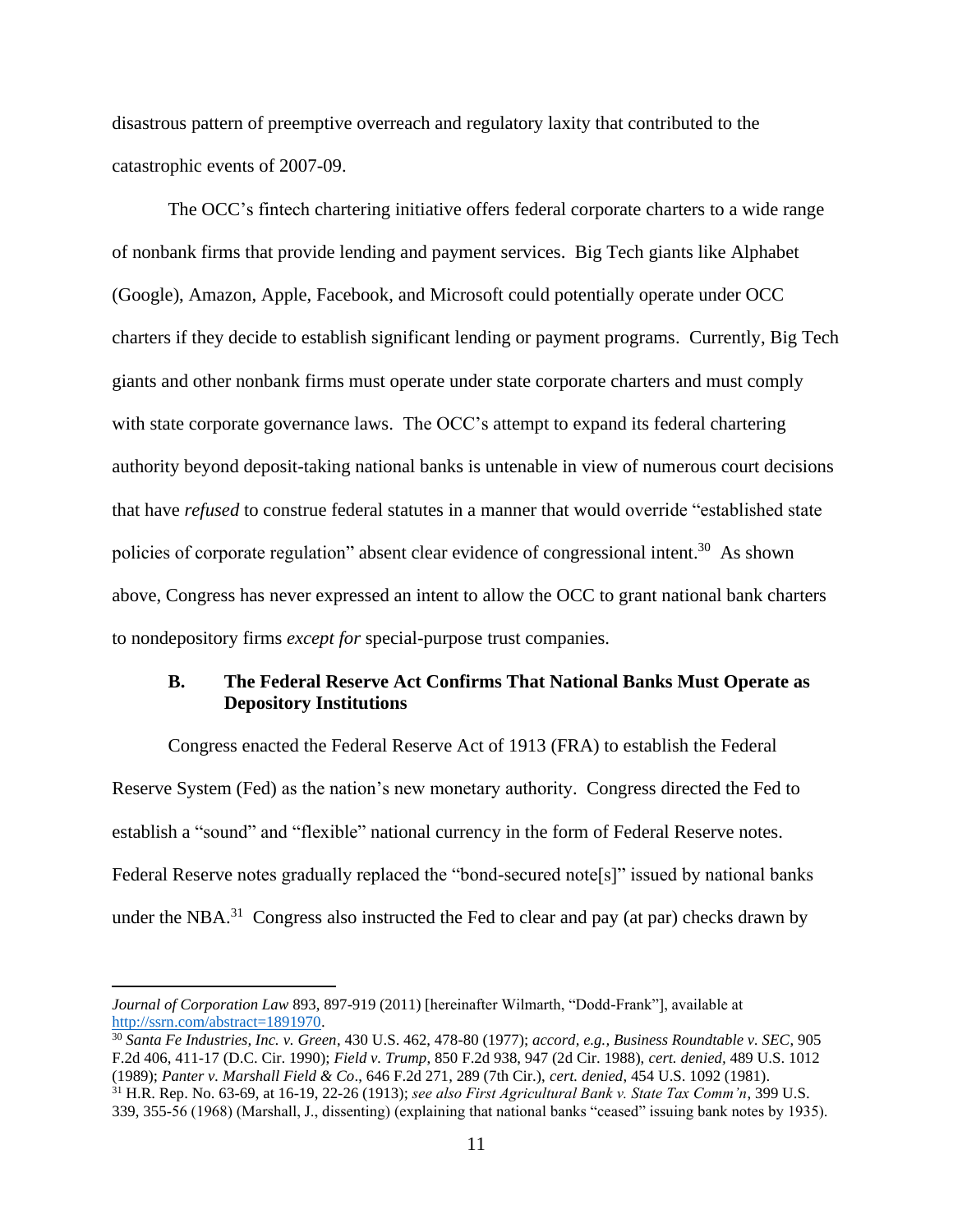disastrous pattern of preemptive overreach and regulatory laxity that contributed to the catastrophic events of 2007-09.

The OCC's fintech chartering initiative offers federal corporate charters to a wide range of nonbank firms that provide lending and payment services. Big Tech giants like Alphabet (Google), Amazon, Apple, Facebook, and Microsoft could potentially operate under OCC charters if they decide to establish significant lending or payment programs. Currently, Big Tech giants and other nonbank firms must operate under state corporate charters and must comply with state corporate governance laws. The OCC's attempt to expand its federal chartering authority beyond deposit-taking national banks is untenable in view of numerous court decisions that have *refused* to construe federal statutes in a manner that would override "established state policies of corporate regulation" absent clear evidence of congressional intent.[30] As shown above, Congress has never expressed an intent to allow the OCC to grant national bank charters to nondepository firms *except for* special-purpose trust companies.

### B. The Federal Reserve Act Confirms That National Banks Must Operate as Depository Institutions

Congress enacted the Federal Reserve Act of 1913 (FRA) to establish the Federal Reserve System (Fed) as the nation's new monetary authority. Congress directed the Fed to establish a "sound" and "flexible" national currency in the form of Federal Reserve notes. Federal Reserve notes gradually replaced the "bond-secured note[s]" issued by national banks under the NBA.[31] Congress also instructed the Fed to clear and pay (at par) checks drawn by

---

*Journal of Corporation Law* 893, 897-919 (2011) [hereinafter Wilmarth, "Dodd-Frank"], available at http://ssrn.com/abstract=1891970.

[30] *Santa Fe Industries, Inc. v. Green*, 430 U.S. 462, 478-80 (1977); *accord, e.g., Business Roundtable v. SEC*, 905 F.2d 406, 411-17 (D.C. Cir. 1990); *Field v. Trump*, 850 F.2d 938, 947 (2d Cir. 1988), *cert. denied*, 489 U.S. 1012 (1989); *Panter v. Marshall Field & Co*., 646 F.2d 271, 289 (7th Cir.), *cert. denied*, 454 U.S. 1092 (1981).

[31] H.R. Rep. No. 63-69, at 16-19, 22-26 (1913); *see also First Agricultural Bank v. State Tax Comm'n*, 399 U.S. 339, 355-56 (1968) (Marshall, J., dissenting) (explaining that national banks "ceased" issuing bank notes by 1935).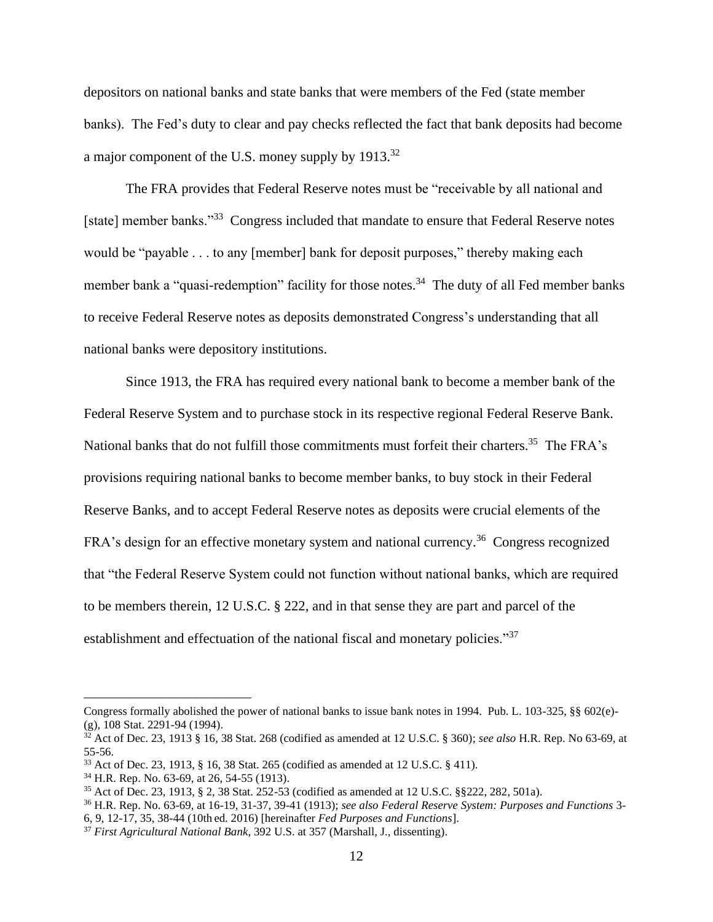depositors on national banks and state banks that were members of the Fed (state member banks). The Fed's duty to clear and pay checks reflected the fact that bank deposits had become a major component of the U.S. money supply by 1913.[32]

The FRA provides that Federal Reserve notes must be "receivable by all national and [state] member banks."[33] Congress included that mandate to ensure that Federal Reserve notes would be "payable . . . to any [member] bank for deposit purposes," thereby making each member bank a "quasi-redemption" facility for those notes.[34] The duty of all Fed member banks to receive Federal Reserve notes as deposits demonstrated Congress's understanding that all national banks were depository institutions.

Since 1913, the FRA has required every national bank to become a member bank of the Federal Reserve System and to purchase stock in its respective regional Federal Reserve Bank. National banks that do not fulfill those commitments must forfeit their charters.[35] The FRA's provisions requiring national banks to become member banks, to buy stock in their Federal Reserve Banks, and to accept Federal Reserve notes as deposits were crucial elements of the FRA's design for an effective monetary system and national currency.[36] Congress recognized that "the Federal Reserve System could not function without national banks, which are required to be members therein, 12 U.S.C. § 222, and in that sense they are part and parcel of the establishment and effectuation of the national fiscal and monetary policies."[37]

---

Congress formally abolished the power of national banks to issue bank notes in 1994. Pub. L. 103-325, §§ 602(e)-(g), 108 Stat. 2291-94 (1994).

[32] Act of Dec. 23, 1913 § 16, 38 Stat. 268 (codified as amended at 12 U.S.C. § 360); *see also* H.R. Rep. No 63-69, at 55-56.

[33] Act of Dec. 23, 1913, § 16, 38 Stat. 265 (codified as amended at 12 U.S.C. § 411).

[34] H.R. Rep. No. 63-69, at 26, 54-55 (1913).

[35] Act of Dec. 23, 1913, § 2, 38 Stat. 252-53 (codified as amended at 12 U.S.C. §§222, 282, 501a).

[36] H.R. Rep. No. 63-69, at 16-19, 31-37, 39-41 (1913); *see also Federal Reserve System: Purposes and Functions* 3-6, 9, 12-17, 35, 38-44 (10th ed. 2016) [hereinafter *Fed Purposes and Functions*].

[37] *First Agricultural National Bank*, 392 U.S. at 357 (Marshall, J., dissenting).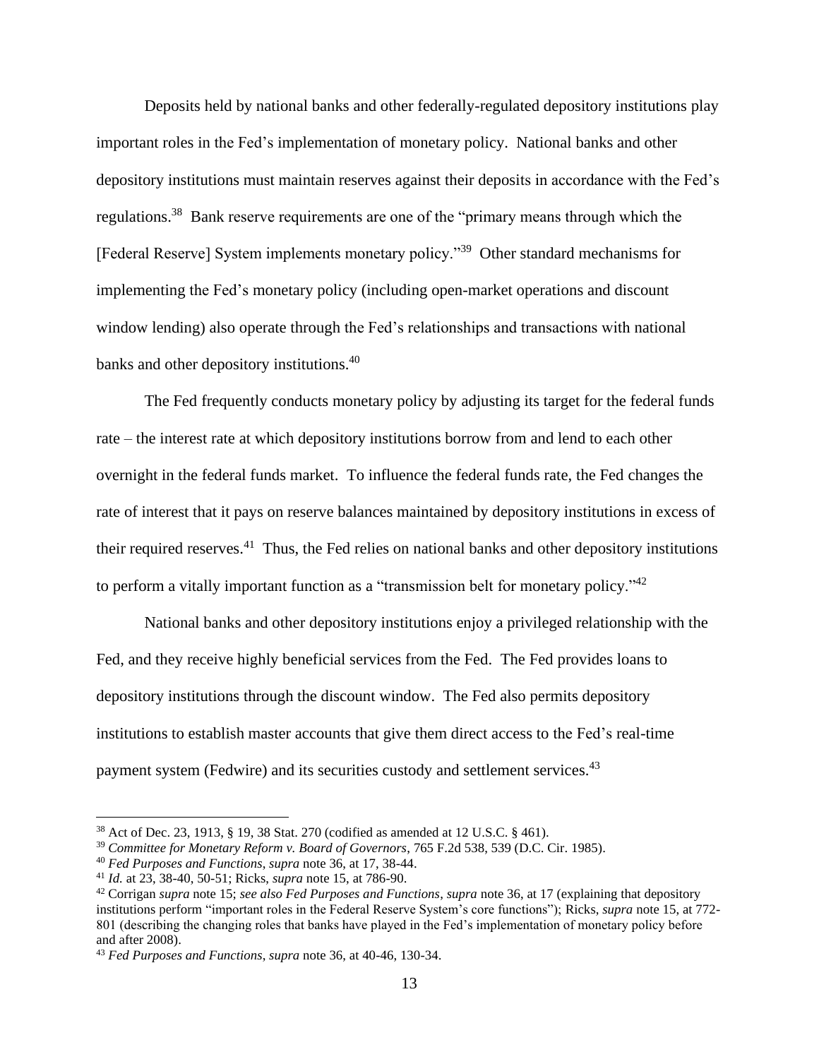Deposits held by national banks and other federally-regulated depository institutions play important roles in the Fed's implementation of monetary policy. National banks and other depository institutions must maintain reserves against their deposits in accordance with the Fed's regulations.[38] Bank reserve requirements are one of the "primary means through which the [Federal Reserve] System implements monetary policy."[39] Other standard mechanisms for implementing the Fed's monetary policy (including open-market operations and discount window lending) also operate through the Fed's relationships and transactions with national banks and other depository institutions.[40]

The Fed frequently conducts monetary policy by adjusting its target for the federal funds rate – the interest rate at which depository institutions borrow from and lend to each other overnight in the federal funds market. To influence the federal funds rate, the Fed changes the rate of interest that it pays on reserve balances maintained by depository institutions in excess of their required reserves.[41] Thus, the Fed relies on national banks and other depository institutions to perform a vitally important function as a "transmission belt for monetary policy."[42]

National banks and other depository institutions enjoy a privileged relationship with the Fed, and they receive highly beneficial services from the Fed. The Fed provides loans to depository institutions through the discount window. The Fed also permits depository institutions to establish master accounts that give them direct access to the Fed's real-time payment system (Fedwire) and its securities custody and settlement services.[43]

---

[38] Act of Dec. 23, 1913, § 19, 38 Stat. 270 (codified as amended at 12 U.S.C. § 461).

[39] *Committee for Monetary Reform v. Board of Governors*, 765 F.2d 538, 539 (D.C. Cir. 1985).

[40] *Fed Purposes and Functions*, *supra* note 36, at 17, 38-44.

[41] *Id.* at 23, 38-40, 50-51; Ricks, *supra* note 15, at 786-90.

[42] Corrigan *supra* note 15; *see also Fed Purposes and Functions*, *supra* note 36, at 17 (explaining that depository institutions perform "important roles in the Federal Reserve System's core functions"); Ricks, *supra* note 15, at 772-801 (describing the changing roles that banks have played in the Fed's implementation of monetary policy before and after 2008).

[43] *Fed Purposes and Functions*, *supra* note 36, at 40-46, 130-34.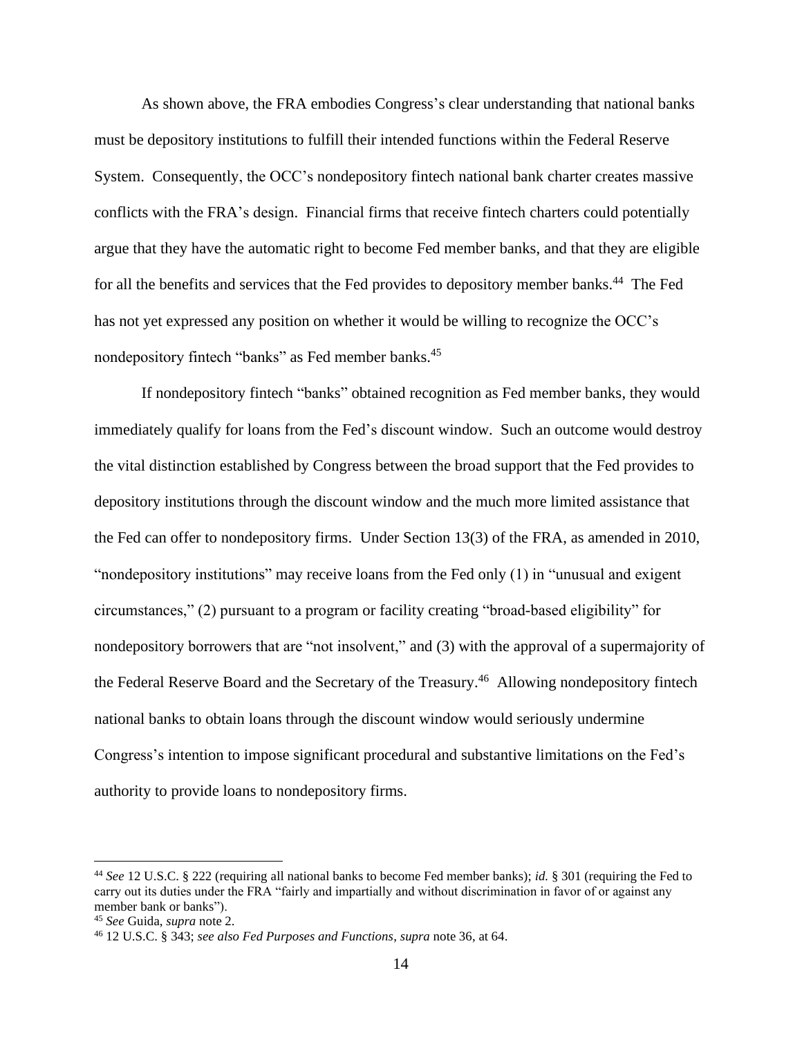As shown above, the FRA embodies Congress's clear understanding that national banks must be depository institutions to fulfill their intended functions within the Federal Reserve System. Consequently, the OCC's nondepository fintech national bank charter creates massive conflicts with the FRA's design. Financial firms that receive fintech charters could potentially argue that they have the automatic right to become Fed member banks, and that they are eligible for all the benefits and services that the Fed provides to depository member banks.[44] The Fed has not yet expressed any position on whether it would be willing to recognize the OCC's nondepository fintech "banks" as Fed member banks.[45]

If nondepository fintech "banks" obtained recognition as Fed member banks, they would immediately qualify for loans from the Fed's discount window. Such an outcome would destroy the vital distinction established by Congress between the broad support that the Fed provides to depository institutions through the discount window and the much more limited assistance that the Fed can offer to nondepository firms. Under Section 13(3) of the FRA, as amended in 2010, "nondepository institutions" may receive loans from the Fed only (1) in "unusual and exigent circumstances," (2) pursuant to a program or facility creating "broad-based eligibility" for nondepository borrowers that are "not insolvent," and (3) with the approval of a supermajority of the Federal Reserve Board and the Secretary of the Treasury.[46] Allowing nondepository fintech national banks to obtain loans through the discount window would seriously undermine Congress's intention to impose significant procedural and substantive limitations on the Fed's authority to provide loans to nondepository firms.

---

[44] *See* 12 U.S.C. § 222 (requiring all national banks to become Fed member banks); *id.* § 301 (requiring the Fed to carry out its duties under the FRA "fairly and impartially and without discrimination in favor of or against any member bank or banks").

[45] *See* Guida, *supra* note 2.

[46] 12 U.S.C. § 343; *see also Fed Purposes and Functions*, *supra* note 36, at 64.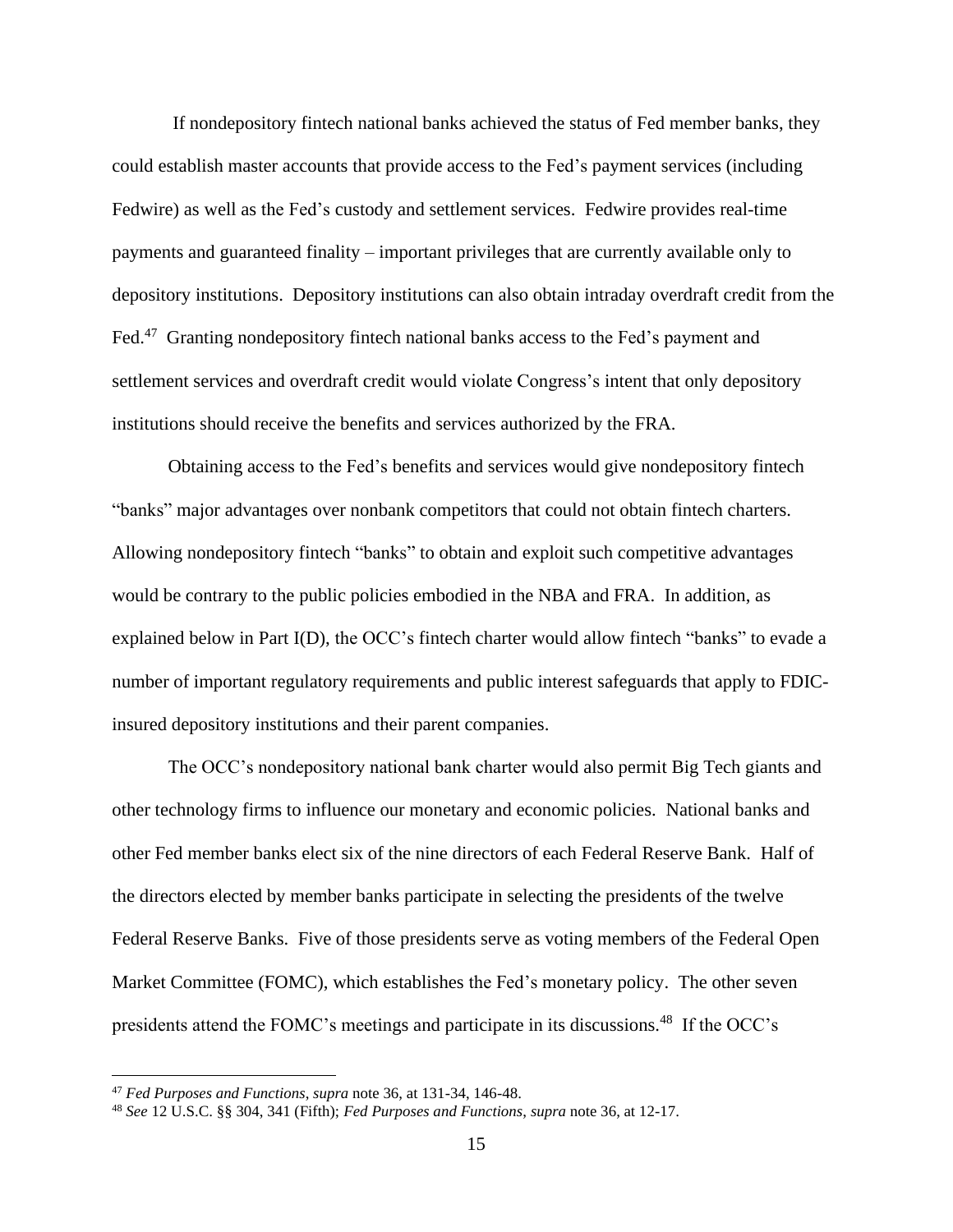If nondepository fintech national banks achieved the status of Fed member banks, they could establish master accounts that provide access to the Fed's payment services (including Fedwire) as well as the Fed's custody and settlement services. Fedwire provides real-time payments and guaranteed finality – important privileges that are currently available only to depository institutions. Depository institutions can also obtain intraday overdraft credit from the Fed.[47] Granting nondepository fintech national banks access to the Fed's payment and settlement services and overdraft credit would violate Congress's intent that only depository institutions should receive the benefits and services authorized by the FRA.

Obtaining access to the Fed's benefits and services would give nondepository fintech "banks" major advantages over nonbank competitors that could not obtain fintech charters. Allowing nondepository fintech "banks" to obtain and exploit such competitive advantages would be contrary to the public policies embodied in the NBA and FRA. In addition, as explained below in Part I(D), the OCC's fintech charter would allow fintech "banks" to evade a number of important regulatory requirements and public interest safeguards that apply to FDIC-insured depository institutions and their parent companies.

The OCC's nondepository national bank charter would also permit Big Tech giants and other technology firms to influence our monetary and economic policies. National banks and other Fed member banks elect six of the nine directors of each Federal Reserve Bank. Half of the directors elected by member banks participate in selecting the presidents of the twelve Federal Reserve Banks. Five of those presidents serve as voting members of the Federal Open Market Committee (FOMC), which establishes the Fed's monetary policy. The other seven presidents attend the FOMC's meetings and participate in its discussions.[48] If the OCC's

---

[47] *Fed Purposes and Functions*, *supra* note 36, at 131-34, 146-48.

[48] *See* 12 U.S.C. §§ 304, 341 (Fifth); *Fed Purposes and Functions*, *supra* note 36, at 12-17.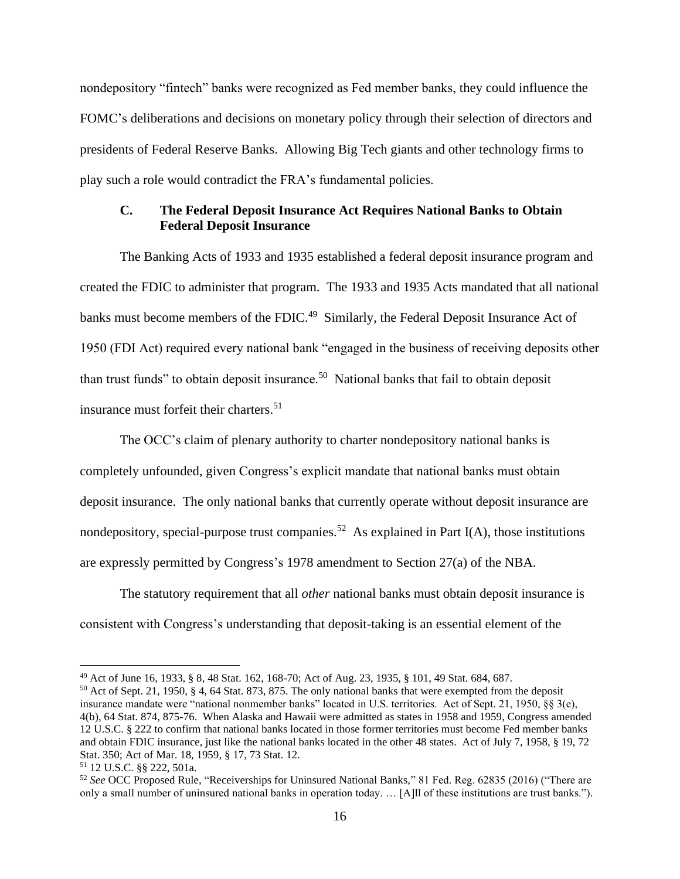nondepository "fintech" banks were recognized as Fed member banks, they could influence the FOMC's deliberations and decisions on monetary policy through their selection of directors and presidents of Federal Reserve Banks. Allowing Big Tech giants and other technology firms to play such a role would contradict the FRA's fundamental policies.

### C. The Federal Deposit Insurance Act Requires National Banks to Obtain Federal Deposit Insurance

The Banking Acts of 1933 and 1935 established a federal deposit insurance program and created the FDIC to administer that program. The 1933 and 1935 Acts mandated that all national banks must become members of the FDIC.[49] Similarly, the Federal Deposit Insurance Act of 1950 (FDI Act) required every national bank "engaged in the business of receiving deposits other than trust funds" to obtain deposit insurance.[50] National banks that fail to obtain deposit insurance must forfeit their charters.[51]

The OCC's claim of plenary authority to charter nondepository national banks is completely unfounded, given Congress's explicit mandate that national banks must obtain deposit insurance. The only national banks that currently operate without deposit insurance are nondepository, special-purpose trust companies.[52] As explained in Part I(A), those institutions are expressly permitted by Congress's 1978 amendment to Section 27(a) of the NBA.

The statutory requirement that all *other* national banks must obtain deposit insurance is consistent with Congress's understanding that deposit-taking is an essential element of the

---

[49] Act of June 16, 1933, § 8, 48 Stat. 162, 168-70; Act of Aug. 23, 1935, § 101, 49 Stat. 684, 687.

[50] Act of Sept. 21, 1950, § 4, 64 Stat. 873, 875. The only national banks that were exempted from the deposit insurance mandate were "national nonmember banks" located in U.S. territories. Act of Sept. 21, 1950, §§ 3(e), 4(b), 64 Stat. 874, 875-76. When Alaska and Hawaii were admitted as states in 1958 and 1959, Congress amended 12 U.S.C. § 222 to confirm that national banks located in those former territories must become Fed member banks and obtain FDIC insurance, just like the national banks located in the other 48 states. Act of July 7, 1958, § 19, 72 Stat. 350; Act of Mar. 18, 1959, § 17, 73 Stat. 12.

[51] 12 U.S.C. §§ 222, 501a.

[52] *See* OCC Proposed Rule, "Receiverships for Uninsured National Banks," 81 Fed. Reg. 62835 (2016) ("There are only a small number of uninsured national banks in operation today. … [A]ll of these institutions are trust banks.").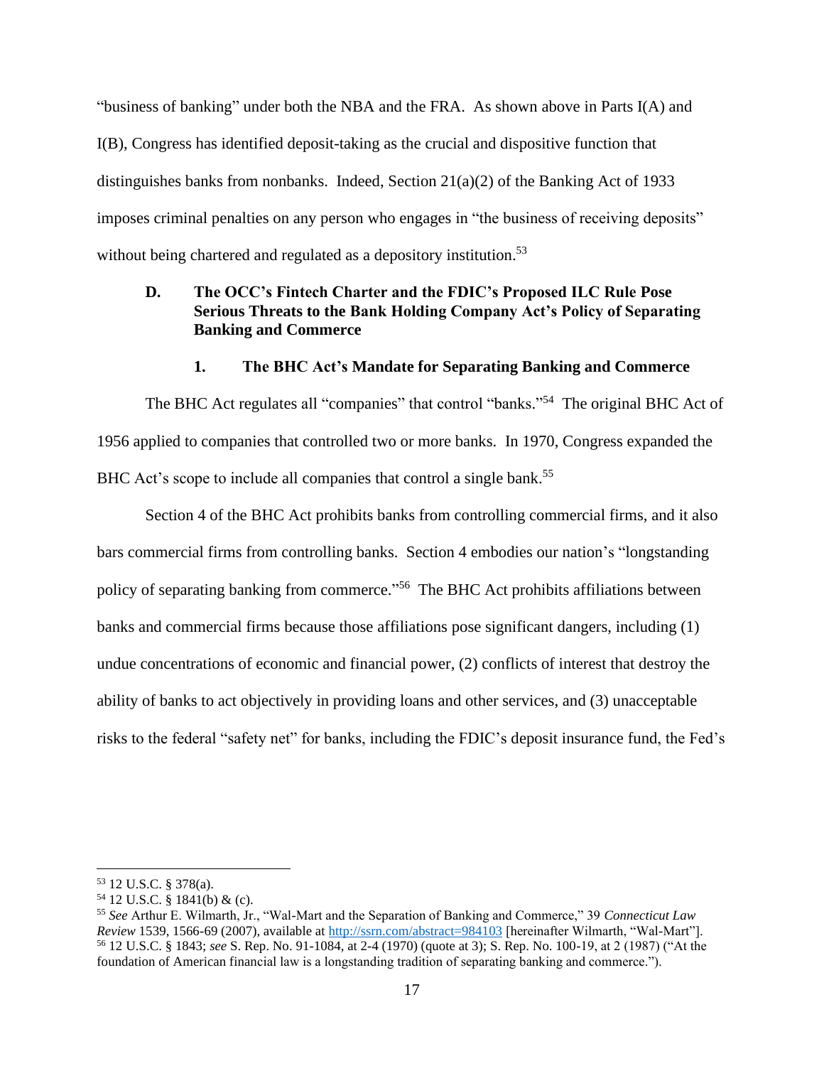"business of banking" under both the NBA and the FRA. As shown above in Parts I(A) and I(B), Congress has identified deposit-taking as the crucial and dispositive function that distinguishes banks from nonbanks. Indeed, Section 21(a)(2) of the Banking Act of 1933 imposes criminal penalties on any person who engages in "the business of receiving deposits" without being chartered and regulated as a depository institution.[53]

### D. The OCC's Fintech Charter and the FDIC's Proposed ILC Rule Pose Serious Threats to the Bank Holding Company Act's Policy of Separating Banking and Commerce

#### 1. The BHC Act's Mandate for Separating Banking and Commerce

The BHC Act regulates all "companies" that control "banks."[54] The original BHC Act of 1956 applied to companies that controlled two or more banks. In 1970, Congress expanded the BHC Act's scope to include all companies that control a single bank.[55]

Section 4 of the BHC Act prohibits banks from controlling commercial firms, and it also bars commercial firms from controlling banks. Section 4 embodies our nation's "longstanding policy of separating banking from commerce."[56] The BHC Act prohibits affiliations between banks and commercial firms because those affiliations pose significant dangers, including (1) undue concentrations of economic and financial power, (2) conflicts of interest that destroy the ability of banks to act objectively in providing loans and other services, and (3) unacceptable risks to the federal "safety net" for banks, including the FDIC's deposit insurance fund, the Fed's

---

[53] 12 U.S.C. § 378(a).

[54] 12 U.S.C. § 1841(b) & (c).

[55] *See* Arthur E. Wilmarth, Jr., "Wal-Mart and the Separation of Banking and Commerce," 39 *Connecticut Law Review* 1539, 1566-69 (2007), available at http://ssrn.com/abstract=984103 [hereinafter Wilmarth, "Wal-Mart"].

[56] 12 U.S.C. § 1843; *see* S. Rep. No. 91-1084, at 2-4 (1970) (quote at 3); S. Rep. No. 100-19, at 2 (1987) ("At the foundation of American financial law is a longstanding tradition of separating banking and commerce.").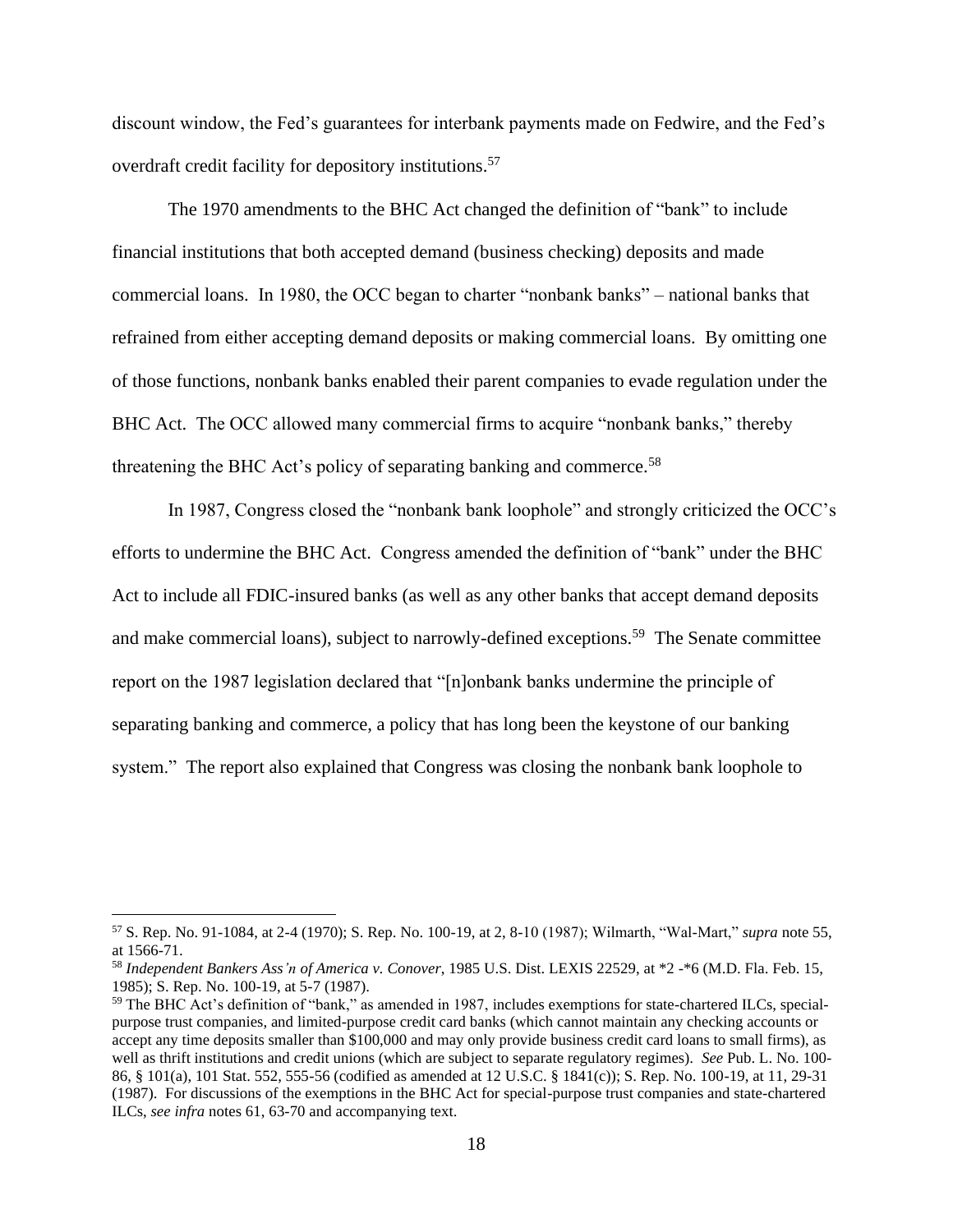discount window, the Fed's guarantees for interbank payments made on Fedwire, and the Fed's overdraft credit facility for depository institutions.[57]

The 1970 amendments to the BHC Act changed the definition of "bank" to include financial institutions that both accepted demand (business checking) deposits and made commercial loans. In 1980, the OCC began to charter "nonbank banks" – national banks that refrained from either accepting demand deposits or making commercial loans. By omitting one of those functions, nonbank banks enabled their parent companies to evade regulation under the BHC Act. The OCC allowed many commercial firms to acquire "nonbank banks," thereby threatening the BHC Act's policy of separating banking and commerce.[58]

In 1987, Congress closed the "nonbank bank loophole" and strongly criticized the OCC's efforts to undermine the BHC Act. Congress amended the definition of "bank" under the BHC Act to include all FDIC-insured banks (as well as any other banks that accept demand deposits and make commercial loans), subject to narrowly-defined exceptions.[59] The Senate committee report on the 1987 legislation declared that "[n]onbank banks undermine the principle of separating banking and commerce, a policy that has long been the keystone of our banking system." The report also explained that Congress was closing the nonbank bank loophole to

---

[57] S. Rep. No. 91-1084, at 2-4 (1970); S. Rep. No. 100-19, at 2, 8-10 (1987); Wilmarth, "Wal-Mart," *supra* note 55, at 1566-71.

[58] *Independent Bankers Ass'n of America v. Conover*, 1985 U.S. Dist. LEXIS 22529, at *2 -*6 (M.D. Fla. Feb. 15, 1985); S. Rep. No. 100-19, at 5-7 (1987).

[59] The BHC Act's definition of "bank," as amended in 1987, includes exemptions for state-chartered ILCs, special-purpose trust companies, and limited-purpose credit card banks (which cannot maintain any checking accounts or accept any time deposits smaller than $100,000 and may only provide business credit card loans to small firms), as well as thrift institutions and credit unions (which are subject to separate regulatory regimes). *See* Pub. L. No. 100-86, § 101(a), 101 Stat. 552, 555-56 (codified as amended at 12 U.S.C. § 1841(c)); S. Rep. No. 100-19, at 11, 29-31 (1987). For discussions of the exemptions in the BHC Act for special-purpose trust companies and state-chartered ILCs, *see infra* notes 61, 63-70 and accompanying text.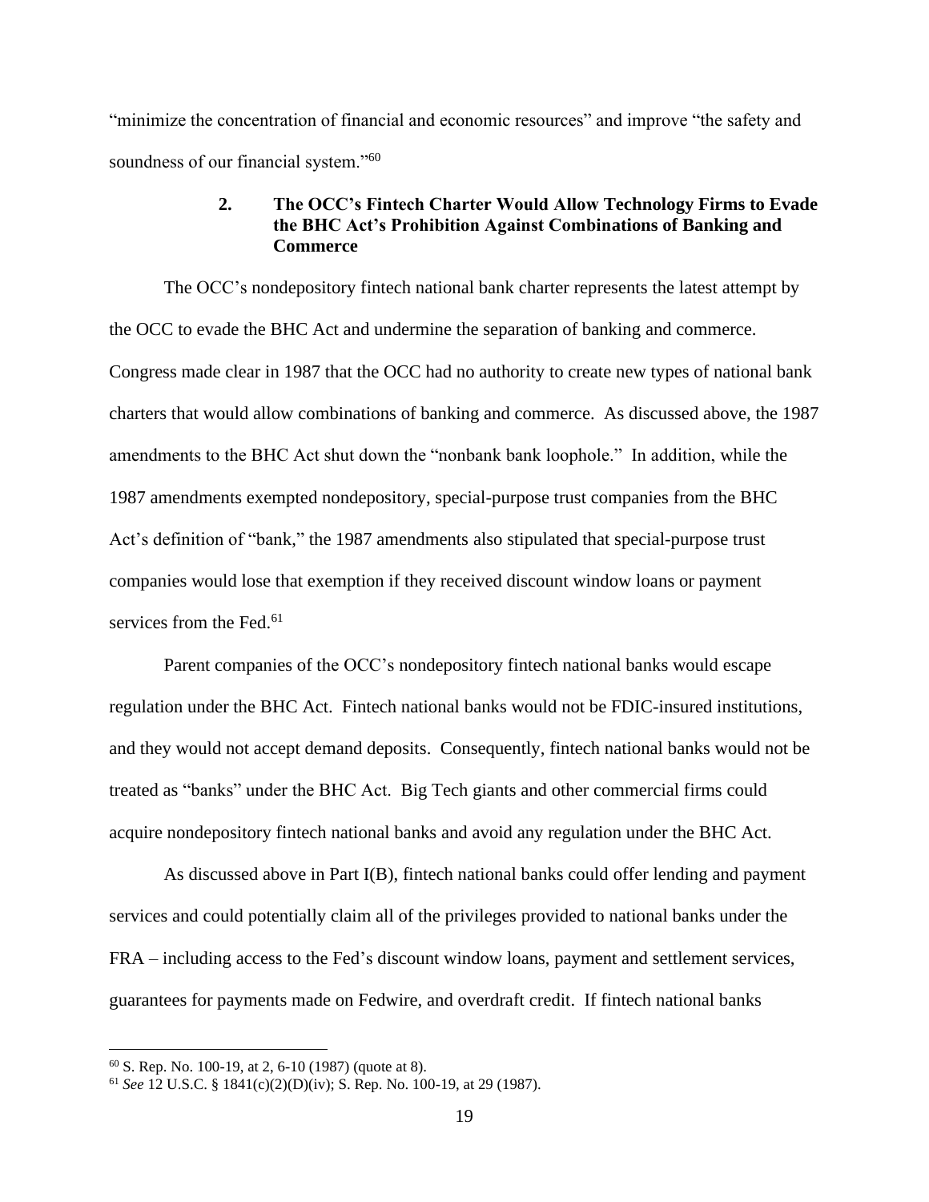"minimize the concentration of financial and economic resources" and improve "the safety and soundness of our financial system."[60]

### 2. The OCC's Fintech Charter Would Allow Technology Firms to Evade the BHC Act's Prohibition Against Combinations of Banking and Commerce

The OCC's nondepository fintech national bank charter represents the latest attempt by the OCC to evade the BHC Act and undermine the separation of banking and commerce. Congress made clear in 1987 that the OCC had no authority to create new types of national bank charters that would allow combinations of banking and commerce. As discussed above, the 1987 amendments to the BHC Act shut down the "nonbank bank loophole." In addition, while the 1987 amendments exempted nondepository, special-purpose trust companies from the BHC Act's definition of "bank," the 1987 amendments also stipulated that special-purpose trust companies would lose that exemption if they received discount window loans or payment services from the Fed.[61]

Parent companies of the OCC's nondepository fintech national banks would escape regulation under the BHC Act. Fintech national banks would not be FDIC-insured institutions, and they would not accept demand deposits. Consequently, fintech national banks would not be treated as "banks" under the BHC Act. Big Tech giants and other commercial firms could acquire nondepository fintech national banks and avoid any regulation under the BHC Act.

As discussed above in Part I(B), fintech national banks could offer lending and payment services and could potentially claim all of the privileges provided to national banks under the FRA – including access to the Fed's discount window loans, payment and settlement services, guarantees for payments made on Fedwire, and overdraft credit. If fintech national banks

---

[60] S. Rep. No. 100-19, at 2, 6-10 (1987) (quote at 8).

[61] *See* 12 U.S.C. § 1841(c)(2)(D)(iv); S. Rep. No. 100-19, at 29 (1987).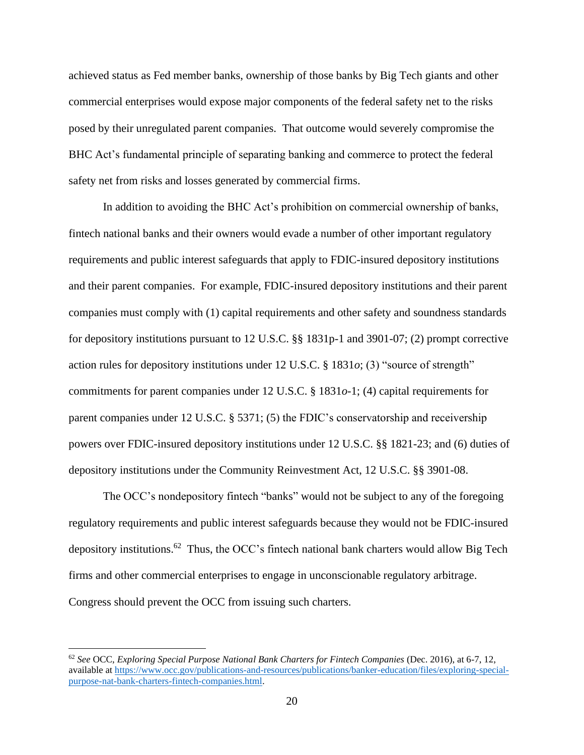achieved status as Fed member banks, ownership of those banks by Big Tech giants and other commercial enterprises would expose major components of the federal safety net to the risks posed by their unregulated parent companies. That outcome would severely compromise the BHC Act's fundamental principle of separating banking and commerce to protect the federal safety net from risks and losses generated by commercial firms.

In addition to avoiding the BHC Act's prohibition on commercial ownership of banks, fintech national banks and their owners would evade a number of other important regulatory requirements and public interest safeguards that apply to FDIC-insured depository institutions and their parent companies. For example, FDIC-insured depository institutions and their parent companies must comply with (1) capital requirements and other safety and soundness standards for depository institutions pursuant to 12 U.S.C. §§ 1831p-1 and 3901-07; (2) prompt corrective action rules for depository institutions under 12 U.S.C. § 1831*o*; (3) "source of strength" commitments for parent companies under 12 U.S.C. § 1831*o*-1; (4) capital requirements for parent companies under 12 U.S.C. § 5371; (5) the FDIC's conservatorship and receivership powers over FDIC-insured depository institutions under 12 U.S.C. §§ 1821-23; and (6) duties of depository institutions under the Community Reinvestment Act, 12 U.S.C. §§ 3901-08.

The OCC's nondepository fintech "banks" would not be subject to any of the foregoing regulatory requirements and public interest safeguards because they would not be FDIC-insured depository institutions.[62] Thus, the OCC's fintech national bank charters would allow Big Tech firms and other commercial enterprises to engage in unconscionable regulatory arbitrage. Congress should prevent the OCC from issuing such charters.

---

[62] *See* OCC, *Exploring Special Purpose National Bank Charters for Fintech Companies* (Dec. 2016), at 6-7, 12, available at [https://www.occ.gov/publications-and-resources/publications/banker-education/files/exploring-special-purpose-nat-bank-charters-fintech-companies.html](https://www.occ.gov/publications-and-resources/publications/banker-education/files/exploring-special-purpose-nat-bank-charters-fintech-companies.html).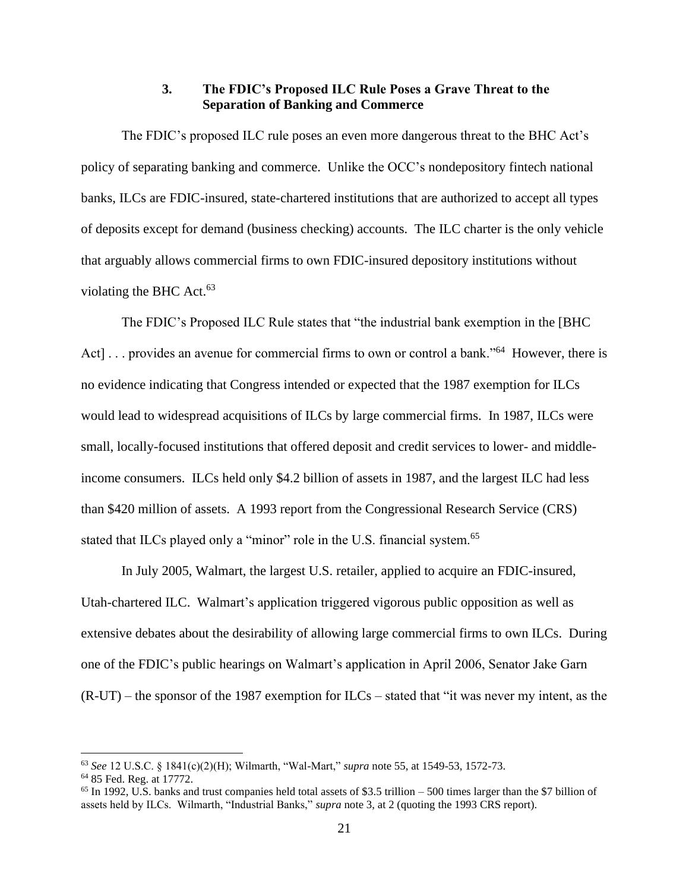### 3. The FDIC's Proposed ILC Rule Poses a Grave Threat to the Separation of Banking and Commerce

The FDIC's proposed ILC rule poses an even more dangerous threat to the BHC Act's policy of separating banking and commerce. Unlike the OCC's nondepository fintech national banks, ILCs are FDIC-insured, state-chartered institutions that are authorized to accept all types of deposits except for demand (business checking) accounts. The ILC charter is the only vehicle that arguably allows commercial firms to own FDIC-insured depository institutions without violating the BHC Act.[63]

The FDIC's Proposed ILC Rule states that "the industrial bank exemption in the [BHC Act] . . . provides an avenue for commercial firms to own or control a bank."[64] However, there is no evidence indicating that Congress intended or expected that the 1987 exemption for ILCs would lead to widespread acquisitions of ILCs by large commercial firms. In 1987, ILCs were small, locally-focused institutions that offered deposit and credit services to lower- and middle-income consumers. ILCs held only $4.2 billion of assets in 1987, and the largest ILC had less than $420 million of assets. A 1993 report from the Congressional Research Service (CRS) stated that ILCs played only a "minor" role in the U.S. financial system.[65]

In July 2005, Walmart, the largest U.S. retailer, applied to acquire an FDIC-insured, Utah-chartered ILC. Walmart's application triggered vigorous public opposition as well as extensive debates about the desirability of allowing large commercial firms to own ILCs. During one of the FDIC's public hearings on Walmart's application in April 2006, Senator Jake Garn (R-UT) – the sponsor of the 1987 exemption for ILCs – stated that "it was never my intent, as the

---

[63] *See* 12 U.S.C. § 1841(c)(2)(H); Wilmarth, "Wal-Mart," *supra* note 55, at 1549-53, 1572-73.

[64] 85 Fed. Reg. at 17772.

[65] In 1992, U.S. banks and trust companies held total assets of $3.5 trillion – 500 times larger than the $7 billion of assets held by ILCs. Wilmarth, "Industrial Banks," *supra* note 3, at 2 (quoting the 1993 CRS report).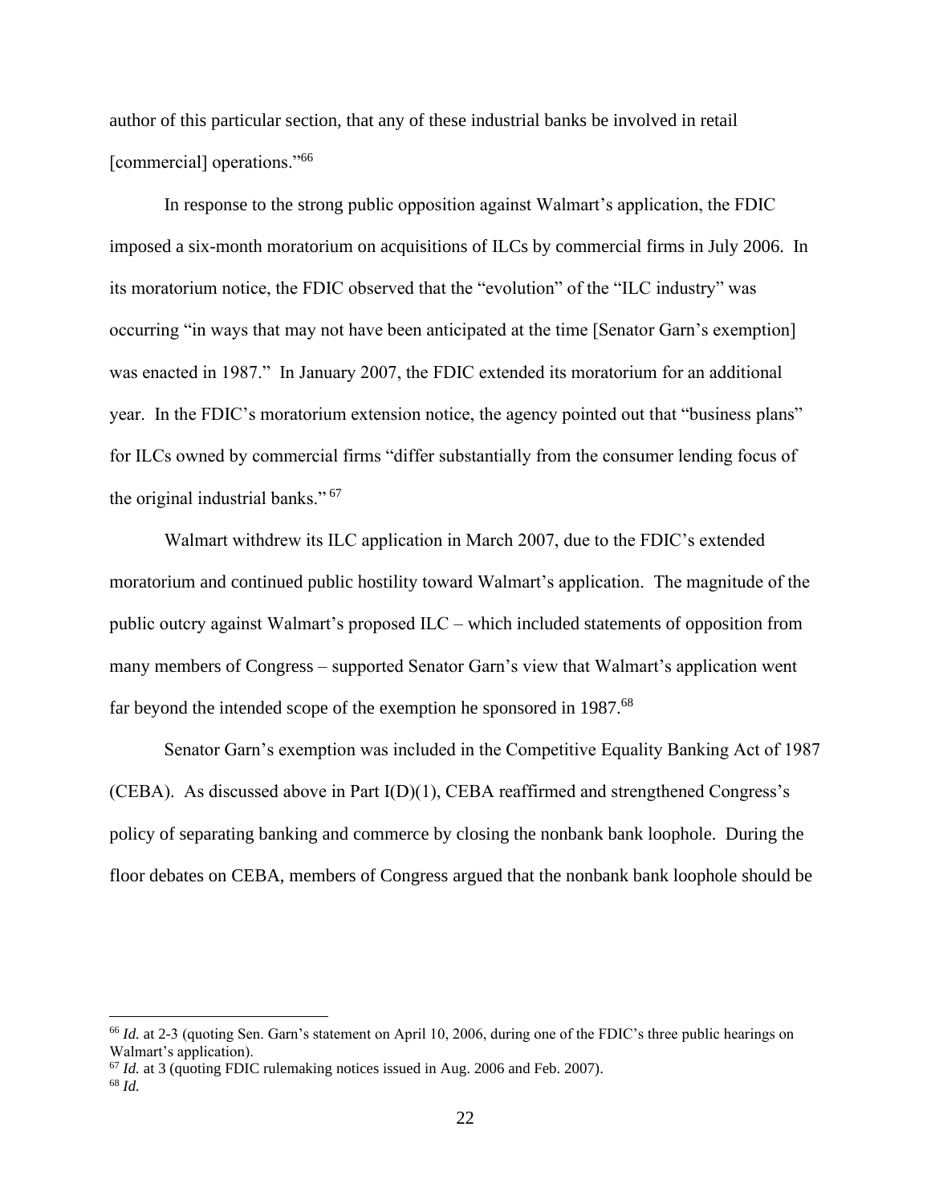author of this particular section, that any of these industrial banks be involved in retail [commercial] operations."[66]

In response to the strong public opposition against Walmart's application, the FDIC imposed a six-month moratorium on acquisitions of ILCs by commercial firms in July 2006. In its moratorium notice, the FDIC observed that the "evolution" of the "ILC industry" was occurring "in ways that may not have been anticipated at the time [Senator Garn's exemption] was enacted in 1987." In January 2007, the FDIC extended its moratorium for an additional year. In the FDIC's moratorium extension notice, the agency pointed out that "business plans" for ILCs owned by commercial firms "differ substantially from the consumer lending focus of the original industrial banks."[67]

Walmart withdrew its ILC application in March 2007, due to the FDIC's extended moratorium and continued public hostility toward Walmart's application. The magnitude of the public outcry against Walmart's proposed ILC – which included statements of opposition from many members of Congress – supported Senator Garn's view that Walmart's application went far beyond the intended scope of the exemption he sponsored in 1987.[68]

Senator Garn's exemption was included in the Competitive Equality Banking Act of 1987 (CEBA). As discussed above in Part I(D)(1), CEBA reaffirmed and strengthened Congress's policy of separating banking and commerce by closing the nonbank bank loophole. During the floor debates on CEBA, members of Congress argued that the nonbank bank loophole should be

---

[66] *Id.* at 2-3 (quoting Sen. Garn's statement on April 10, 2006, during one of the FDIC's three public hearings on Walmart's application).

[67] *Id.* at 3 (quoting FDIC rulemaking notices issued in Aug. 2006 and Feb. 2007).

[68] *Id.*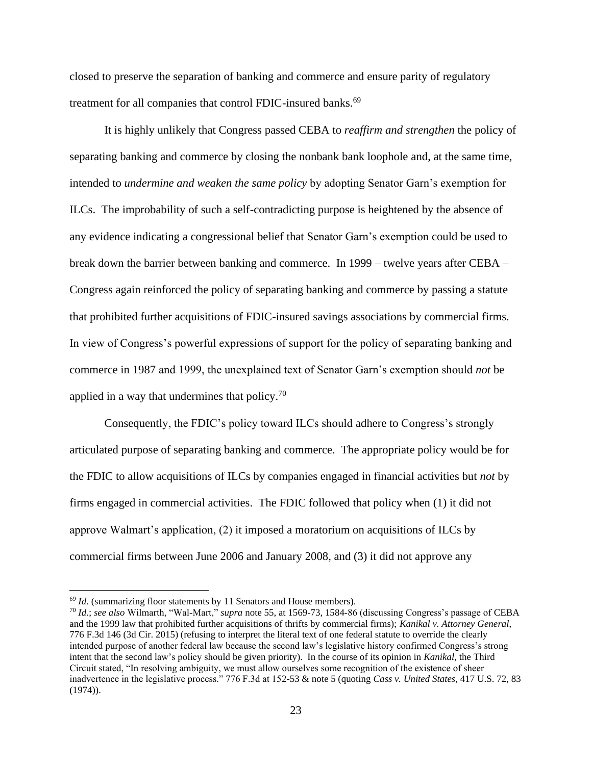closed to preserve the separation of banking and commerce and ensure parity of regulatory treatment for all companies that control FDIC-insured banks.[69]

It is highly unlikely that Congress passed CEBA to *reaffirm and strengthen* the policy of separating banking and commerce by closing the nonbank bank loophole and, at the same time, intended to *undermine and weaken the same policy* by adopting Senator Garn's exemption for ILCs. The improbability of such a self-contradicting purpose is heightened by the absence of any evidence indicating a congressional belief that Senator Garn's exemption could be used to break down the barrier between banking and commerce. In 1999 – twelve years after CEBA – Congress again reinforced the policy of separating banking and commerce by passing a statute that prohibited further acquisitions of FDIC-insured savings associations by commercial firms. In view of Congress's powerful expressions of support for the policy of separating banking and commerce in 1987 and 1999, the unexplained text of Senator Garn's exemption should *not* be applied in a way that undermines that policy.[70]

Consequently, the FDIC's policy toward ILCs should adhere to Congress's strongly articulated purpose of separating banking and commerce. The appropriate policy would be for the FDIC to allow acquisitions of ILCs by companies engaged in financial activities but *not* by firms engaged in commercial activities. The FDIC followed that policy when (1) it did not approve Walmart's application, (2) it imposed a moratorium on acquisitions of ILCs by commercial firms between June 2006 and January 2008, and (3) it did not approve any

---

[69] *Id.* (summarizing floor statements by 11 Senators and House members).

[70] *Id.*; *see also* Wilmarth, "Wal-Mart," *supra* note 55, at 1569-73, 1584-86 (discussing Congress's passage of CEBA and the 1999 law that prohibited further acquisitions of thrifts by commercial firms); *Kanikal v. Attorney General*, 776 F.3d 146 (3d Cir. 2015) (refusing to interpret the literal text of one federal statute to override the clearly intended purpose of another federal law because the second law's legislative history confirmed Congress's strong intent that the second law's policy should be given priority). In the course of its opinion in *Kanikal*, the Third Circuit stated, "In resolving ambiguity, we must allow ourselves some recognition of the existence of sheer inadvertence in the legislative process." 776 F.3d at 152-53 & note 5 (quoting *Cass v. United States*, 417 U.S. 72, 83 (1974)).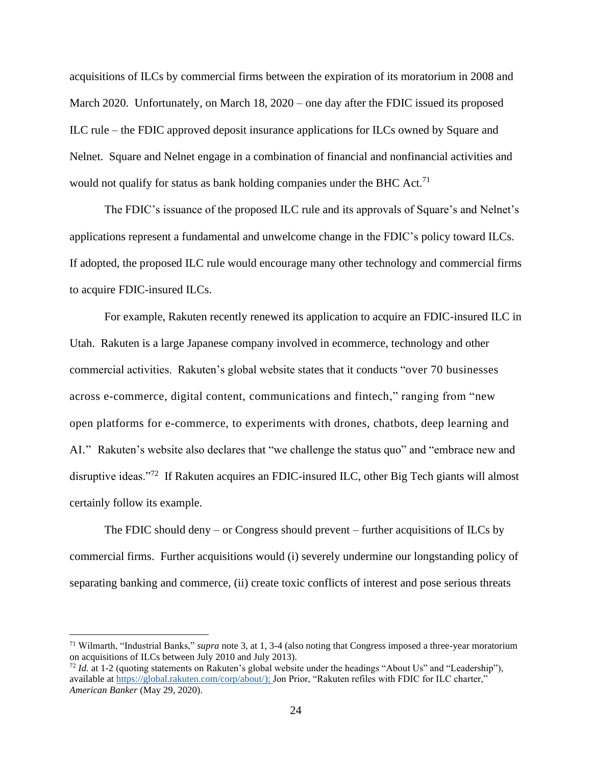acquisitions of ILCs by commercial firms between the expiration of its moratorium in 2008 and March 2020. Unfortunately, on March 18, 2020 – one day after the FDIC issued its proposed ILC rule – the FDIC approved deposit insurance applications for ILCs owned by Square and Nelnet. Square and Nelnet engage in a combination of financial and nonfinancial activities and would not qualify for status as bank holding companies under the BHC Act.[71]

The FDIC's issuance of the proposed ILC rule and its approvals of Square's and Nelnet's applications represent a fundamental and unwelcome change in the FDIC's policy toward ILCs. If adopted, the proposed ILC rule would encourage many other technology and commercial firms to acquire FDIC-insured ILCs.

For example, Rakuten recently renewed its application to acquire an FDIC-insured ILC in Utah. Rakuten is a large Japanese company involved in ecommerce, technology and other commercial activities. Rakuten's global website states that it conducts "over 70 businesses across e-commerce, digital content, communications and fintech," ranging from "new open platforms for e-commerce, to experiments with drones, chatbots, deep learning and AI." Rakuten's website also declares that "we challenge the status quo" and "embrace new and disruptive ideas."[72] If Rakuten acquires an FDIC-insured ILC, other Big Tech giants will almost certainly follow its example.

The FDIC should deny – or Congress should prevent – further acquisitions of ILCs by commercial firms. Further acquisitions would (i) severely undermine our longstanding policy of separating banking and commerce, (ii) create toxic conflicts of interest and pose serious threats

---

[71] Wilmarth, "Industrial Banks," *supra* note 3, at 1, 3-4 (also noting that Congress imposed a three-year moratorium on acquisitions of ILCs between July 2010 and July 2013).

[72] *Id.* at 1-2 (quoting statements on Rakuten's global website under the headings "About Us" and "Leadership"), available at https://global.rakuten.com/corp/about/); Jon Prior, "Rakuten refiles with FDIC for ILC charter," *American Banker* (May 29, 2020).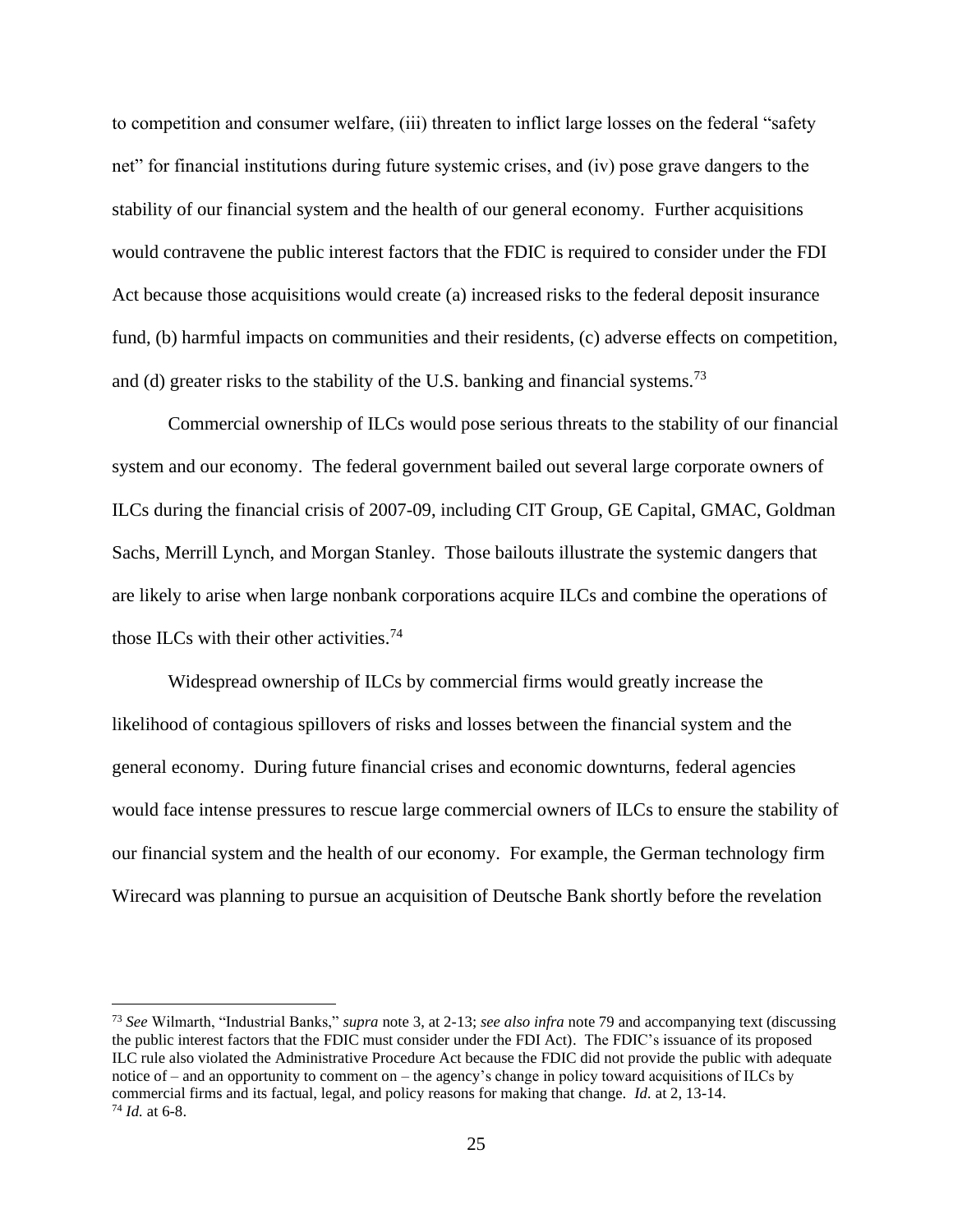to competition and consumer welfare, (iii) threaten to inflict large losses on the federal "safety net" for financial institutions during future systemic crises, and (iv) pose grave dangers to the stability of our financial system and the health of our general economy. Further acquisitions would contravene the public interest factors that the FDIC is required to consider under the FDI Act because those acquisitions would create (a) increased risks to the federal deposit insurance fund, (b) harmful impacts on communities and their residents, (c) adverse effects on competition, and (d) greater risks to the stability of the U.S. banking and financial systems.[73]

Commercial ownership of ILCs would pose serious threats to the stability of our financial system and our economy. The federal government bailed out several large corporate owners of ILCs during the financial crisis of 2007-09, including CIT Group, GE Capital, GMAC, Goldman Sachs, Merrill Lynch, and Morgan Stanley. Those bailouts illustrate the systemic dangers that are likely to arise when large nonbank corporations acquire ILCs and combine the operations of those ILCs with their other activities.[74]

Widespread ownership of ILCs by commercial firms would greatly increase the likelihood of contagious spillovers of risks and losses between the financial system and the general economy. During future financial crises and economic downturns, federal agencies would face intense pressures to rescue large commercial owners of ILCs to ensure the stability of our financial system and the health of our economy. For example, the German technology firm Wirecard was planning to pursue an acquisition of Deutsche Bank shortly before the revelation

---

[73] *See* Wilmarth, "Industrial Banks," *supra* note 3, at 2-13; *see also infra* note 79 and accompanying text (discussing the public interest factors that the FDIC must consider under the FDI Act). The FDIC's issuance of its proposed ILC rule also violated the Administrative Procedure Act because the FDIC did not provide the public with adequate notice of – and an opportunity to comment on – the agency's change in policy toward acquisitions of ILCs by commercial firms and its factual, legal, and policy reasons for making that change. *Id.* at 2, 13-14.

[74] *Id.* at 6-8.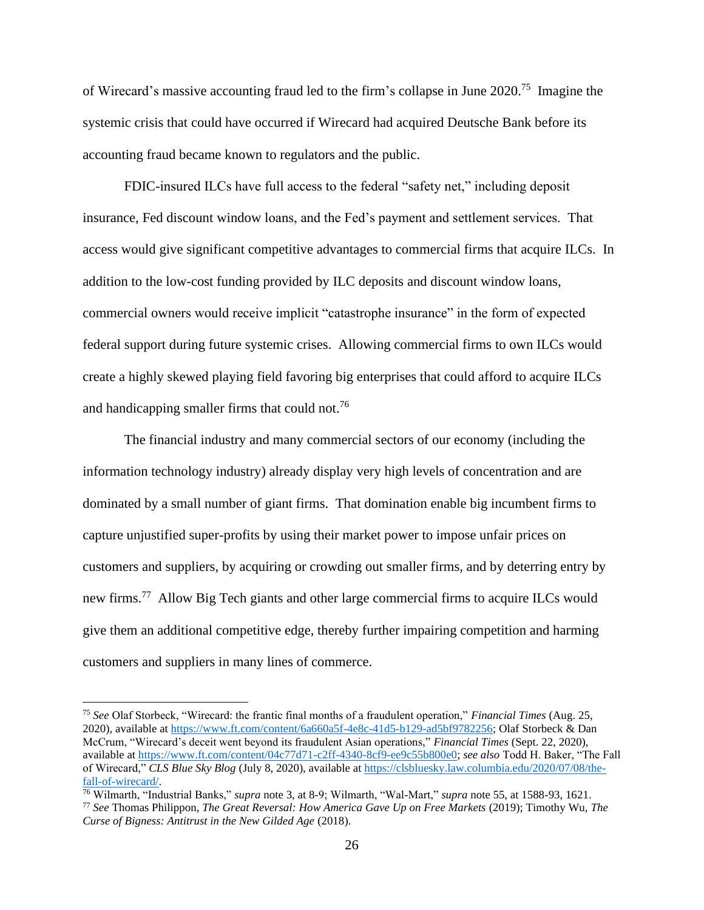of Wirecard's massive accounting fraud led to the firm's collapse in June 2020.[75] Imagine the systemic crisis that could have occurred if Wirecard had acquired Deutsche Bank before its accounting fraud became known to regulators and the public.

FDIC-insured ILCs have full access to the federal "safety net," including deposit insurance, Fed discount window loans, and the Fed's payment and settlement services. That access would give significant competitive advantages to commercial firms that acquire ILCs. In addition to the low-cost funding provided by ILC deposits and discount window loans, commercial owners would receive implicit "catastrophe insurance" in the form of expected federal support during future systemic crises. Allowing commercial firms to own ILCs would create a highly skewed playing field favoring big enterprises that could afford to acquire ILCs and handicapping smaller firms that could not.[76]

The financial industry and many commercial sectors of our economy (including the information technology industry) already display very high levels of concentration and are dominated by a small number of giant firms. That domination enable big incumbent firms to capture unjustified super-profits by using their market power to impose unfair prices on customers and suppliers, by acquiring or crowding out smaller firms, and by deterring entry by new firms.[77] Allow Big Tech giants and other large commercial firms to acquire ILCs would give them an additional competitive edge, thereby further impairing competition and harming customers and suppliers in many lines of commerce.

---

[75] *See* Olaf Storbeck, "Wirecard: the frantic final months of a fraudulent operation," *Financial Times* (Aug. 25, 2020), available at https://www.ft.com/content/6a660a5f-4e8c-41d5-b129-ad5bf9782256; Olaf Storbeck & Dan McCrum, "Wirecard's deceit went beyond its fraudulent Asian operations," *Financial Times* (Sept. 22, 2020), available at https://www.ft.com/content/04c77d71-c2ff-4340-8cf9-ee9c55b800e0; *see also* Todd H. Baker, "The Fall of Wirecard," *CLS Blue Sky Blog* (July 8, 2020), available at https://clsbluesky.law.columbia.edu/2020/07/08/the-fall-of-wirecard/.

[76] Wilmarth, "Industrial Banks," *supra* note 3, at 8-9; Wilmarth, "Wal-Mart," *supra* note 55, at 1588-93, 1621.

[77] *See* Thomas Philippon, *The Great Reversal: How America Gave Up on Free Markets* (2019); Timothy Wu, *The Curse of Bigness: Antitrust in the New Gilded Age* (2018).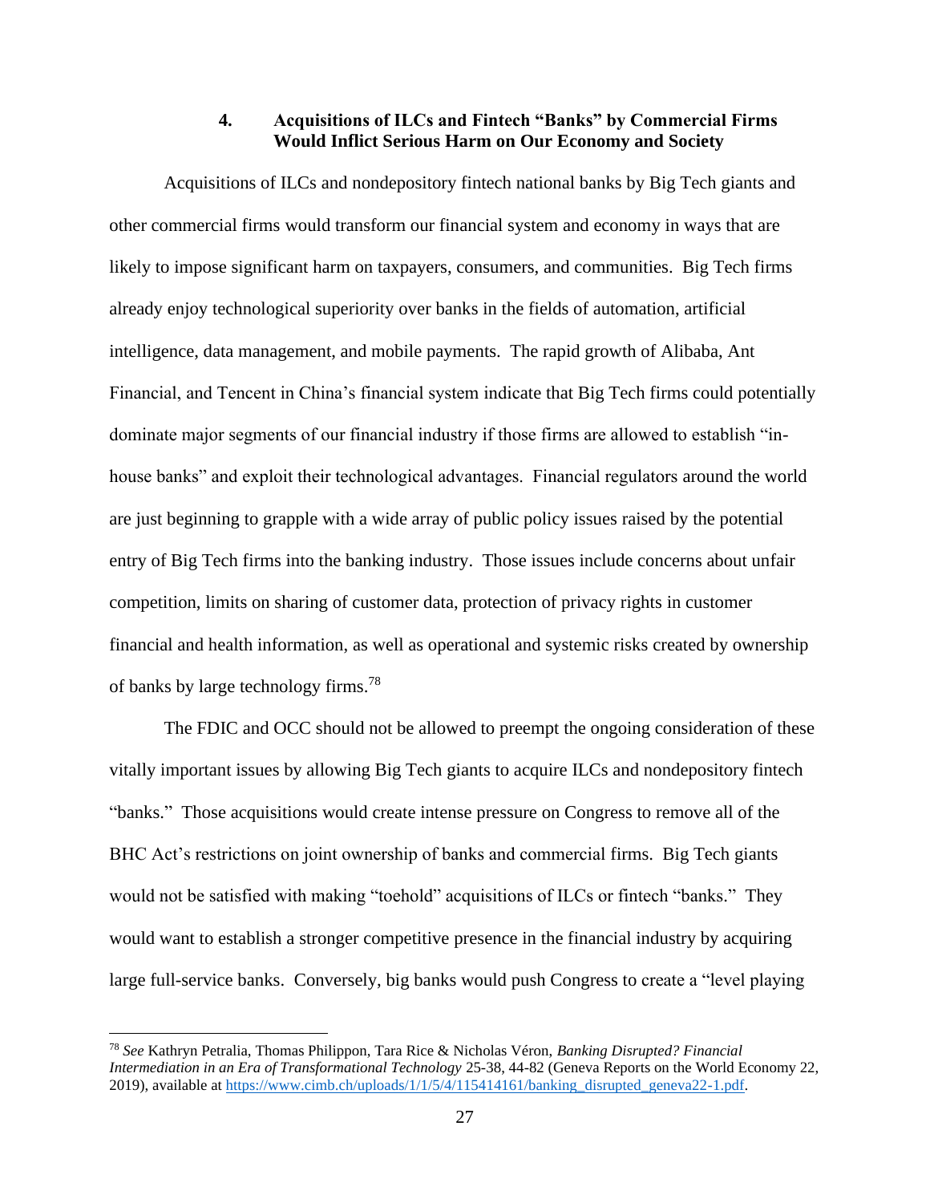#### 4. Acquisitions of ILCs and Fintech "Banks" by Commercial Firms Would Inflict Serious Harm on Our Economy and Society

Acquisitions of ILCs and nondepository fintech national banks by Big Tech giants and other commercial firms would transform our financial system and economy in ways that are likely to impose significant harm on taxpayers, consumers, and communities. Big Tech firms already enjoy technological superiority over banks in the fields of automation, artificial intelligence, data management, and mobile payments. The rapid growth of Alibaba, Ant Financial, and Tencent in China's financial system indicate that Big Tech firms could potentially dominate major segments of our financial industry if those firms are allowed to establish "in-house banks" and exploit their technological advantages. Financial regulators around the world are just beginning to grapple with a wide array of public policy issues raised by the potential entry of Big Tech firms into the banking industry. Those issues include concerns about unfair competition, limits on sharing of customer data, protection of privacy rights in customer financial and health information, as well as operational and systemic risks created by ownership of banks by large technology firms.[78]

The FDIC and OCC should not be allowed to preempt the ongoing consideration of these vitally important issues by allowing Big Tech giants to acquire ILCs and nondepository fintech "banks." Those acquisitions would create intense pressure on Congress to remove all of the BHC Act's restrictions on joint ownership of banks and commercial firms. Big Tech giants would not be satisfied with making "toehold" acquisitions of ILCs or fintech "banks." They would want to establish a stronger competitive presence in the financial industry by acquiring large full-service banks. Conversely, big banks would push Congress to create a "level playing

---

[78] *See* Kathryn Petralia, Thomas Philippon, Tara Rice & Nicholas Véron, *Banking Disrupted? Financial Intermediation in an Era of Transformational Technology* 25-38, 44-82 (Geneva Reports on the World Economy 22, 2019), available at https://www.cimb.ch/uploads/1/1/5/4/115414161/banking_disrupted_geneva22-1.pdf.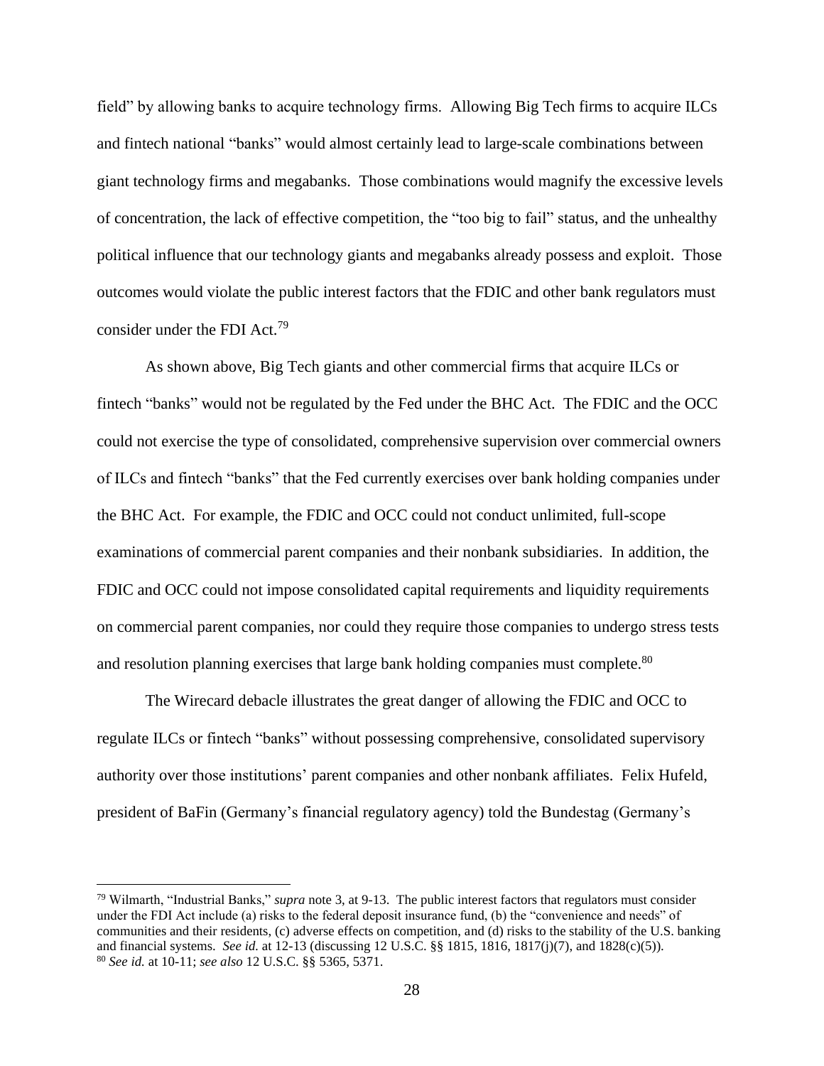field" by allowing banks to acquire technology firms. Allowing Big Tech firms to acquire ILCs and fintech national "banks" would almost certainly lead to large-scale combinations between giant technology firms and megabanks. Those combinations would magnify the excessive levels of concentration, the lack of effective competition, the "too big to fail" status, and the unhealthy political influence that our technology giants and megabanks already possess and exploit. Those outcomes would violate the public interest factors that the FDIC and other bank regulators must consider under the FDI Act.[79]

As shown above, Big Tech giants and other commercial firms that acquire ILCs or fintech "banks" would not be regulated by the Fed under the BHC Act. The FDIC and the OCC could not exercise the type of consolidated, comprehensive supervision over commercial owners of ILCs and fintech "banks" that the Fed currently exercises over bank holding companies under the BHC Act. For example, the FDIC and OCC could not conduct unlimited, full-scope examinations of commercial parent companies and their nonbank subsidiaries. In addition, the FDIC and OCC could not impose consolidated capital requirements and liquidity requirements on commercial parent companies, nor could they require those companies to undergo stress tests and resolution planning exercises that large bank holding companies must complete.[80]

The Wirecard debacle illustrates the great danger of allowing the FDIC and OCC to regulate ILCs or fintech "banks" without possessing comprehensive, consolidated supervisory authority over those institutions' parent companies and other nonbank affiliates. Felix Hufeld, president of BaFin (Germany's financial regulatory agency) told the Bundestag (Germany's

---

[79] Wilmarth, "Industrial Banks," *supra* note 3, at 9-13. The public interest factors that regulators must consider under the FDI Act include (a) risks to the federal deposit insurance fund, (b) the "convenience and needs" of communities and their residents, (c) adverse effects on competition, and (d) risks to the stability of the U.S. banking and financial systems. *See id.* at 12-13 (discussing 12 U.S.C. §§ 1815, 1816, 1817(j)(7), and 1828(c)(5)).

[80] *See id.* at 10-11; *see also* 12 U.S.C. §§ 5365, 5371.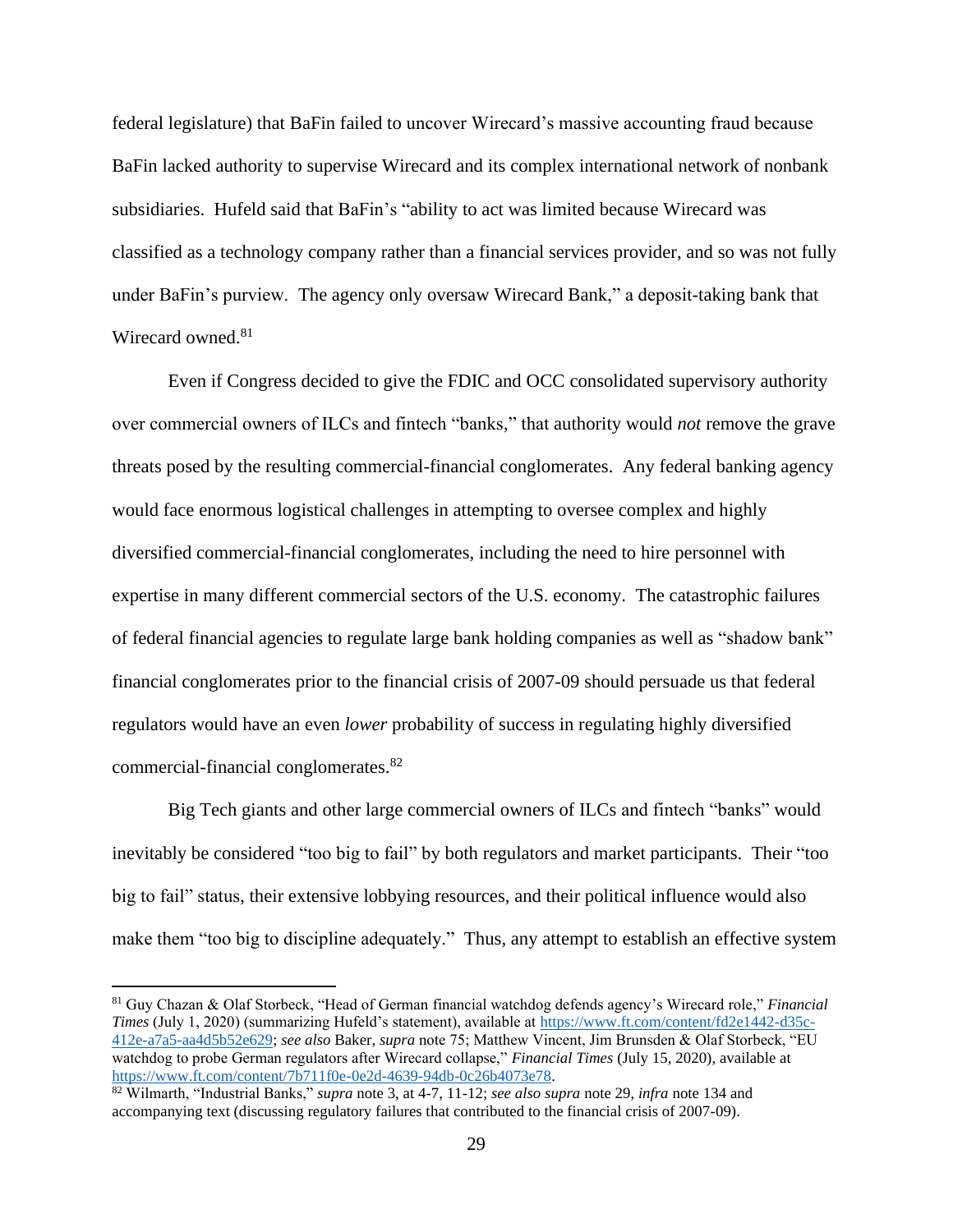federal legislature) that BaFin failed to uncover Wirecard's massive accounting fraud because BaFin lacked authority to supervise Wirecard and its complex international network of nonbank subsidiaries. Hufeld said that BaFin's "ability to act was limited because Wirecard was classified as a technology company rather than a financial services provider, and so was not fully under BaFin's purview. The agency only oversaw Wirecard Bank," a deposit-taking bank that Wirecard owned.[81]

Even if Congress decided to give the FDIC and OCC consolidated supervisory authority over commercial owners of ILCs and fintech "banks," that authority would *not* remove the grave threats posed by the resulting commercial-financial conglomerates. Any federal banking agency would face enormous logistical challenges in attempting to oversee complex and highly diversified commercial-financial conglomerates, including the need to hire personnel with expertise in many different commercial sectors of the U.S. economy. The catastrophic failures of federal financial agencies to regulate large bank holding companies as well as "shadow bank" financial conglomerates prior to the financial crisis of 2007-09 should persuade us that federal regulators would have an even *lower* probability of success in regulating highly diversified commercial-financial conglomerates.[82]

Big Tech giants and other large commercial owners of ILCs and fintech "banks" would inevitably be considered "too big to fail" by both regulators and market participants. Their "too big to fail" status, their extensive lobbying resources, and their political influence would also make them "too big to discipline adequately." Thus, any attempt to establish an effective system

---

[81] Guy Chazan & Olaf Storbeck, "Head of German financial watchdog defends agency's Wirecard role," *Financial Times* (July 1, 2020) (summarizing Hufeld's statement), available at https://www.ft.com/content/fd2e1442-d35c-412e-a7a5-aa4d5b52e629; *see also* Baker, *supra* note 75; Matthew Vincent, Jim Brunsden & Olaf Storbeck, "EU watchdog to probe German regulators after Wirecard collapse," *Financial Times* (July 15, 2020), available at https://www.ft.com/content/7b711f0e-0e2d-4639-94db-0c26b4073e78.

[82] Wilmarth, "Industrial Banks," *supra* note 3, at 4-7, 11-12; *see also supra* note 29, *infra* note 134 and accompanying text (discussing regulatory failures that contributed to the financial crisis of 2007-09).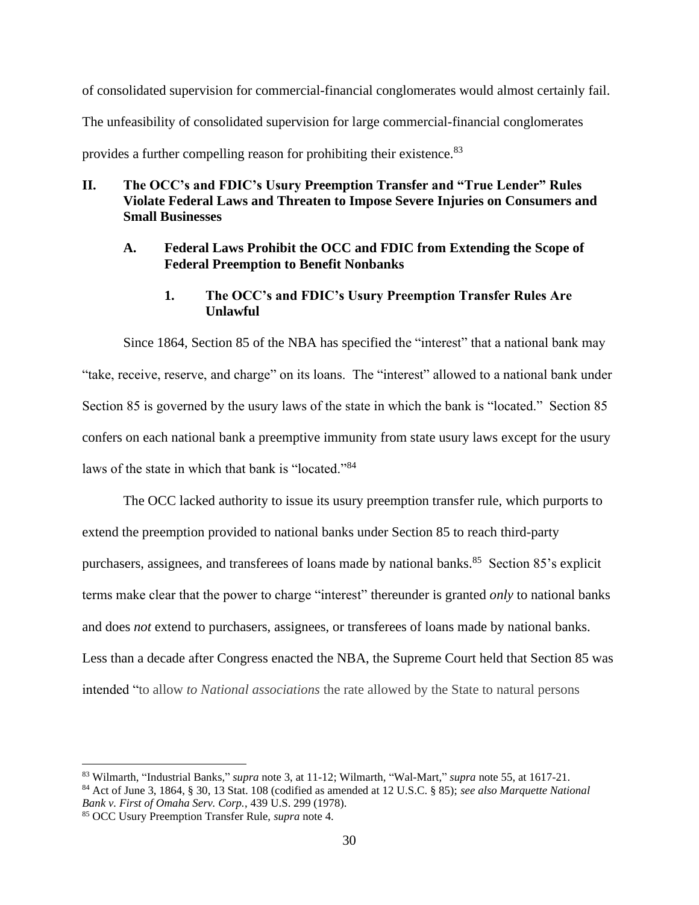of consolidated supervision for commercial-financial conglomerates would almost certainly fail. The unfeasibility of consolidated supervision for large commercial-financial conglomerates provides a further compelling reason for prohibiting their existence.[83]

## II. The OCC's and FDIC's Usury Preemption Transfer and "True Lender" Rules Violate Federal Laws and Threaten to Impose Severe Injuries on Consumers and Small Businesses

### A. Federal Laws Prohibit the OCC and FDIC from Extending the Scope of Federal Preemption to Benefit Nonbanks

#### 1. The OCC's and FDIC's Usury Preemption Transfer Rules Are Unlawful

Since 1864, Section 85 of the NBA has specified the "interest" that a national bank may "take, receive, reserve, and charge" on its loans. The "interest" allowed to a national bank under Section 85 is governed by the usury laws of the state in which the bank is "located." Section 85 confers on each national bank a preemptive immunity from state usury laws except for the usury laws of the state in which that bank is "located."[84]

The OCC lacked authority to issue its usury preemption transfer rule, which purports to extend the preemption provided to national banks under Section 85 to reach third-party purchasers, assignees, and transferees of loans made by national banks.[85] Section 85's explicit terms make clear that the power to charge "interest" thereunder is granted *only* to national banks and does *not* extend to purchasers, assignees, or transferees of loans made by national banks. Less than a decade after Congress enacted the NBA, the Supreme Court held that Section 85 was intended "to allow *to National associations* the rate allowed by the State to natural persons

---

[83] Wilmarth, "Industrial Banks," *supra* note 3, at 11-12; Wilmarth, "Wal-Mart," *supra* note 55, at 1617-21.

[84] Act of June 3, 1864, § 30, 13 Stat. 108 (codified as amended at 12 U.S.C. § 85); *see also Marquette National Bank v. First of Omaha Serv. Corp.*, 439 U.S. 299 (1978).

[85] OCC Usury Preemption Transfer Rule, *supra* note 4.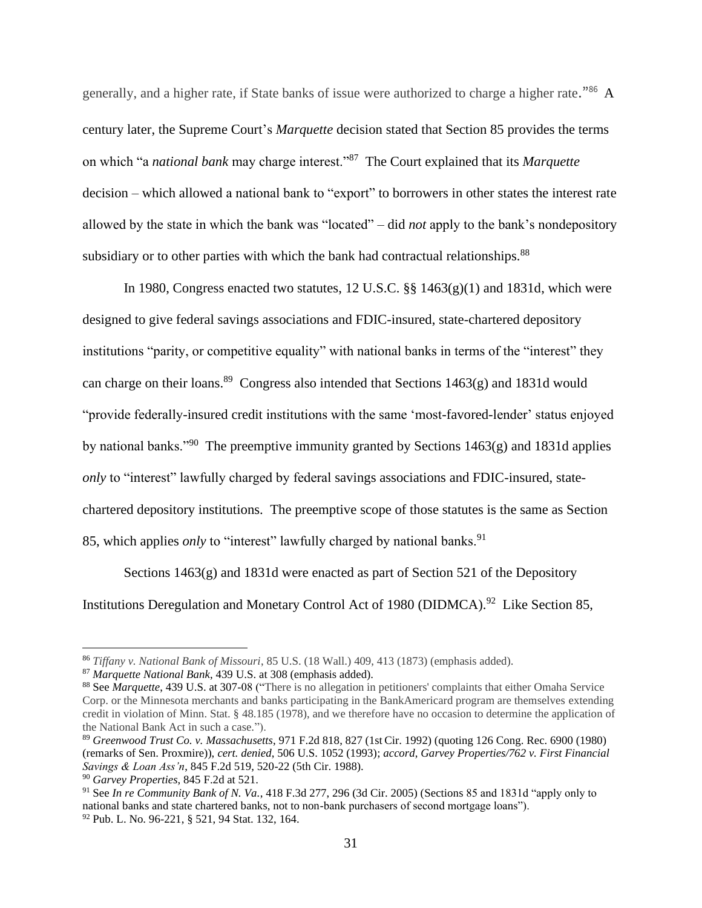generally, and a higher rate, if State banks of issue were authorized to charge a higher rate."[86] A century later, the Supreme Court's *Marquette* decision stated that Section 85 provides the terms on which "a *national bank* may charge interest."[87] The Court explained that its *Marquette* decision – which allowed a national bank to "export" to borrowers in other states the interest rate allowed by the state in which the bank was "located" – did *not* apply to the bank's nondepository subsidiary or to other parties with which the bank had contractual relationships.[88]

In 1980, Congress enacted two statutes, 12 U.S.C. §§ 1463(g)(1) and 1831d, which were designed to give federal savings associations and FDIC-insured, state-chartered depository institutions "parity, or competitive equality" with national banks in terms of the "interest" they can charge on their loans.[89] Congress also intended that Sections 1463(g) and 1831d would "provide federally-insured credit institutions with the same 'most-favored-lender' status enjoyed by national banks."[90] The preemptive immunity granted by Sections 1463(g) and 1831d applies *only* to "interest" lawfully charged by federal savings associations and FDIC-insured, state-chartered depository institutions. The preemptive scope of those statutes is the same as Section 85, which applies *only* to "interest" lawfully charged by national banks.[91]

Sections 1463(g) and 1831d were enacted as part of Section 521 of the Depository Institutions Deregulation and Monetary Control Act of 1980 (DIDMCA).[92] Like Section 85,

---

[86] *Tiffany v. National Bank of Missouri*, 85 U.S. (18 Wall.) 409, 413 (1873) (emphasis added).

[87] *Marquette National Bank*, 439 U.S. at 308 (emphasis added).

[88] See *Marquette*, 439 U.S. at 307-08 ("There is no allegation in petitioners' complaints that either Omaha Service Corp. or the Minnesota merchants and banks participating in the BankAmericard program are themselves extending credit in violation of Minn. Stat. § 48.185 (1978), and we therefore have no occasion to determine the application of the National Bank Act in such a case.").

[89] *Greenwood Trust Co. v. Massachusetts*, 971 F.2d 818, 827 (1st Cir. 1992) (quoting 126 Cong. Rec. 6900 (1980) (remarks of Sen. Proxmire)), *cert. denied*, 506 U.S. 1052 (1993); *accord*, *Garvey Properties/762 v. First Financial Savings & Loan Ass'n*, 845 F.2d 519, 520-22 (5th Cir. 1988).

[90] *Garvey Properties*, 845 F.2d at 521.

[91] See *In re Community Bank of N. Va.*, 418 F.3d 277, 296 (3d Cir. 2005) (Sections 85 and 1831d "apply only to national banks and state chartered banks, not to non-bank purchasers of second mortgage loans").

[92] Pub. L. No. 96-221, § 521, 94 Stat. 132, 164.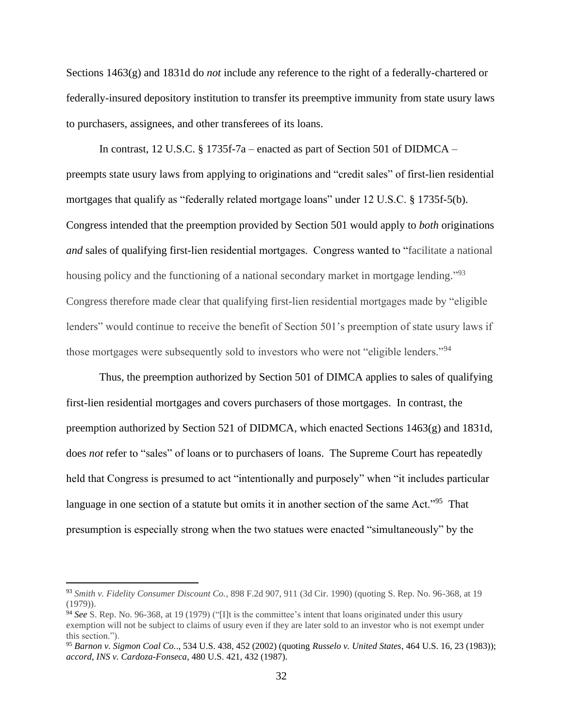Sections 1463(g) and 1831d do *not* include any reference to the right of a federally-chartered or federally-insured depository institution to transfer its preemptive immunity from state usury laws to purchasers, assignees, and other transferees of its loans.

In contrast, 12 U.S.C. § 1735f-7a – enacted as part of Section 501 of DIDMCA – preempts state usury laws from applying to originations and "credit sales" of first-lien residential mortgages that qualify as "federally related mortgage loans" under 12 U.S.C. § 1735f-5(b). Congress intended that the preemption provided by Section 501 would apply to *both* originations *and* sales of qualifying first-lien residential mortgages. Congress wanted to "facilitate a national housing policy and the functioning of a national secondary market in mortgage lending."[93] Congress therefore made clear that qualifying first-lien residential mortgages made by "eligible lenders" would continue to receive the benefit of Section 501's preemption of state usury laws if those mortgages were subsequently sold to investors who were not "eligible lenders."[94]

Thus, the preemption authorized by Section 501 of DIMCA applies to sales of qualifying first-lien residential mortgages and covers purchasers of those mortgages. In contrast, the preemption authorized by Section 521 of DIDMCA, which enacted Sections 1463(g) and 1831d, does *not* refer to "sales" of loans or to purchasers of loans. The Supreme Court has repeatedly held that Congress is presumed to act "intentionally and purposely" when "it includes particular language in one section of a statute but omits it in another section of the same Act."[95] That presumption is especially strong when the two statues were enacted "simultaneously" by the

---

[93] *Smith v. Fidelity Consumer Discount Co.*, 898 F.2d 907, 911 (3d Cir. 1990) (quoting S. Rep. No. 96-368, at 19 (1979)).

[94] *See* S. Rep. No. 96-368, at 19 (1979) ("[I]t is the committee's intent that loans originated under this usury exemption will not be subject to claims of usury even if they are later sold to an investor who is not exempt under this section.").

[95] *Barnon v. Sigmon Coal Co.*., 534 U.S. 438, 452 (2002) (quoting *Russelo v. United States*, 464 U.S. 16, 23 (1983)); *accord*, *INS v. Cardoza-Fonseca*, 480 U.S. 421, 432 (1987).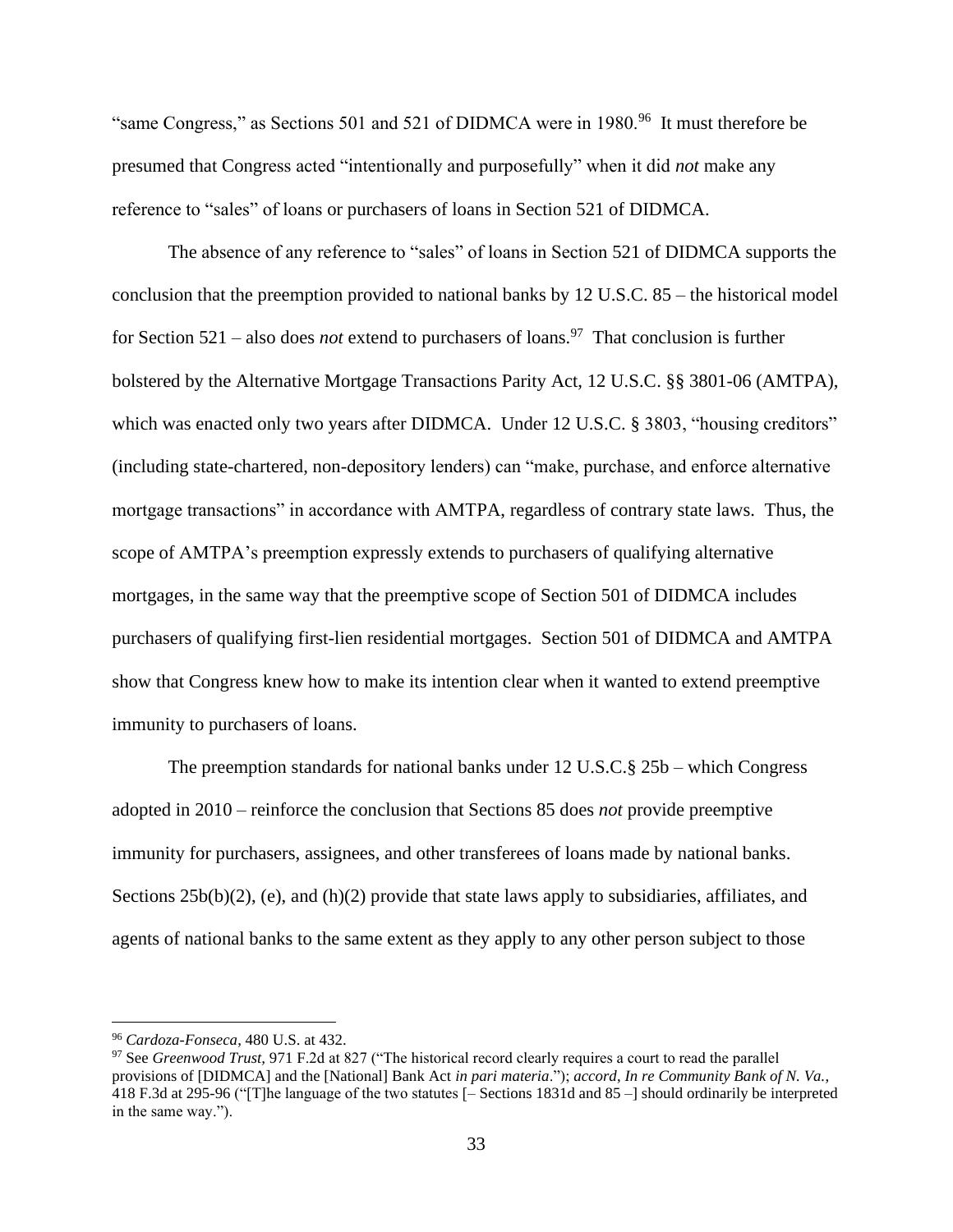"same Congress," as Sections 501 and 521 of DIDMCA were in 1980.[96] It must therefore be presumed that Congress acted "intentionally and purposefully" when it did *not* make any reference to "sales" of loans or purchasers of loans in Section 521 of DIDMCA.

The absence of any reference to "sales" of loans in Section 521 of DIDMCA supports the conclusion that the preemption provided to national banks by 12 U.S.C. 85 – the historical model for Section 521 – also does *not* extend to purchasers of loans.[97] That conclusion is further bolstered by the Alternative Mortgage Transactions Parity Act, 12 U.S.C. §§ 3801-06 (AMTPA), which was enacted only two years after DIDMCA. Under 12 U.S.C. § 3803, "housing creditors" (including state-chartered, non-depository lenders) can "make, purchase, and enforce alternative mortgage transactions" in accordance with AMTPA, regardless of contrary state laws. Thus, the scope of AMTPA's preemption expressly extends to purchasers of qualifying alternative mortgages, in the same way that the preemptive scope of Section 501 of DIDMCA includes purchasers of qualifying first-lien residential mortgages. Section 501 of DIDMCA and AMTPA show that Congress knew how to make its intention clear when it wanted to extend preemptive immunity to purchasers of loans.

The preemption standards for national banks under 12 U.S.C.§ 25b – which Congress adopted in 2010 – reinforce the conclusion that Sections 85 does *not* provide preemptive immunity for purchasers, assignees, and other transferees of loans made by national banks. Sections 25b(b)(2), (e), and (h)(2) provide that state laws apply to subsidiaries, affiliates, and agents of national banks to the same extent as they apply to any other person subject to those

---

[96] *Cardoza-Fonseca*, 480 U.S. at 432.

[97] See *Greenwood Trust*, 971 F.2d at 827 ("The historical record clearly requires a court to read the parallel provisions of [DIDMCA] and the [National] Bank Act *in pari materia*."); *accord*, *In re Community Bank of N. Va.*, 418 F.3d at 295-96 ("[T]he language of the two statutes [– Sections 1831d and 85 –] should ordinarily be interpreted in the same way.").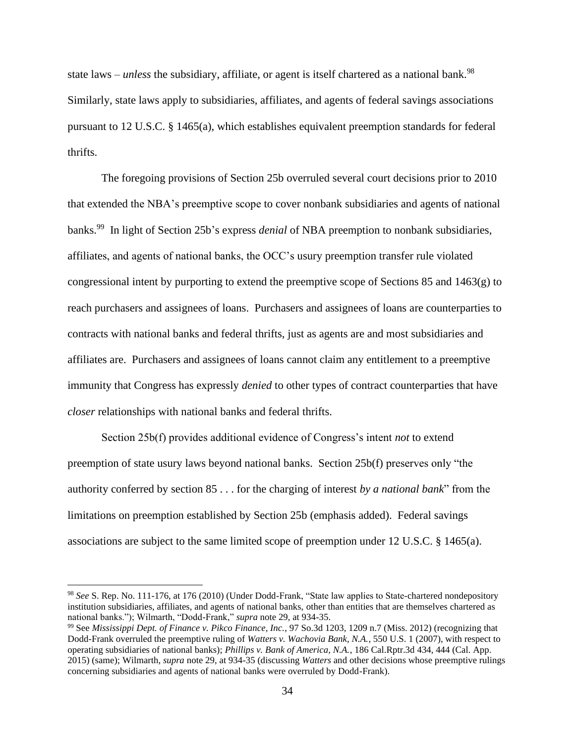state laws – *unless* the subsidiary, affiliate, or agent is itself chartered as a national bank.[98] Similarly, state laws apply to subsidiaries, affiliates, and agents of federal savings associations pursuant to 12 U.S.C. § 1465(a), which establishes equivalent preemption standards for federal thrifts.

The foregoing provisions of Section 25b overruled several court decisions prior to 2010 that extended the NBA's preemptive scope to cover nonbank subsidiaries and agents of national banks.[99] In light of Section 25b's express *denial* of NBA preemption to nonbank subsidiaries, affiliates, and agents of national banks, the OCC's usury preemption transfer rule violated congressional intent by purporting to extend the preemptive scope of Sections 85 and 1463(g) to reach purchasers and assignees of loans. Purchasers and assignees of loans are counterparties to contracts with national banks and federal thrifts, just as agents are and most subsidiaries and affiliates are. Purchasers and assignees of loans cannot claim any entitlement to a preemptive immunity that Congress has expressly *denied* to other types of contract counterparties that have *closer* relationships with national banks and federal thrifts.

Section 25b(f) provides additional evidence of Congress's intent *not* to extend preemption of state usury laws beyond national banks. Section 25b(f) preserves only "the authority conferred by section 85 . . . for the charging of interest *by a national bank*" from the limitations on preemption established by Section 25b (emphasis added). Federal savings associations are subject to the same limited scope of preemption under 12 U.S.C. § 1465(a).

---

[98] *See* S. Rep. No. 111-176, at 176 (2010) (Under Dodd-Frank, "State law applies to State-chartered nondepository institution subsidiaries, affiliates, and agents of national banks, other than entities that are themselves chartered as national banks."); Wilmarth, "Dodd-Frank," *supra* note 29, at 934-35.

[99] See *Mississippi Dept. of Finance v. Pikco Finance, Inc.*, 97 So.3d 1203, 1209 n.7 (Miss. 2012) (recognizing that Dodd-Frank overruled the preemptive ruling of *Watters v. Wachovia Bank, N.A.*, 550 U.S. 1 (2007), with respect to operating subsidiaries of national banks); *Phillips v. Bank of America, N.A.*, 186 Cal.Rptr.3d 434, 444 (Cal. App. 2015) (same); Wilmarth, *supra* note 29, at 934-35 (discussing *Watters* and other decisions whose preemptive rulings concerning subsidiaries and agents of national banks were overruled by Dodd-Frank).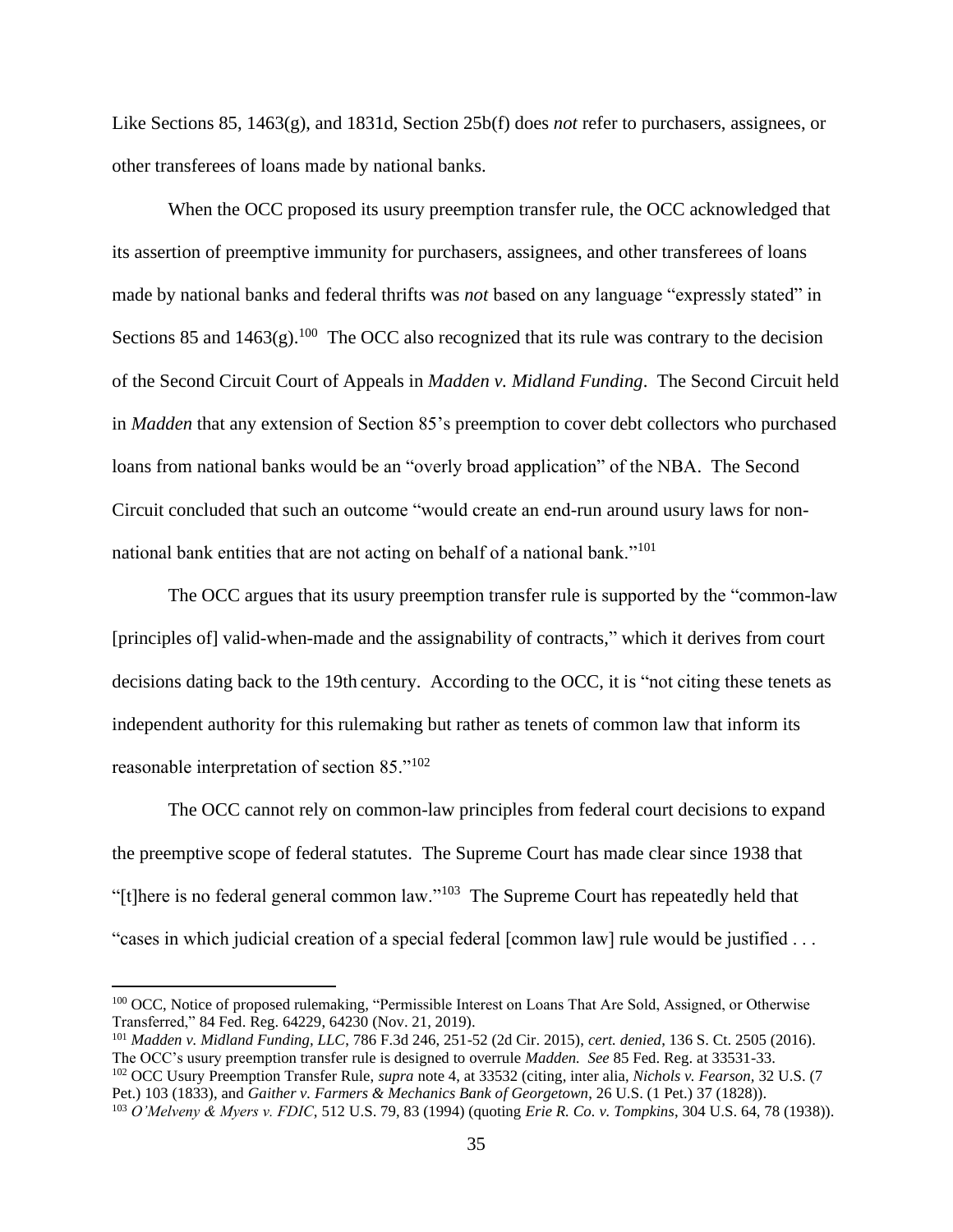Like Sections 85, 1463(g), and 1831d, Section 25b(f) does *not* refer to purchasers, assignees, or other transferees of loans made by national banks.

When the OCC proposed its usury preemption transfer rule, the OCC acknowledged that its assertion of preemptive immunity for purchasers, assignees, and other transferees of loans made by national banks and federal thrifts was *not* based on any language "expressly stated" in Sections 85 and 1463(g).[100] The OCC also recognized that its rule was contrary to the decision of the Second Circuit Court of Appeals in *Madden v. Midland Funding*. The Second Circuit held in *Madden* that any extension of Section 85's preemption to cover debt collectors who purchased loans from national banks would be an "overly broad application" of the NBA. The Second Circuit concluded that such an outcome "would create an end-run around usury laws for non-national bank entities that are not acting on behalf of a national bank."[101]

The OCC argues that its usury preemption transfer rule is supported by the "common-law [principles of] valid-when-made and the assignability of contracts," which it derives from court decisions dating back to the 19th century. According to the OCC, it is "not citing these tenets as independent authority for this rulemaking but rather as tenets of common law that inform its reasonable interpretation of section 85."[102]

The OCC cannot rely on common-law principles from federal court decisions to expand the preemptive scope of federal statutes. The Supreme Court has made clear since 1938 that "[t]here is no federal general common law."[103] The Supreme Court has repeatedly held that "cases in which judicial creation of a special federal [common law] rule would be justified . . .

---

[100] OCC, Notice of proposed rulemaking, "Permissible Interest on Loans That Are Sold, Assigned, or Otherwise Transferred," 84 Fed. Reg. 64229, 64230 (Nov. 21, 2019).

[101] *Madden v. Midland Funding, LLC*, 786 F.3d 246, 251-52 (2d Cir. 2015), *cert. denied*, 136 S. Ct. 2505 (2016). The OCC's usury preemption transfer rule is designed to overrule *Madden*. *See* 85 Fed. Reg. at 33531-33.

[102] OCC Usury Preemption Transfer Rule, *supra* note 4, at 33532 (citing, inter alia, *Nichols v. Fearson*, 32 U.S. (7 Pet.) 103 (1833), and *Gaither v. Farmers & Mechanics Bank of Georgetown*, 26 U.S. (1 Pet.) 37 (1828)).

[103] *O'Melveny & Myers v. FDIC*, 512 U.S. 79, 83 (1994) (quoting *Erie R. Co. v. Tompkins*, 304 U.S. 64, 78 (1938)).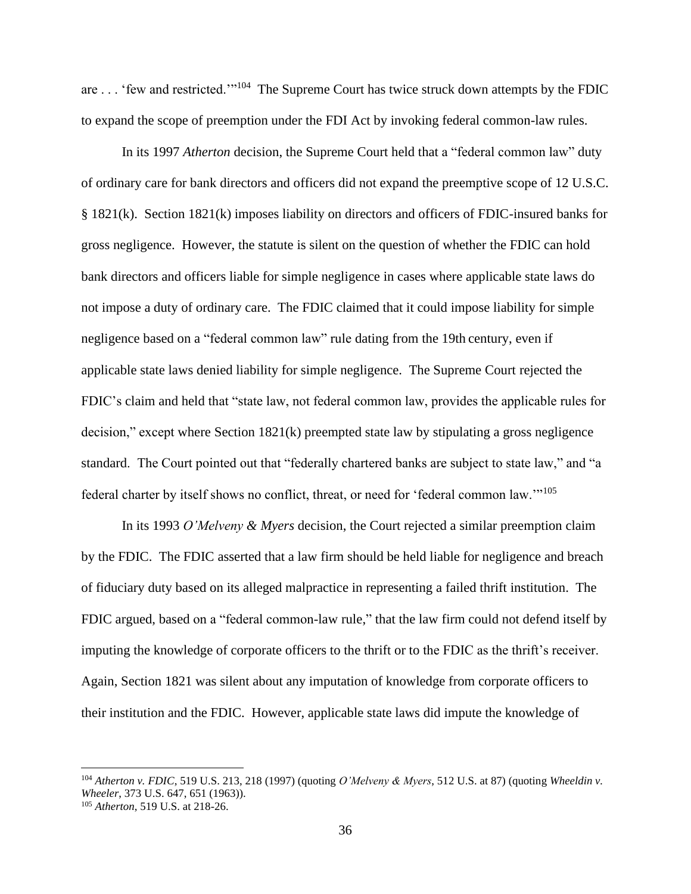are . . . 'few and restricted.'"[104] The Supreme Court has twice struck down attempts by the FDIC to expand the scope of preemption under the FDI Act by invoking federal common-law rules.

In its 1997 *Atherton* decision, the Supreme Court held that a "federal common law" duty of ordinary care for bank directors and officers did not expand the preemptive scope of 12 U.S.C. § 1821(k). Section 1821(k) imposes liability on directors and officers of FDIC-insured banks for gross negligence. However, the statute is silent on the question of whether the FDIC can hold bank directors and officers liable for simple negligence in cases where applicable state laws do not impose a duty of ordinary care. The FDIC claimed that it could impose liability for simple negligence based on a "federal common law" rule dating from the 19th century, even if applicable state laws denied liability for simple negligence. The Supreme Court rejected the FDIC's claim and held that "state law, not federal common law, provides the applicable rules for decision," except where Section 1821(k) preempted state law by stipulating a gross negligence standard. The Court pointed out that "federally chartered banks are subject to state law," and "a federal charter by itself shows no conflict, threat, or need for 'federal common law.'"[105]

In its 1993 *O'Melveny & Myers* decision, the Court rejected a similar preemption claim by the FDIC. The FDIC asserted that a law firm should be held liable for negligence and breach of fiduciary duty based on its alleged malpractice in representing a failed thrift institution. The FDIC argued, based on a "federal common-law rule," that the law firm could not defend itself by imputing the knowledge of corporate officers to the thrift or to the FDIC as the thrift's receiver. Again, Section 1821 was silent about any imputation of knowledge from corporate officers to their institution and the FDIC. However, applicable state laws did impute the knowledge of

---

[104] *Atherton v. FDIC*, 519 U.S. 213, 218 (1997) (quoting *O'Melveny & Myers*, 512 U.S. at 87) (quoting *Wheeldin v. Wheeler*, 373 U.S. 647, 651 (1963)).

[105] *Atherton*, 519 U.S. at 218-26.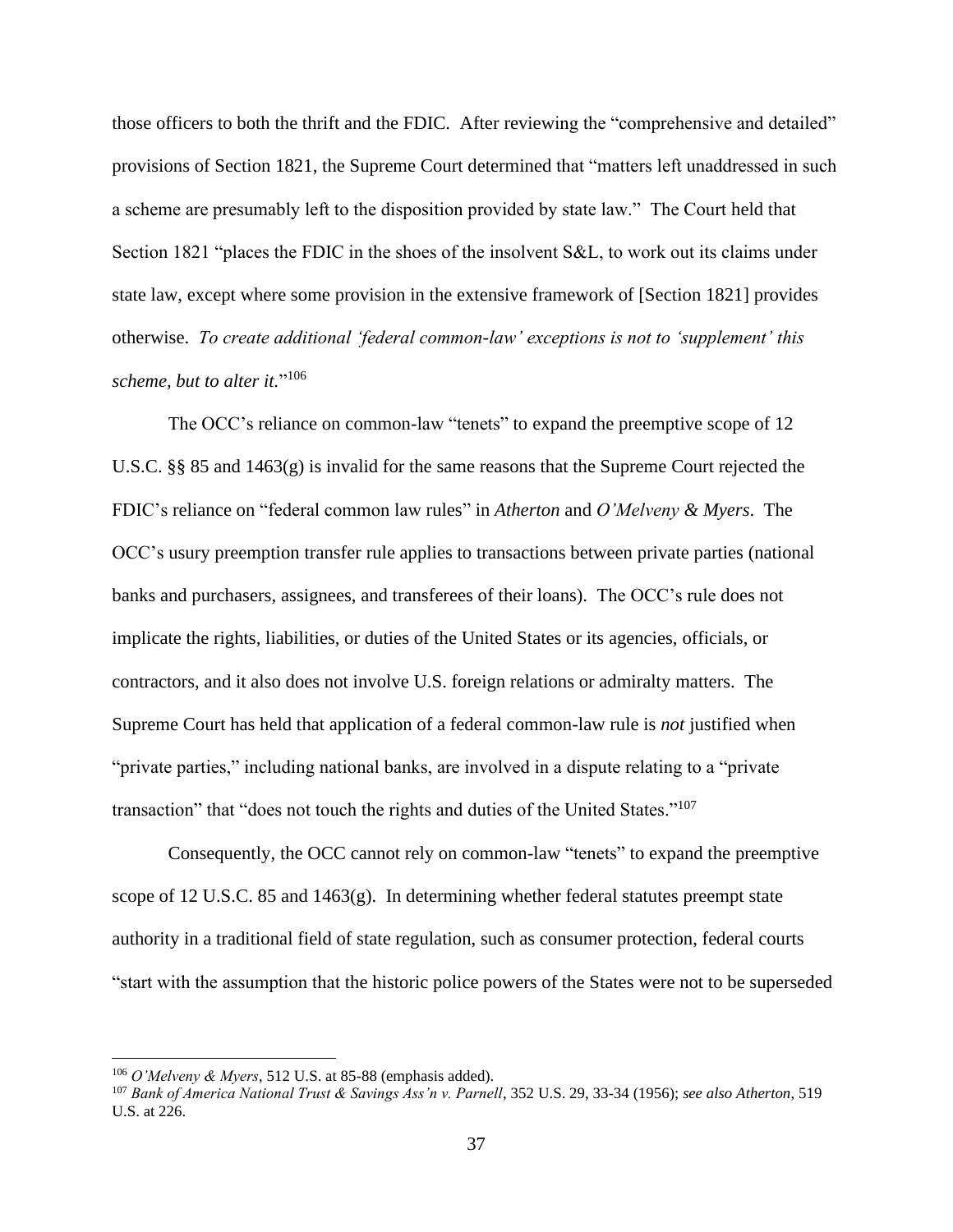those officers to both the thrift and the FDIC. After reviewing the "comprehensive and detailed" provisions of Section 1821, the Supreme Court determined that "matters left unaddressed in such a scheme are presumably left to the disposition provided by state law." The Court held that Section 1821 "places the FDIC in the shoes of the insolvent S&L, to work out its claims under state law, except where some provision in the extensive framework of [Section 1821] provides otherwise. *To create additional 'federal common-law' exceptions is not to 'supplement' this scheme, but to alter it.*"[106]

The OCC's reliance on common-law "tenets" to expand the preemptive scope of 12 U.S.C. §§ 85 and 1463(g) is invalid for the same reasons that the Supreme Court rejected the FDIC's reliance on "federal common law rules" in *Atherton* and *O'Melveny & Myers*. The OCC's usury preemption transfer rule applies to transactions between private parties (national banks and purchasers, assignees, and transferees of their loans). The OCC's rule does not implicate the rights, liabilities, or duties of the United States or its agencies, officials, or contractors, and it also does not involve U.S. foreign relations or admiralty matters. The Supreme Court has held that application of a federal common-law rule is *not* justified when "private parties," including national banks, are involved in a dispute relating to a "private transaction" that "does not touch the rights and duties of the United States."[107]

Consequently, the OCC cannot rely on common-law "tenets" to expand the preemptive scope of 12 U.S.C. 85 and 1463(g). In determining whether federal statutes preempt state authority in a traditional field of state regulation, such as consumer protection, federal courts "start with the assumption that the historic police powers of the States were not to be superseded

---

[106] *O'Melveny & Myers*, 512 U.S. at 85-88 (emphasis added).

[107] *Bank of America National Trust & Savings Ass'n v. Parnell*, 352 U.S. 29, 33-34 (1956); *see also Atherton*, 519 U.S. at 226.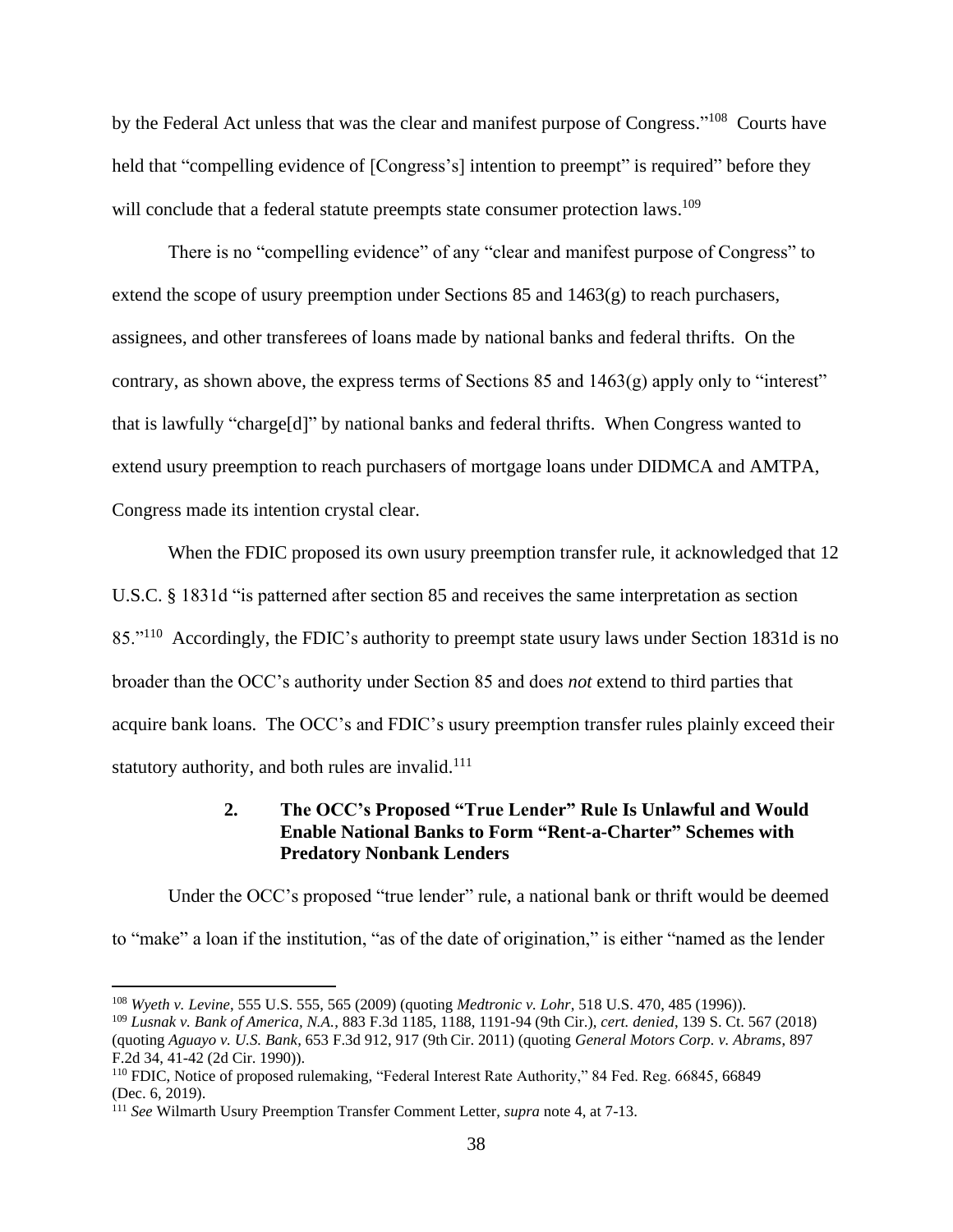by the Federal Act unless that was the clear and manifest purpose of Congress."[108] Courts have held that "compelling evidence of [Congress's] intention to preempt" is required" before they will conclude that a federal statute preempts state consumer protection laws.[109]

There is no "compelling evidence" of any "clear and manifest purpose of Congress" to extend the scope of usury preemption under Sections 85 and 1463(g) to reach purchasers, assignees, and other transferees of loans made by national banks and federal thrifts. On the contrary, as shown above, the express terms of Sections 85 and 1463(g) apply only to "interest" that is lawfully "charge[d]" by national banks and federal thrifts. When Congress wanted to extend usury preemption to reach purchasers of mortgage loans under DIDMCA and AMTPA, Congress made its intention crystal clear.

When the FDIC proposed its own usury preemption transfer rule, it acknowledged that 12 U.S.C. § 1831d "is patterned after section 85 and receives the same interpretation as section 85."[110] Accordingly, the FDIC's authority to preempt state usury laws under Section 1831d is no broader than the OCC's authority under Section 85 and does *not* extend to third parties that acquire bank loans. The OCC's and FDIC's usury preemption transfer rules plainly exceed their statutory authority, and both rules are invalid.[111]

### 2. The OCC's Proposed "True Lender" Rule Is Unlawful and Would Enable National Banks to Form "Rent-a-Charter" Schemes with Predatory Nonbank Lenders

Under the OCC's proposed "true lender" rule, a national bank or thrift would be deemed to "make" a loan if the institution, "as of the date of origination," is either "named as the lender

---

[108] *Wyeth v. Levine*, 555 U.S. 555, 565 (2009) (quoting *Medtronic v. Lohr*, 518 U.S. 470, 485 (1996)).

[109] *Lusnak v. Bank of America, N.A.*, 883 F.3d 1185, 1188, 1191-94 (9th Cir.), *cert. denied*, 139 S. Ct. 567 (2018) (quoting *Aguayo v. U.S. Bank*, 653 F.3d 912, 917 (9th Cir. 2011) (quoting *General Motors Corp. v. Abrams*, 897 F.2d 34, 41-42 (2d Cir. 1990)).

[110] FDIC, Notice of proposed rulemaking, "Federal Interest Rate Authority," 84 Fed. Reg. 66845, 66849 (Dec. 6, 2019).

[111] *See* Wilmarth Usury Preemption Transfer Comment Letter, *supra* note 4, at 7-13.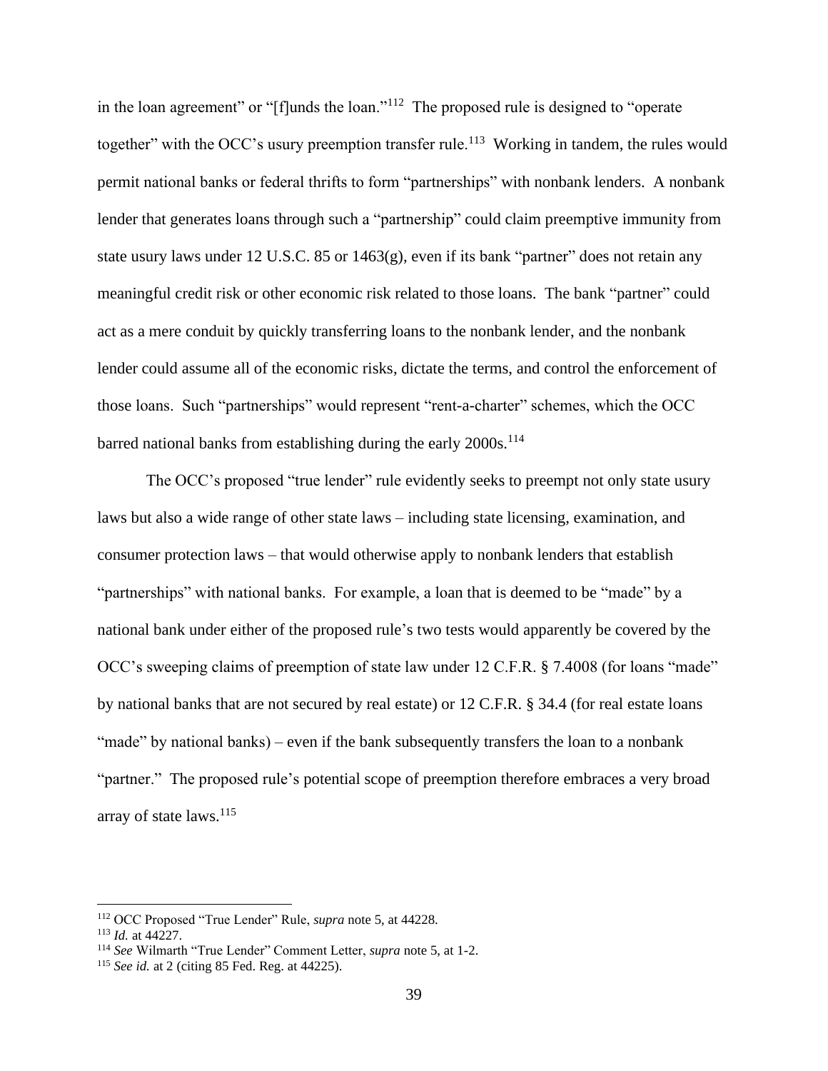in the loan agreement" or "[f]unds the loan."[112] The proposed rule is designed to "operate together" with the OCC's usury preemption transfer rule.[113] Working in tandem, the rules would permit national banks or federal thrifts to form "partnerships" with nonbank lenders. A nonbank lender that generates loans through such a "partnership" could claim preemptive immunity from state usury laws under 12 U.S.C. 85 or 1463(g), even if its bank "partner" does not retain any meaningful credit risk or other economic risk related to those loans. The bank "partner" could act as a mere conduit by quickly transferring loans to the nonbank lender, and the nonbank lender could assume all of the economic risks, dictate the terms, and control the enforcement of those loans. Such "partnerships" would represent "rent-a-charter" schemes, which the OCC barred national banks from establishing during the early 2000s.[114]

The OCC's proposed "true lender" rule evidently seeks to preempt not only state usury laws but also a wide range of other state laws – including state licensing, examination, and consumer protection laws – that would otherwise apply to nonbank lenders that establish "partnerships" with national banks. For example, a loan that is deemed to be "made" by a national bank under either of the proposed rule's two tests would apparently be covered by the OCC's sweeping claims of preemption of state law under 12 C.F.R. § 7.4008 (for loans "made" by national banks that are not secured by real estate) or 12 C.F.R. § 34.4 (for real estate loans "made" by national banks) – even if the bank subsequently transfers the loan to a nonbank "partner." The proposed rule's potential scope of preemption therefore embraces a very broad array of state laws.[115]

---

[112] OCC Proposed "True Lender" Rule, *supra* note 5, at 44228.

[113] *Id.* at 44227.

[114] *See* Wilmarth "True Lender" Comment Letter, *supra* note 5, at 1-2.

[115] *See id.* at 2 (citing 85 Fed. Reg. at 44225).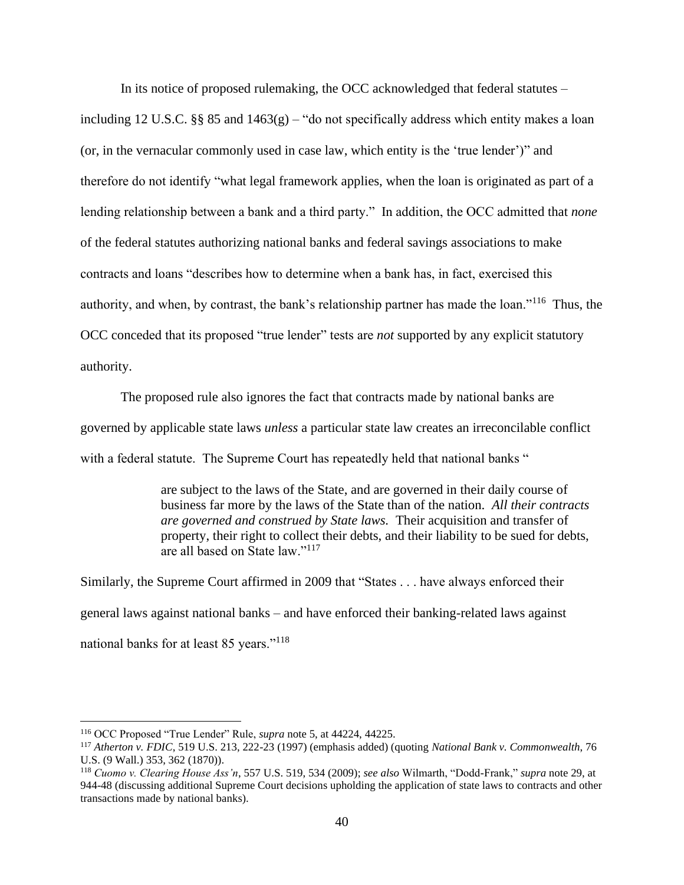In its notice of proposed rulemaking, the OCC acknowledged that federal statutes – including 12 U.S.C. §§ 85 and 1463(g) – "do not specifically address which entity makes a loan (or, in the vernacular commonly used in case law, which entity is the 'true lender')" and therefore do not identify "what legal framework applies, when the loan is originated as part of a lending relationship between a bank and a third party." In addition, the OCC admitted that *none* of the federal statutes authorizing national banks and federal savings associations to make contracts and loans "describes how to determine when a bank has, in fact, exercised this authority, and when, by contrast, the bank's relationship partner has made the loan."[116] Thus, the OCC conceded that its proposed "true lender" tests are *not* supported by any explicit statutory authority.

The proposed rule also ignores the fact that contracts made by national banks are governed by applicable state laws *unless* a particular state law creates an irreconcilable conflict with a federal statute. The Supreme Court has repeatedly held that national banks "

> are subject to the laws of the State, and are governed in their daily course of business far more by the laws of the State than of the nation. *All their contracts are governed and construed by State laws.* Their acquisition and transfer of property, their right to collect their debts, and their liability to be sued for debts, are all based on State law."[117]

Similarly, the Supreme Court affirmed in 2009 that "States . . . have always enforced their general laws against national banks – and have enforced their banking-related laws against national banks for at least 85 years."[118]

---

[116] OCC Proposed "True Lender" Rule, *supra* note 5, at 44224, 44225.

[117] *Atherton v. FDIC*, 519 U.S. 213, 222-23 (1997) (emphasis added) (quoting *National Bank v. Commonwealth*, 76 U.S. (9 Wall.) 353, 362 (1870)).

[118] *Cuomo v. Clearing House Ass'n*, 557 U.S. 519, 534 (2009); *see also* Wilmarth, "Dodd-Frank," *supra* note 29, at 944-48 (discussing additional Supreme Court decisions upholding the application of state laws to contracts and other transactions made by national banks).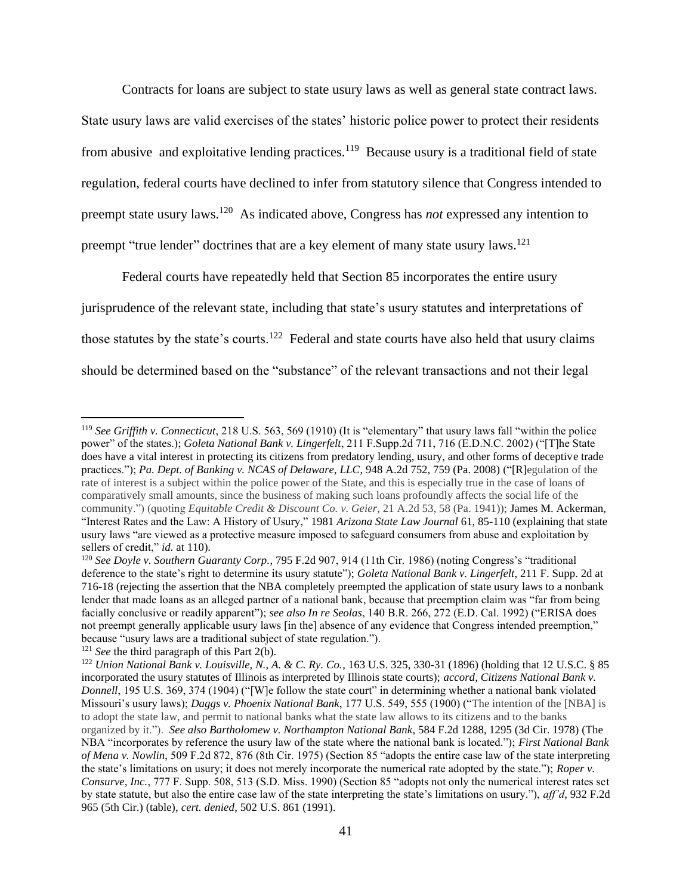Contracts for loans are subject to state usury laws as well as general state contract laws. State usury laws are valid exercises of the states' historic police power to protect their residents from abusive and exploitative lending practices.[119] Because usury is a traditional field of state regulation, federal courts have declined to infer from statutory silence that Congress intended to preempt state usury laws.[120] As indicated above, Congress has *not* expressed any intention to preempt "true lender" doctrines that are a key element of many state usury laws.[121]

Federal courts have repeatedly held that Section 85 incorporates the entire usury jurisprudence of the relevant state, including that state's usury statutes and interpretations of those statutes by the state's courts.[122] Federal and state courts have also held that usury claims should be determined based on the "substance" of the relevant transactions and not their legal

---

[119] *See Griffith v. Connecticut*, 218 U.S. 563, 569 (1910) (It is "elementary" that usury laws fall "within the police power" of the states.); *Goleta National Bank v. Lingerfelt*, 211 F.Supp.2d 711, 716 (E.D.N.C. 2002) ("[T]he State does have a vital interest in protecting its citizens from predatory lending, usury, and other forms of deceptive trade practices."); *Pa. Dept. of Banking v. NCAS of Delaware, LLC*, 948 A.2d 752, 759 (Pa. 2008) ("[R]egulation of the rate of interest is a subject within the police power of the State, and this is especially true in the case of loans of comparatively small amounts, since the business of making such loans profoundly affects the social life of the community.") (quoting *Equitable Credit & Discount Co. v. Geier*, 21 A.2d 53, 58 (Pa. 1941)); James M. Ackerman, "Interest Rates and the Law: A History of Usury," 1981 *Arizona State Law Journal* 61, 85-110 (explaining that state usury laws "are viewed as a protective measure imposed to safeguard consumers from abuse and exploitation by sellers of credit," *id.* at 110).

[120] *See Doyle v. Southern Guaranty Corp.*, 795 F.2d 907, 914 (11th Cir. 1986) (noting Congress's "traditional deference to the state's right to determine its usury statute"); *Goleta National Bank v. Lingerfelt*, 211 F. Supp. 2d at 716-18 (rejecting the assertion that the NBA completely preempted the application of state usury laws to a nonbank lender that made loans as an alleged partner of a national bank, because that preemption claim was "far from being facially conclusive or readily apparent"); *see also In re Seolas*, 140 B.R. 266, 272 (E.D. Cal. 1992) ("ERISA does not preempt generally applicable usury laws [in the] absence of any evidence that Congress intended preemption," because "usury laws are a traditional subject of state regulation.").

[121] *See* the third paragraph of this Part 2(b).

[122] *Union National Bank v. Louisville, N., A. & C. Ry. Co.*, 163 U.S. 325, 330-31 (1896) (holding that 12 U.S.C. § 85 incorporated the usury statutes of Illinois as interpreted by Illinois state courts); *accord*, *Citizens National Bank v. Donnell*, 195 U.S. 369, 374 (1904) ("[W]e follow the state court" in determining whether a national bank violated Missouri's usury laws); *Daggs v. Phoenix National Bank*, 177 U.S. 549, 555 (1900) ("The intention of the [NBA] is to adopt the state law, and permit to national banks what the state law allows to its citizens and to the banks organized by it."). *See also Bartholomew v. Northampton National Bank*, 584 F.2d 1288, 1295 (3d Cir. 1978) (The NBA "incorporates by reference the usury law of the state where the national bank is located."); *First National Bank of Mena v. Nowlin*, 509 F.2d 872, 876 (8th Cir. 1975) (Section 85 "adopts the entire case law of the state interpreting the state's limitations on usury; it does not merely incorporate the numerical rate adopted by the state."); *Roper v. Consurve, Inc.*, 777 F. Supp. 508, 513 (S.D. Miss. 1990) (Section 85 "adopts not only the numerical interest rates set by state statute, but also the entire case law of the state interpreting the state's limitations on usury."), *aff'd*, 932 F.2d 965 (5th Cir.) (table), *cert. denied*, 502 U.S. 861 (1991).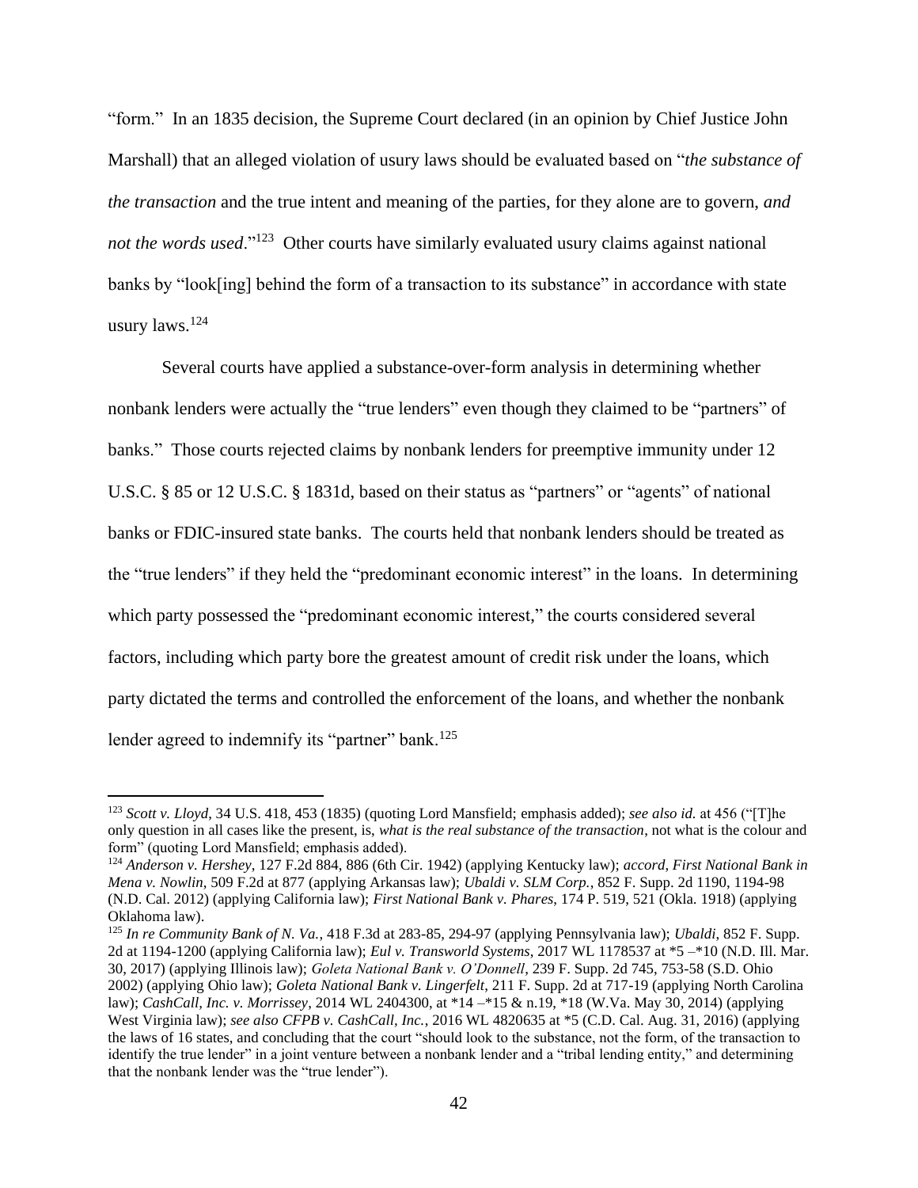"form." In an 1835 decision, the Supreme Court declared (in an opinion by Chief Justice John Marshall) that an alleged violation of usury laws should be evaluated based on "*the substance of the transaction* and the true intent and meaning of the parties, for they alone are to govern, *and not the words used*."[123] Other courts have similarly evaluated usury claims against national banks by "look[ing] behind the form of a transaction to its substance" in accordance with state usury laws.[124]

Several courts have applied a substance-over-form analysis in determining whether nonbank lenders were actually the "true lenders" even though they claimed to be "partners" of banks." Those courts rejected claims by nonbank lenders for preemptive immunity under 12 U.S.C. § 85 or 12 U.S.C. § 1831d, based on their status as "partners" or "agents" of national banks or FDIC-insured state banks. The courts held that nonbank lenders should be treated as the "true lenders" if they held the "predominant economic interest" in the loans. In determining which party possessed the "predominant economic interest," the courts considered several factors, including which party bore the greatest amount of credit risk under the loans, which party dictated the terms and controlled the enforcement of the loans, and whether the nonbank lender agreed to indemnify its "partner" bank.[125]

---

[123] *Scott v. Lloyd*, 34 U.S. 418, 453 (1835) (quoting Lord Mansfield; emphasis added); *see also id.* at 456 ("[T]he only question in all cases like the present, is, *what is the real substance of the transaction*, not what is the colour and form" (quoting Lord Mansfield; emphasis added).

[124] *Anderson v. Hershey*, 127 F.2d 884, 886 (6th Cir. 1942) (applying Kentucky law); *accord*, *First National Bank in Mena v. Nowlin*, 509 F.2d at 877 (applying Arkansas law); *Ubaldi v. SLM Corp.*, 852 F. Supp. 2d 1190, 1194-98 (N.D. Cal. 2012) (applying California law); *First National Bank v. Phares*, 174 P. 519, 521 (Okla. 1918) (applying Oklahoma law).

[125] *In re Community Bank of N. Va.*, 418 F.3d at 283-85, 294-97 (applying Pennsylvania law); *Ubaldi*, 852 F. Supp. 2d at 1194-1200 (applying California law); *Eul v. Transworld Systems*, 2017 WL 1178537 at *5 –*10 (N.D. Ill. Mar. 30, 2017) (applying Illinois law); *Goleta National Bank v. O'Donnell*, 239 F. Supp. 2d 745, 753-58 (S.D. Ohio 2002) (applying Ohio law); *Goleta National Bank v. Lingerfelt*, 211 F. Supp. 2d at 717-19 (applying North Carolina law); *CashCall, Inc. v. Morrissey*, 2014 WL 2404300, at *14 –*15 & n.19, *18 (W.Va. May 30, 2014) (applying West Virginia law); *see also CFPB v. CashCall, Inc.*, 2016 WL 4820635 at *5 (C.D. Cal. Aug. 31, 2016) (applying the laws of 16 states, and concluding that the court "should look to the substance, not the form, of the transaction to identify the true lender" in a joint venture between a nonbank lender and a "tribal lending entity," and determining that the nonbank lender was the "true lender").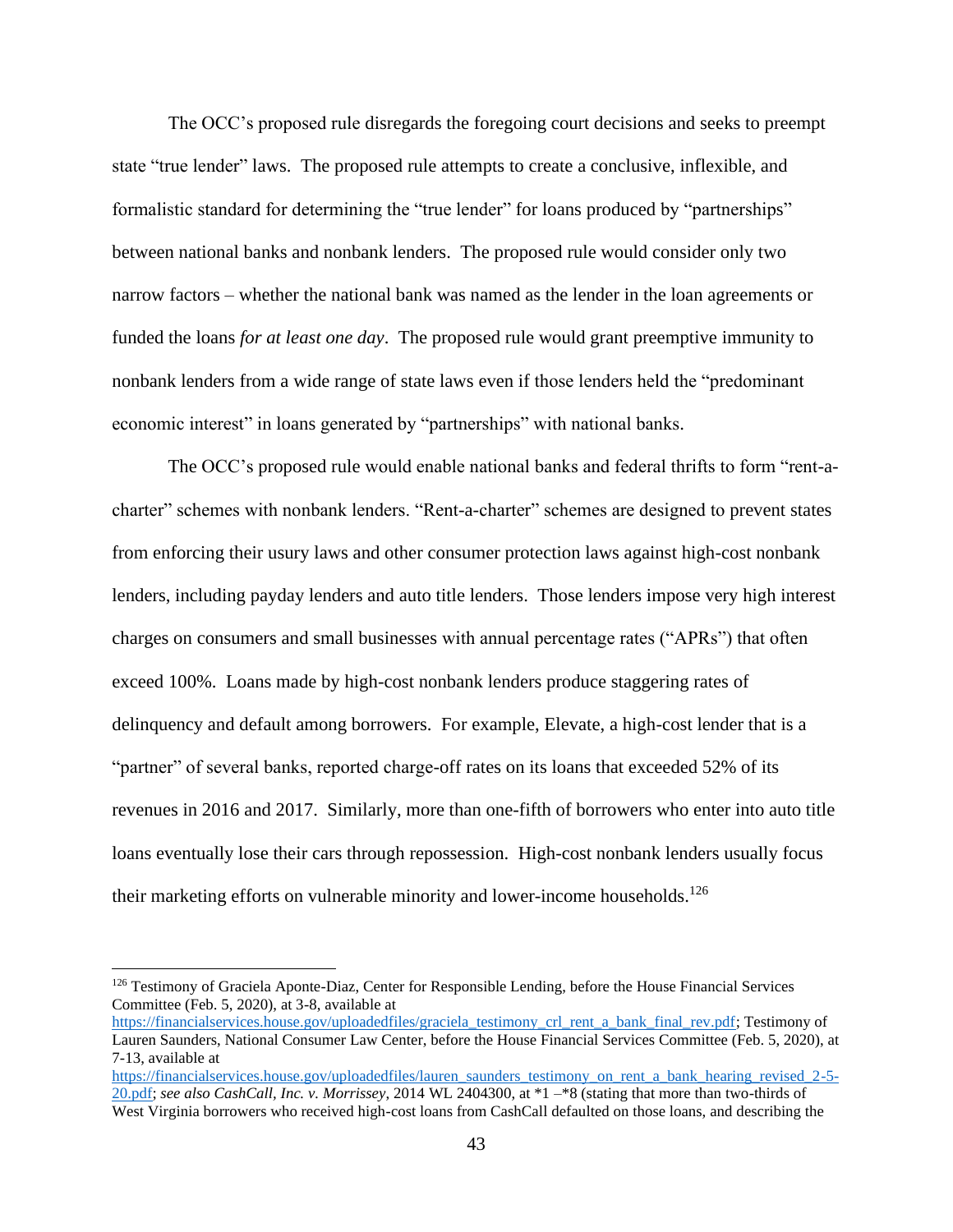The OCC's proposed rule disregards the foregoing court decisions and seeks to preempt state "true lender" laws. The proposed rule attempts to create a conclusive, inflexible, and formalistic standard for determining the "true lender" for loans produced by "partnerships" between national banks and nonbank lenders. The proposed rule would consider only two narrow factors – whether the national bank was named as the lender in the loan agreements or funded the loans *for at least one day*. The proposed rule would grant preemptive immunity to nonbank lenders from a wide range of state laws even if those lenders held the "predominant economic interest" in loans generated by "partnerships" with national banks.

The OCC's proposed rule would enable national banks and federal thrifts to form "rent-a-charter" schemes with nonbank lenders. "Rent-a-charter" schemes are designed to prevent states from enforcing their usury laws and other consumer protection laws against high-cost nonbank lenders, including payday lenders and auto title lenders. Those lenders impose very high interest charges on consumers and small businesses with annual percentage rates ("APRs") that often exceed 100%. Loans made by high-cost nonbank lenders produce staggering rates of delinquency and default among borrowers. For example, Elevate, a high-cost lender that is a "partner" of several banks, reported charge-off rates on its loans that exceeded 52% of its revenues in 2016 and 2017. Similarly, more than one-fifth of borrowers who enter into auto title loans eventually lose their cars through repossession. High-cost nonbank lenders usually focus their marketing efforts on vulnerable minority and lower-income households.[126]

---

[126] Testimony of Graciela Aponte-Diaz, Center for Responsible Lending, before the House Financial Services Committee (Feb. 5, 2020), at 3-8, available at https://financialservices.house.gov/uploadedfiles/graciela_testimony_crl_rent_a_bank_final_rev.pdf; Testimony of Lauren Saunders, National Consumer Law Center, before the House Financial Services Committee (Feb. 5, 2020), at 7-13, available at https://financialservices.house.gov/uploadedfiles/lauren_saunders_testimony_on_rent_a_bank_hearing_revised_2-5-20.pdf; *see also CashCall, Inc. v. Morrissey*, 2014 WL 2404300, at *1 –*8 (stating that more than two-thirds of West Virginia borrowers who received high-cost loans from CashCall defaulted on those loans, and describing the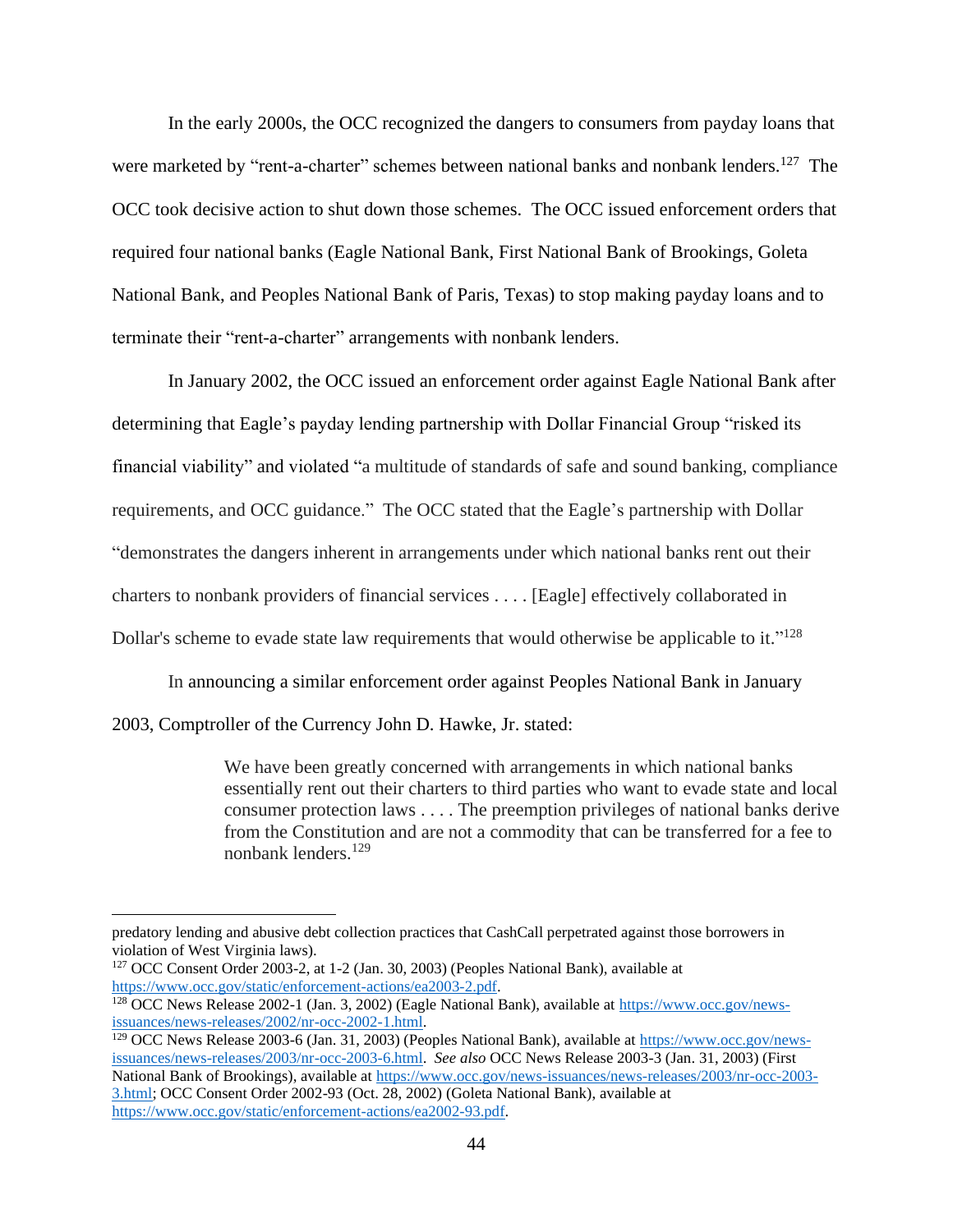In the early 2000s, the OCC recognized the dangers to consumers from payday loans that were marketed by "rent-a-charter" schemes between national banks and nonbank lenders.[127] The OCC took decisive action to shut down those schemes. The OCC issued enforcement orders that required four national banks (Eagle National Bank, First National Bank of Brookings, Goleta National Bank, and Peoples National Bank of Paris, Texas) to stop making payday loans and to terminate their "rent-a-charter" arrangements with nonbank lenders.

In January 2002, the OCC issued an enforcement order against Eagle National Bank after determining that Eagle's payday lending partnership with Dollar Financial Group "risked its financial viability" and violated "a multitude of standards of safe and sound banking, compliance requirements, and OCC guidance." The OCC stated that the Eagle's partnership with Dollar "demonstrates the dangers inherent in arrangements under which national banks rent out their charters to nonbank providers of financial services . . . . [Eagle] effectively collaborated in Dollar's scheme to evade state law requirements that would otherwise be applicable to it."[128]

In announcing a similar enforcement order against Peoples National Bank in January 2003, Comptroller of the Currency John D. Hawke, Jr. stated:

> We have been greatly concerned with arrangements in which national banks essentially rent out their charters to third parties who want to evade state and local consumer protection laws . . . . The preemption privileges of national banks derive from the Constitution and are not a commodity that can be transferred for a fee to nonbank lenders.[129]

---

predatory lending and abusive debt collection practices that CashCall perpetrated against those borrowers in violation of West Virginia laws).

[127] OCC Consent Order 2003-2, at 1-2 (Jan. 30, 2003) (Peoples National Bank), available at https://www.occ.gov/static/enforcement-actions/ea2003-2.pdf.

[128] OCC News Release 2002-1 (Jan. 3, 2002) (Eagle National Bank), available at https://www.occ.gov/news-issuances/news-releases/2002/nr-occ-2002-1.html.

[129] OCC News Release 2003-6 (Jan. 31, 2003) (Peoples National Bank), available at https://www.occ.gov/news-issuances/news-releases/2003/nr-occ-2003-6.html. *See also* OCC News Release 2003-3 (Jan. 31, 2003) (First National Bank of Brookings), available at https://www.occ.gov/news-issuances/news-releases/2003/nr-occ-2003-3.html; OCC Consent Order 2002-93 (Oct. 28, 2002) (Goleta National Bank), available at https://www.occ.gov/static/enforcement-actions/ea2002-93.pdf.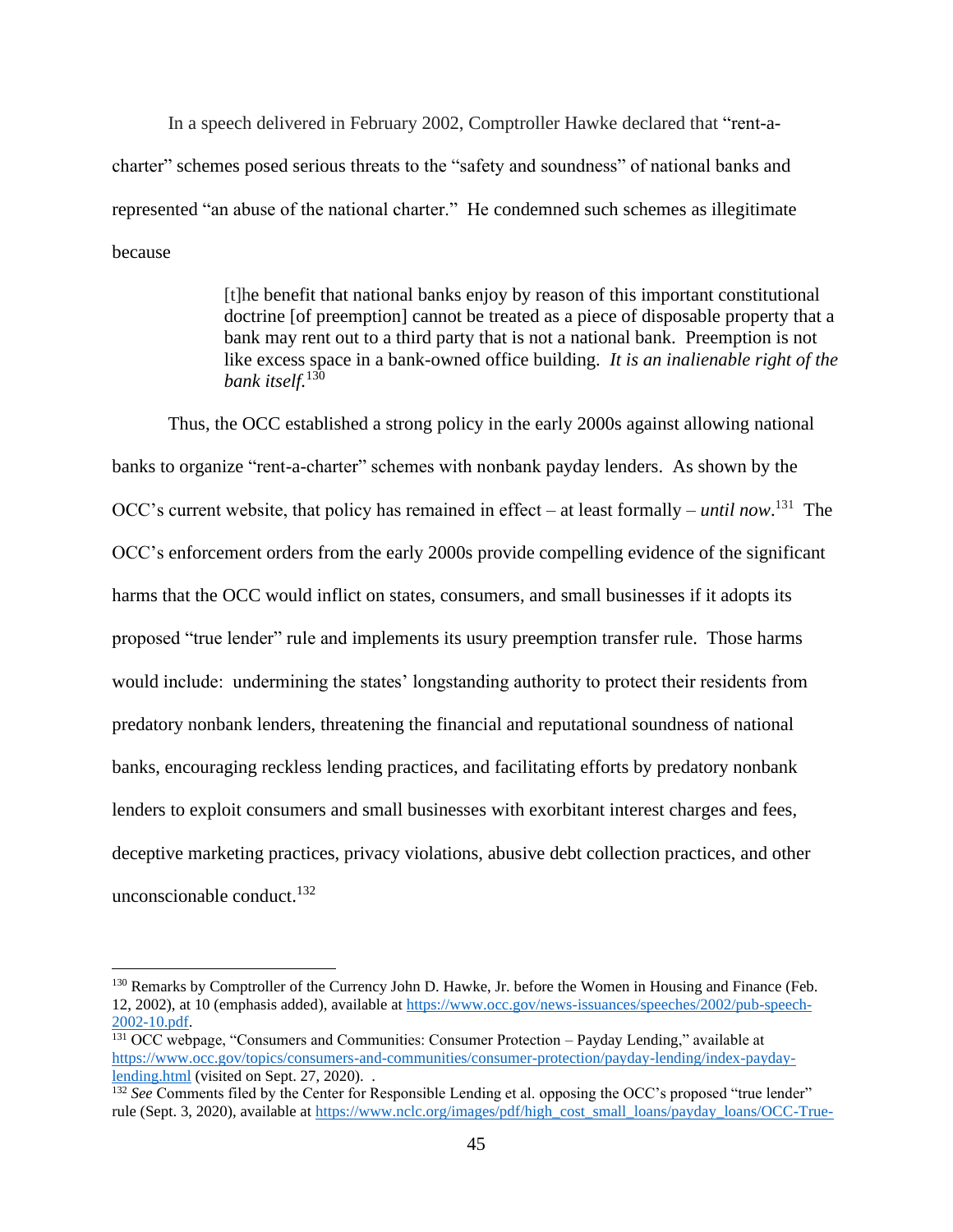In a speech delivered in February 2002, Comptroller Hawke declared that "rent-a-charter" schemes posed serious threats to the "safety and soundness" of national banks and represented "an abuse of the national charter." He condemned such schemes as illegitimate because

> [t]he benefit that national banks enjoy by reason of this important constitutional doctrine [of preemption] cannot be treated as a piece of disposable property that a bank may rent out to a third party that is not a national bank. Preemption is not like excess space in a bank-owned office building. *It is an inalienable right of the bank itself.*[130]

Thus, the OCC established a strong policy in the early 2000s against allowing national banks to organize "rent-a-charter" schemes with nonbank payday lenders. As shown by the OCC's current website, that policy has remained in effect – at least formally – *until now*.[131] The OCC's enforcement orders from the early 2000s provide compelling evidence of the significant harms that the OCC would inflict on states, consumers, and small businesses if it adopts its proposed "true lender" rule and implements its usury preemption transfer rule. Those harms would include: undermining the states' longstanding authority to protect their residents from predatory nonbank lenders, threatening the financial and reputational soundness of national banks, encouraging reckless lending practices, and facilitating efforts by predatory nonbank lenders to exploit consumers and small businesses with exorbitant interest charges and fees, deceptive marketing practices, privacy violations, abusive debt collection practices, and other unconscionable conduct.[132]

---

[130] Remarks by Comptroller of the Currency John D. Hawke, Jr. before the Women in Housing and Finance (Feb. 12, 2002), at 10 (emphasis added), available at https://www.occ.gov/news-issuances/speeches/2002/pub-speech-2002-10.pdf.

[131] OCC webpage, "Consumers and Communities: Consumer Protection – Payday Lending," available at https://www.occ.gov/topics/consumers-and-communities/consumer-protection/payday-lending/index-payday-lending.html (visited on Sept. 27, 2020). .

[132] *See* Comments filed by the Center for Responsible Lending et al. opposing the OCC's proposed "true lender" rule (Sept. 3, 2020), available at https://www.nclc.org/images/pdf/high_cost_small_loans/payday_loans/OCC-True-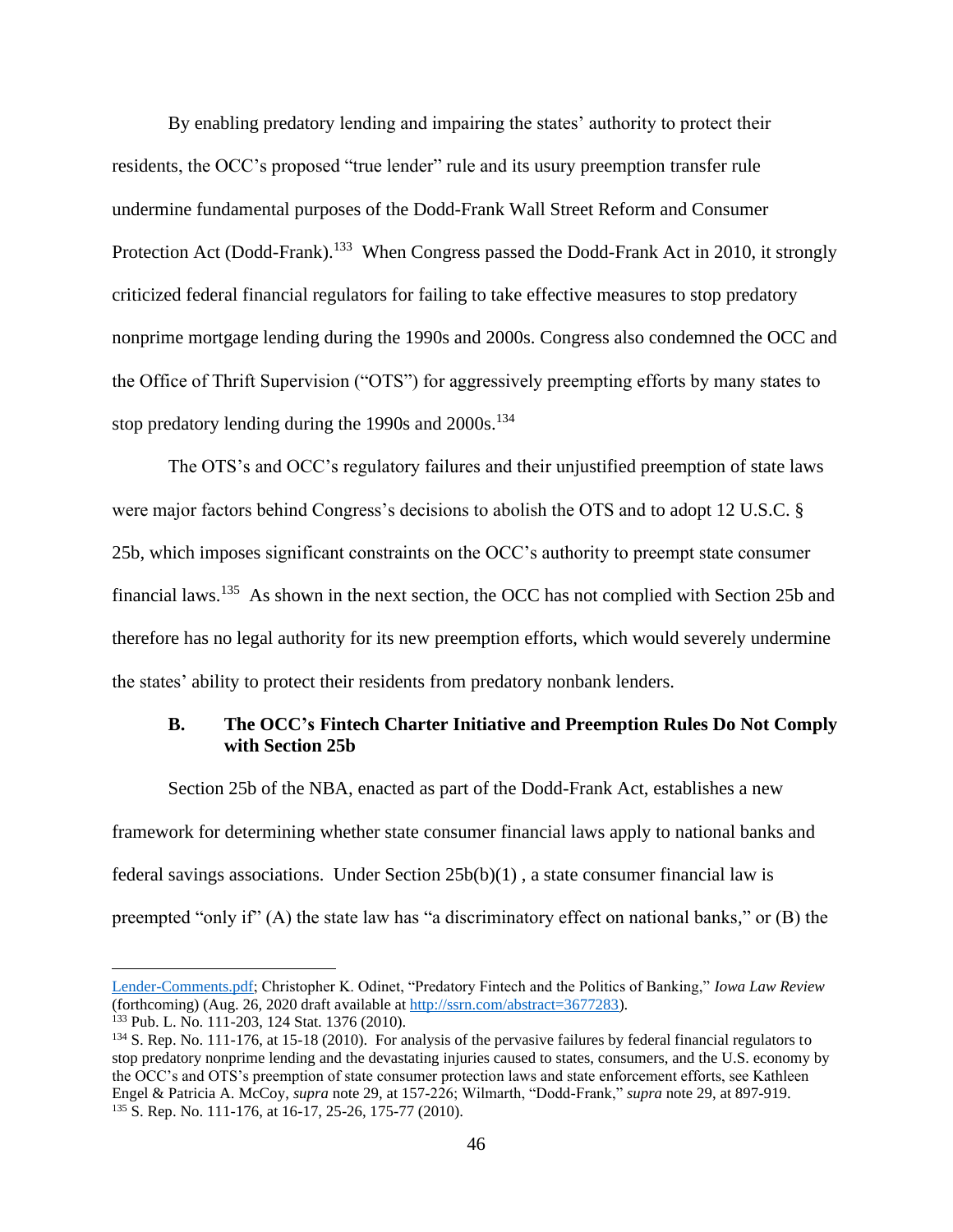By enabling predatory lending and impairing the states' authority to protect their residents, the OCC's proposed "true lender" rule and its usury preemption transfer rule undermine fundamental purposes of the Dodd-Frank Wall Street Reform and Consumer Protection Act (Dodd-Frank).[133] When Congress passed the Dodd-Frank Act in 2010, it strongly criticized federal financial regulators for failing to take effective measures to stop predatory nonprime mortgage lending during the 1990s and 2000s. Congress also condemned the OCC and the Office of Thrift Supervision ("OTS") for aggressively preempting efforts by many states to stop predatory lending during the 1990s and 2000s.[134]

The OTS's and OCC's regulatory failures and their unjustified preemption of state laws were major factors behind Congress's decisions to abolish the OTS and to adopt 12 U.S.C. § 25b, which imposes significant constraints on the OCC's authority to preempt state consumer financial laws.[135] As shown in the next section, the OCC has not complied with Section 25b and therefore has no legal authority for its new preemption efforts, which would severely undermine the states' ability to protect their residents from predatory nonbank lenders.

### B. The OCC's Fintech Charter Initiative and Preemption Rules Do Not Comply with Section 25b

Section 25b of the NBA, enacted as part of the Dodd-Frank Act, establishes a new framework for determining whether state consumer financial laws apply to national banks and federal savings associations. Under Section 25b(b)(1) , a state consumer financial law is preempted "only if" (A) the state law has "a discriminatory effect on national banks," or (B) the

---

[Lender-Comments.pdf](Lender-Comments.pdf); Christopher K. Odinet, "Predatory Fintech and the Politics of Banking," *Iowa Law Review* (forthcoming) (Aug. 26, 2020 draft available at [http://ssrn.com/abstract=3677283](http://ssrn.com/abstract=3677283)).

[133] Pub. L. No. 111-203, 124 Stat. 1376 (2010).

[134] S. Rep. No. 111-176, at 15-18 (2010). For analysis of the pervasive failures by federal financial regulators to stop predatory nonprime lending and the devastating injuries caused to states, consumers, and the U.S. economy by the OCC's and OTS's preemption of state consumer protection laws and state enforcement efforts, see Kathleen Engel & Patricia A. McCoy, *supra* note 29, at 157-226; Wilmarth, "Dodd-Frank," *supra* note 29, at 897-919.

[135] S. Rep. No. 111-176, at 16-17, 25-26, 175-77 (2010).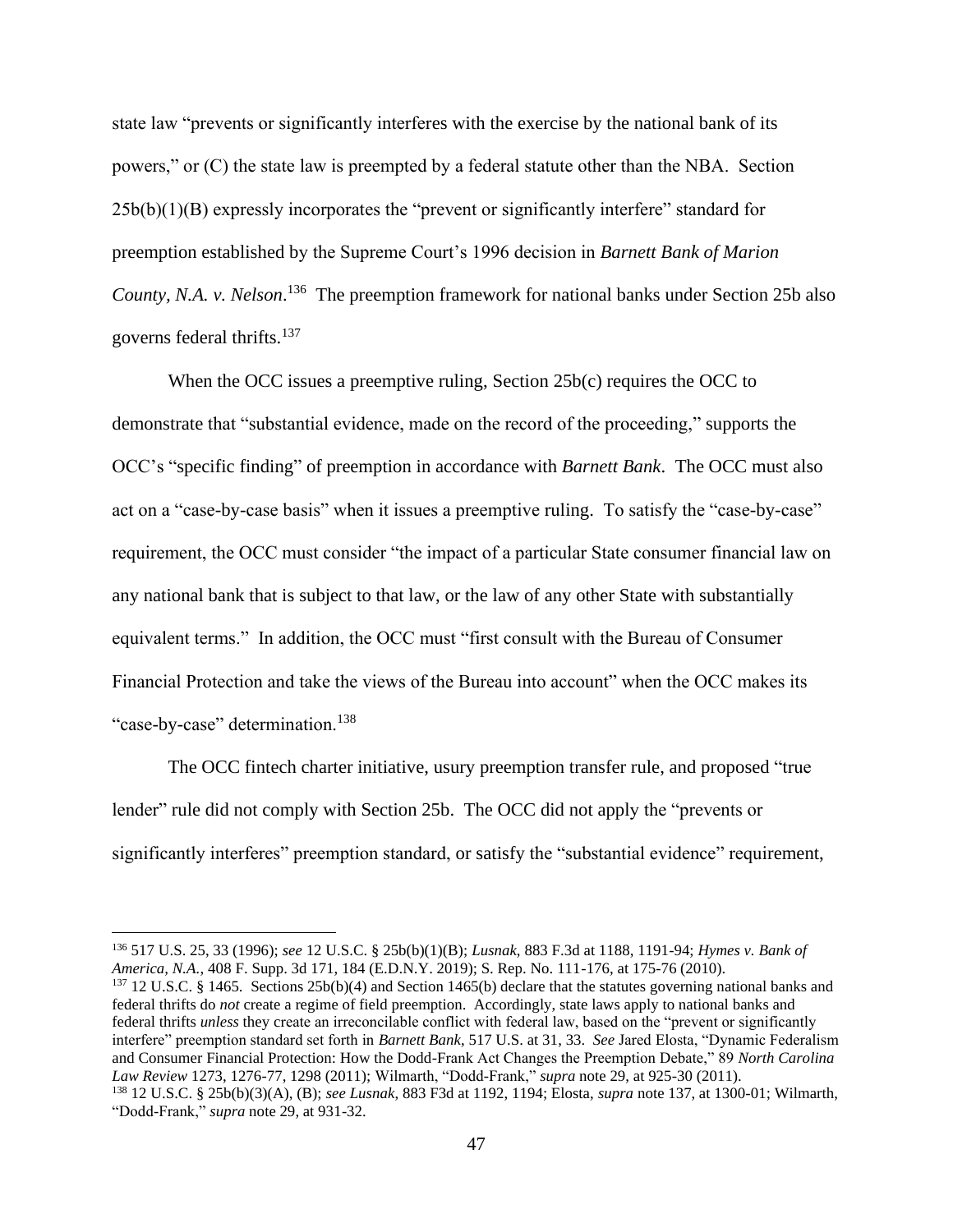state law "prevents or significantly interferes with the exercise by the national bank of its powers," or (C) the state law is preempted by a federal statute other than the NBA. Section 25b(b)(1)(B) expressly incorporates the "prevent or significantly interfere" standard for preemption established by the Supreme Court's 1996 decision in *Barnett Bank of Marion County, N.A. v. Nelson*.[136] The preemption framework for national banks under Section 25b also governs federal thrifts.[137]

When the OCC issues a preemptive ruling, Section 25b(c) requires the OCC to demonstrate that "substantial evidence, made on the record of the proceeding," supports the OCC's "specific finding" of preemption in accordance with *Barnett Bank*. The OCC must also act on a "case-by-case basis" when it issues a preemptive ruling. To satisfy the "case-by-case" requirement, the OCC must consider "the impact of a particular State consumer financial law on any national bank that is subject to that law, or the law of any other State with substantially equivalent terms." In addition, the OCC must "first consult with the Bureau of Consumer Financial Protection and take the views of the Bureau into account" when the OCC makes its "case-by-case" determination.[138]

The OCC fintech charter initiative, usury preemption transfer rule, and proposed "true lender" rule did not comply with Section 25b. The OCC did not apply the "prevents or significantly interferes" preemption standard, or satisfy the "substantial evidence" requirement,

---

[136] 517 U.S. 25, 33 (1996); *see* 12 U.S.C. § 25b(b)(1)(B); *Lusnak*, 883 F.3d at 1188, 1191-94; *Hymes v. Bank of America, N.A.*, 408 F. Supp. 3d 171, 184 (E.D.N.Y. 2019); S. Rep. No. 111-176, at 175-76 (2010).

[137] 12 U.S.C. § 1465. Sections 25b(b)(4) and Section 1465(b) declare that the statutes governing national banks and federal thrifts do *not* create a regime of field preemption. Accordingly, state laws apply to national banks and federal thrifts *unless* they create an irreconcilable conflict with federal law, based on the "prevent or significantly interfere" preemption standard set forth in *Barnett Bank*, 517 U.S. at 31, 33. *See* Jared Elosta, "Dynamic Federalism and Consumer Financial Protection: How the Dodd-Frank Act Changes the Preemption Debate," 89 *North Carolina Law Review* 1273, 1276-77, 1298 (2011); Wilmarth, "Dodd-Frank," *supra* note 29, at 925-30 (2011).

[138] 12 U.S.C. § 25b(b)(3)(A), (B); *see Lusnak*, 883 F3d at 1192, 1194; Elosta, *supra* note 137, at 1300-01; Wilmarth, "Dodd-Frank," *supra* note 29, at 931-32.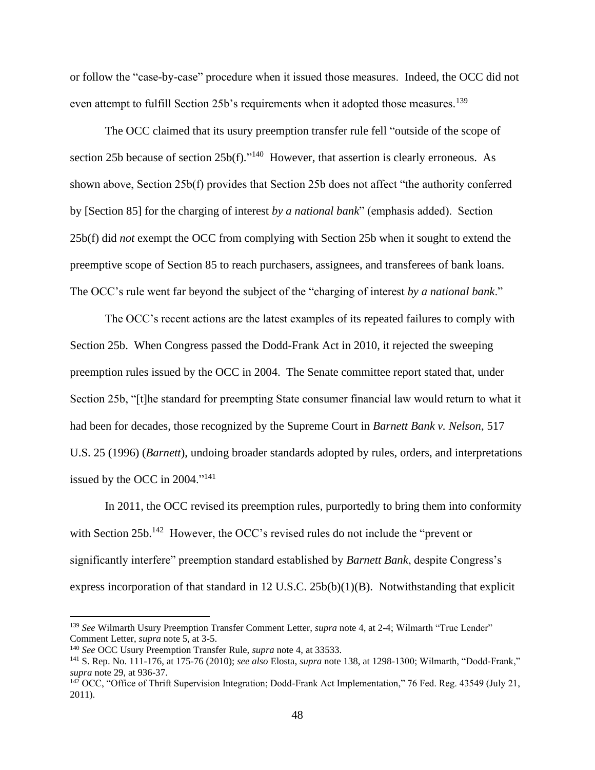or follow the "case-by-case" procedure when it issued those measures. Indeed, the OCC did not even attempt to fulfill Section 25b's requirements when it adopted those measures.[139]

The OCC claimed that its usury preemption transfer rule fell "outside of the scope of section 25b because of section 25b(f)."[140] However, that assertion is clearly erroneous. As shown above, Section 25b(f) provides that Section 25b does not affect "the authority conferred by [Section 85] for the charging of interest *by a national bank*" (emphasis added). Section 25b(f) did *not* exempt the OCC from complying with Section 25b when it sought to extend the preemptive scope of Section 85 to reach purchasers, assignees, and transferees of bank loans. The OCC's rule went far beyond the subject of the "charging of interest *by a national bank*."

The OCC's recent actions are the latest examples of its repeated failures to comply with Section 25b. When Congress passed the Dodd-Frank Act in 2010, it rejected the sweeping preemption rules issued by the OCC in 2004. The Senate committee report stated that, under Section 25b, "[t]he standard for preempting State consumer financial law would return to what it had been for decades, those recognized by the Supreme Court in *Barnett Bank v. Nelson*, 517 U.S. 25 (1996) (*Barnett*), undoing broader standards adopted by rules, orders, and interpretations issued by the OCC in 2004."[141]

In 2011, the OCC revised its preemption rules, purportedly to bring them into conformity with Section 25b.[142] However, the OCC's revised rules do not include the "prevent or significantly interfere" preemption standard established by *Barnett Bank*, despite Congress's express incorporation of that standard in 12 U.S.C. 25b(b)(1)(B). Notwithstanding that explicit

---

[139] *See* Wilmarth Usury Preemption Transfer Comment Letter, *supra* note 4, at 2-4; Wilmarth "True Lender" Comment Letter, *supra* note 5, at 3-5.

[140] *See* OCC Usury Preemption Transfer Rule, *supra* note 4, at 33533.

[141] S. Rep. No. 111-176, at 175-76 (2010); *see also* Elosta, *supra* note 138, at 1298-1300; Wilmarth, "Dodd-Frank," *supra* note 29, at 936-37.

[142] OCC, "Office of Thrift Supervision Integration; Dodd-Frank Act Implementation," 76 Fed. Reg. 43549 (July 21, 2011).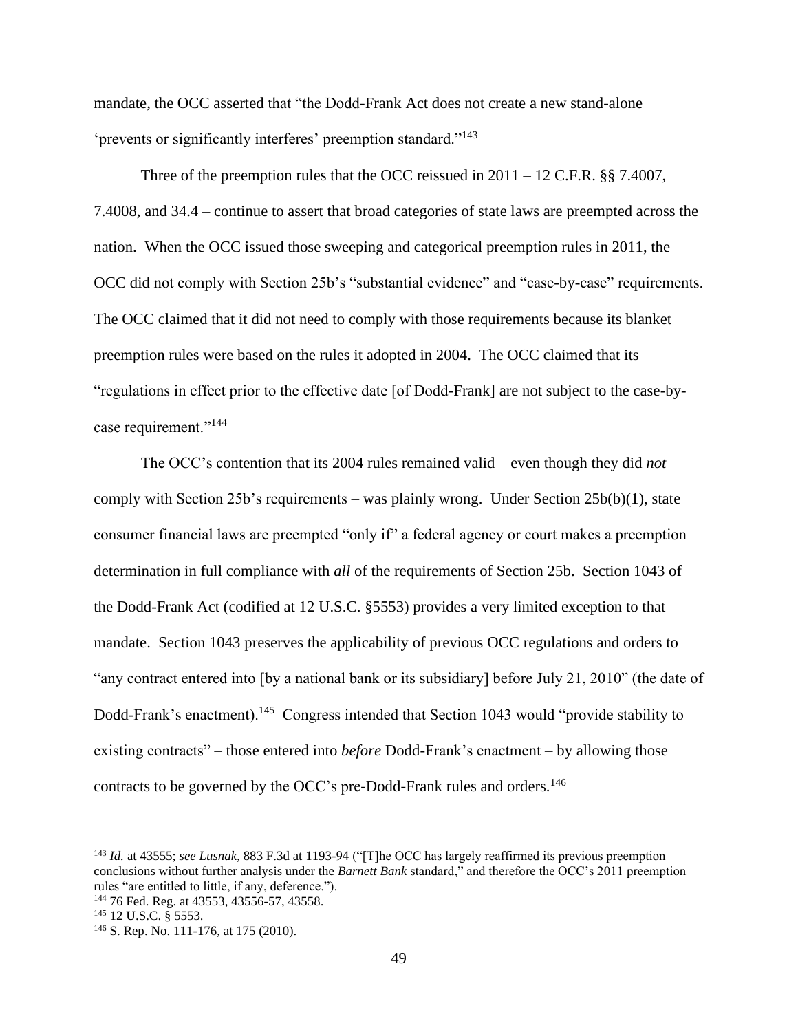mandate, the OCC asserted that "the Dodd-Frank Act does not create a new stand-alone 'prevents or significantly interferes' preemption standard."[143]

Three of the preemption rules that the OCC reissued in 2011 – 12 C.F.R. §§ 7.4007, 7.4008, and 34.4 – continue to assert that broad categories of state laws are preempted across the nation. When the OCC issued those sweeping and categorical preemption rules in 2011, the OCC did not comply with Section 25b's "substantial evidence" and "case-by-case" requirements. The OCC claimed that it did not need to comply with those requirements because its blanket preemption rules were based on the rules it adopted in 2004. The OCC claimed that its "regulations in effect prior to the effective date [of Dodd-Frank] are not subject to the case-by-case requirement."[144]

The OCC's contention that its 2004 rules remained valid – even though they did *not* comply with Section 25b's requirements – was plainly wrong. Under Section 25b(b)(1), state consumer financial laws are preempted "only if" a federal agency or court makes a preemption determination in full compliance with *all* of the requirements of Section 25b. Section 1043 of the Dodd-Frank Act (codified at 12 U.S.C. §5553) provides a very limited exception to that mandate. Section 1043 preserves the applicability of previous OCC regulations and orders to "any contract entered into [by a national bank or its subsidiary] before July 21, 2010" (the date of Dodd-Frank's enactment).[145] Congress intended that Section 1043 would "provide stability to existing contracts" – those entered into *before* Dodd-Frank's enactment – by allowing those contracts to be governed by the OCC's pre-Dodd-Frank rules and orders.[146]

---

[143] *Id.* at 43555; *see Lusnak*, 883 F.3d at 1193-94 ("[T]he OCC has largely reaffirmed its previous preemption conclusions without further analysis under the *Barnett Bank* standard," and therefore the OCC's 2011 preemption rules "are entitled to little, if any, deference.").

[144] 76 Fed. Reg. at 43553, 43556-57, 43558.

[145] 12 U.S.C. § 5553.

[146] S. Rep. No. 111-176, at 175 (2010).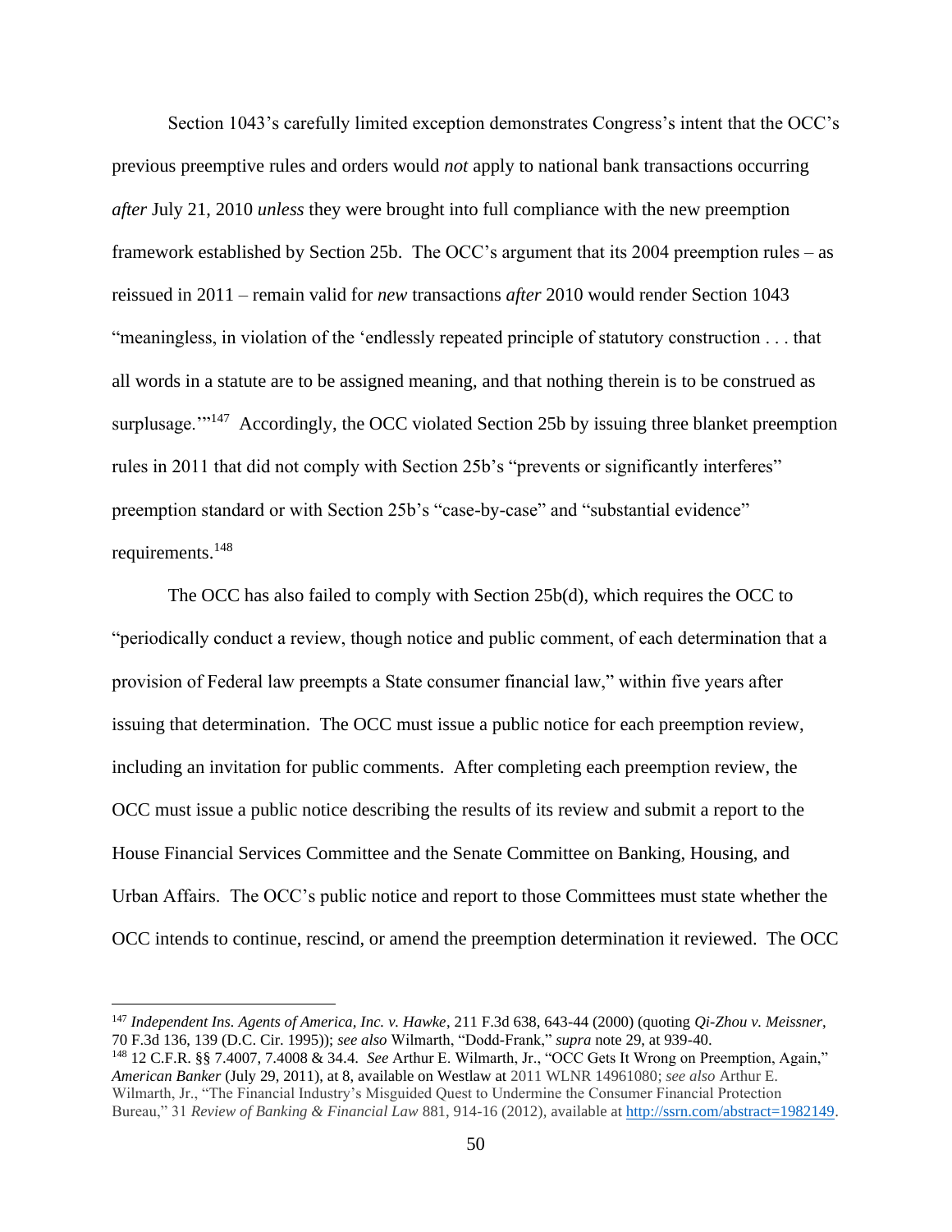Section 1043's carefully limited exception demonstrates Congress's intent that the OCC's previous preemptive rules and orders would *not* apply to national bank transactions occurring *after* July 21, 2010 *unless* they were brought into full compliance with the new preemption framework established by Section 25b. The OCC's argument that its 2004 preemption rules – as reissued in 2011 – remain valid for *new* transactions *after* 2010 would render Section 1043 "meaningless, in violation of the 'endlessly repeated principle of statutory construction . . . that all words in a statute are to be assigned meaning, and that nothing therein is to be construed as surplusage.'"[147] Accordingly, the OCC violated Section 25b by issuing three blanket preemption rules in 2011 that did not comply with Section 25b's "prevents or significantly interferes" preemption standard or with Section 25b's "case-by-case" and "substantial evidence" requirements.[148]

The OCC has also failed to comply with Section 25b(d), which requires the OCC to "periodically conduct a review, though notice and public comment, of each determination that a provision of Federal law preempts a State consumer financial law," within five years after issuing that determination. The OCC must issue a public notice for each preemption review, including an invitation for public comments. After completing each preemption review, the OCC must issue a public notice describing the results of its review and submit a report to the House Financial Services Committee and the Senate Committee on Banking, Housing, and Urban Affairs. The OCC's public notice and report to those Committees must state whether the OCC intends to continue, rescind, or amend the preemption determination it reviewed. The OCC

---

[147] *Independent Ins. Agents of America, Inc. v. Hawke*, 211 F.3d 638, 643-44 (2000) (quoting *Qi-Zhou v. Meissner*, 70 F.3d 136, 139 (D.C. Cir. 1995)); *see also* Wilmarth, "Dodd-Frank," *supra* note 29, at 939-40.

[148] 12 C.F.R. §§ 7.4007, 7.4008 & 34.4. *See* Arthur E. Wilmarth, Jr., "OCC Gets It Wrong on Preemption, Again," *American Banker* (July 29, 2011), at 8, available on Westlaw at 2011 WLNR 14961080; *see also* Arthur E. Wilmarth, Jr., "The Financial Industry's Misguided Quest to Undermine the Consumer Financial Protection Bureau," 31 *Review of Banking & Financial Law* 881, 914-16 (2012), available at http://ssrn.com/abstract=1982149.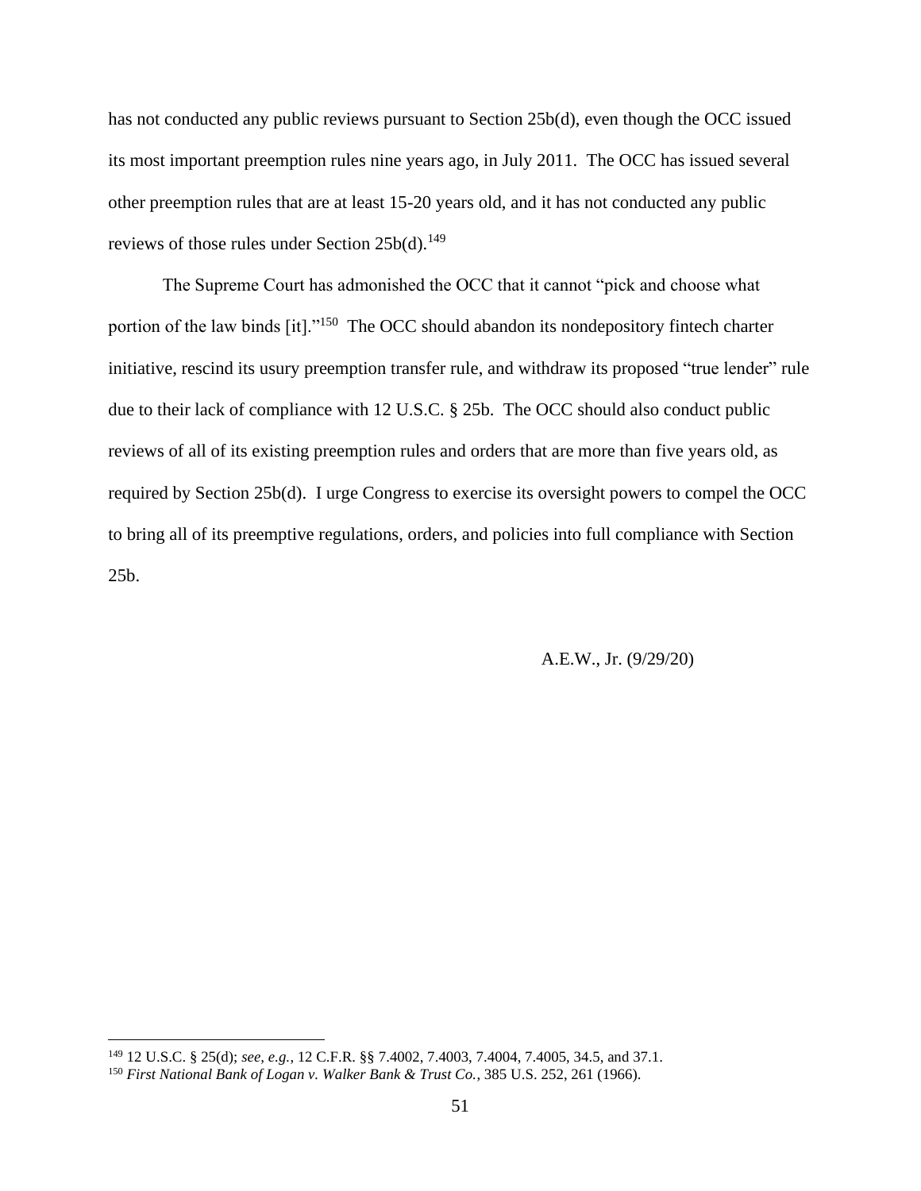has not conducted any public reviews pursuant to Section 25b(d), even though the OCC issued its most important preemption rules nine years ago, in July 2011. The OCC has issued several other preemption rules that are at least 15-20 years old, and it has not conducted any public reviews of those rules under Section 25b(d).[149]

The Supreme Court has admonished the OCC that it cannot "pick and choose what portion of the law binds [it]."[150] The OCC should abandon its nondepository fintech charter initiative, rescind its usury preemption transfer rule, and withdraw its proposed "true lender" rule due to their lack of compliance with 12 U.S.C. § 25b. The OCC should also conduct public reviews of all of its existing preemption rules and orders that are more than five years old, as required by Section 25b(d). I urge Congress to exercise its oversight powers to compel the OCC to bring all of its preemptive regulations, orders, and policies into full compliance with Section 25b.

A.E.W., Jr. (9/29/20)

---

[149] 12 U.S.C. § 25(d); *see, e.g.*, 12 C.F.R. §§ 7.4002, 7.4003, 7.4004, 7.4005, 34.5, and 37.1.

[150] *First National Bank of Logan v. Walker Bank & Trust Co.*, 385 U.S. 252, 261 (1966).